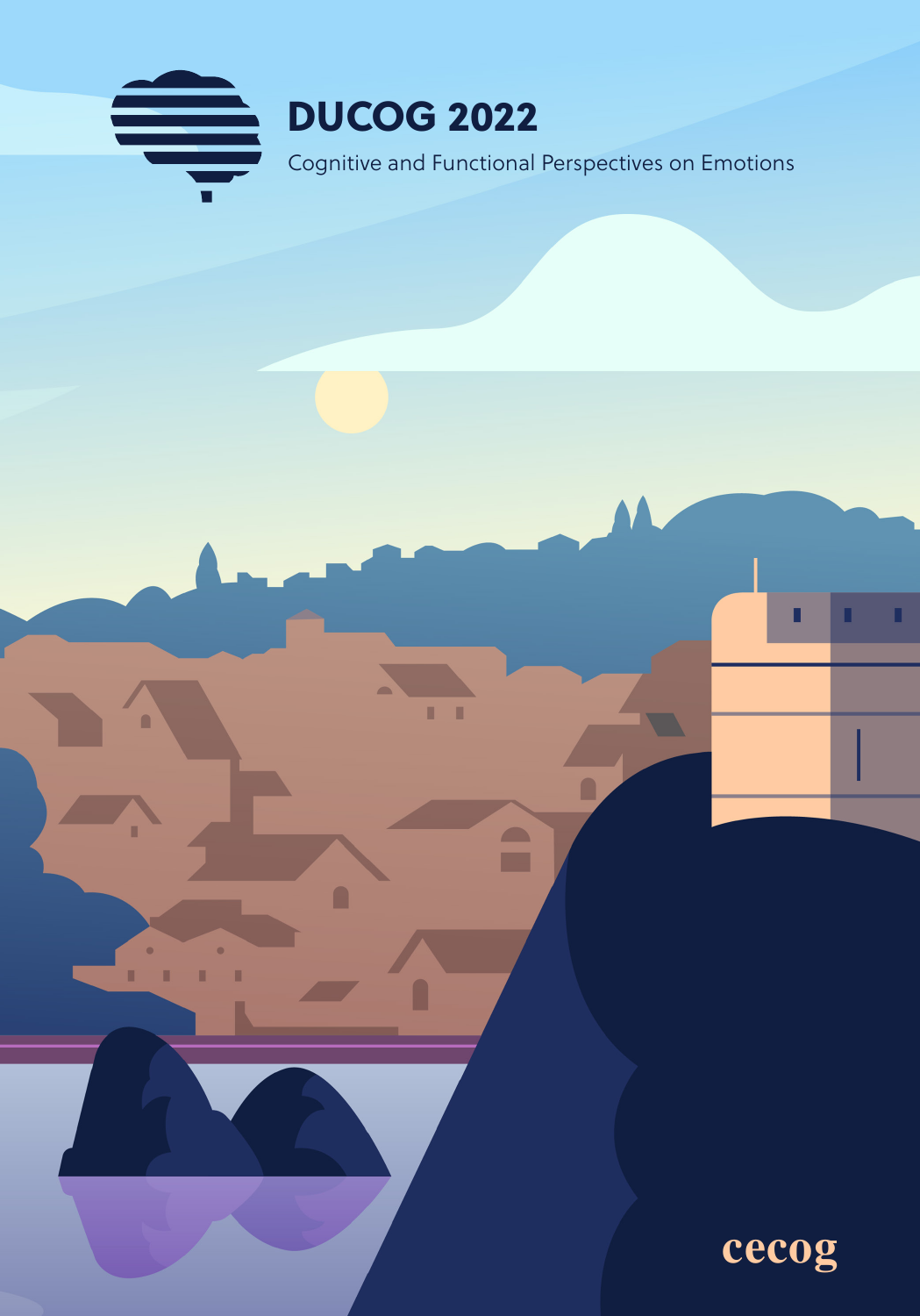# DUCOG 2022

Cognitive and Functional Perspectives on Emotions

cecog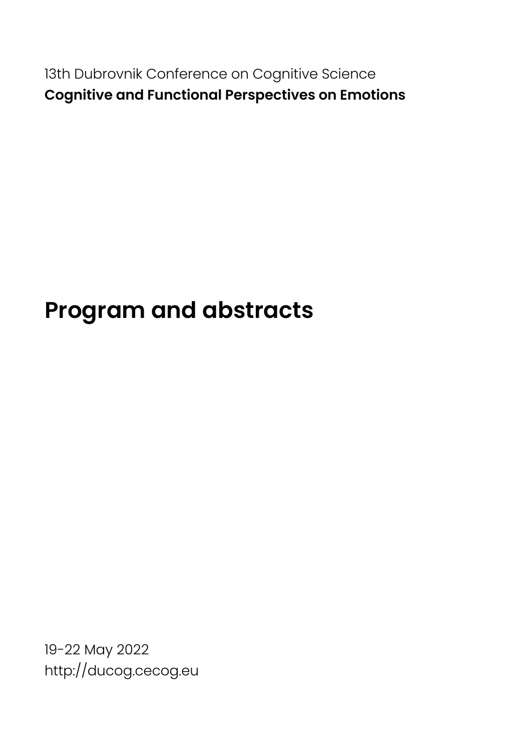13th Dubrovnik Conference on Cognitive Science

**Cognitive and Functional Perspectives on Emotions**

# Program and abstracts

19-22 May 2022

http://ducog.cecog.eu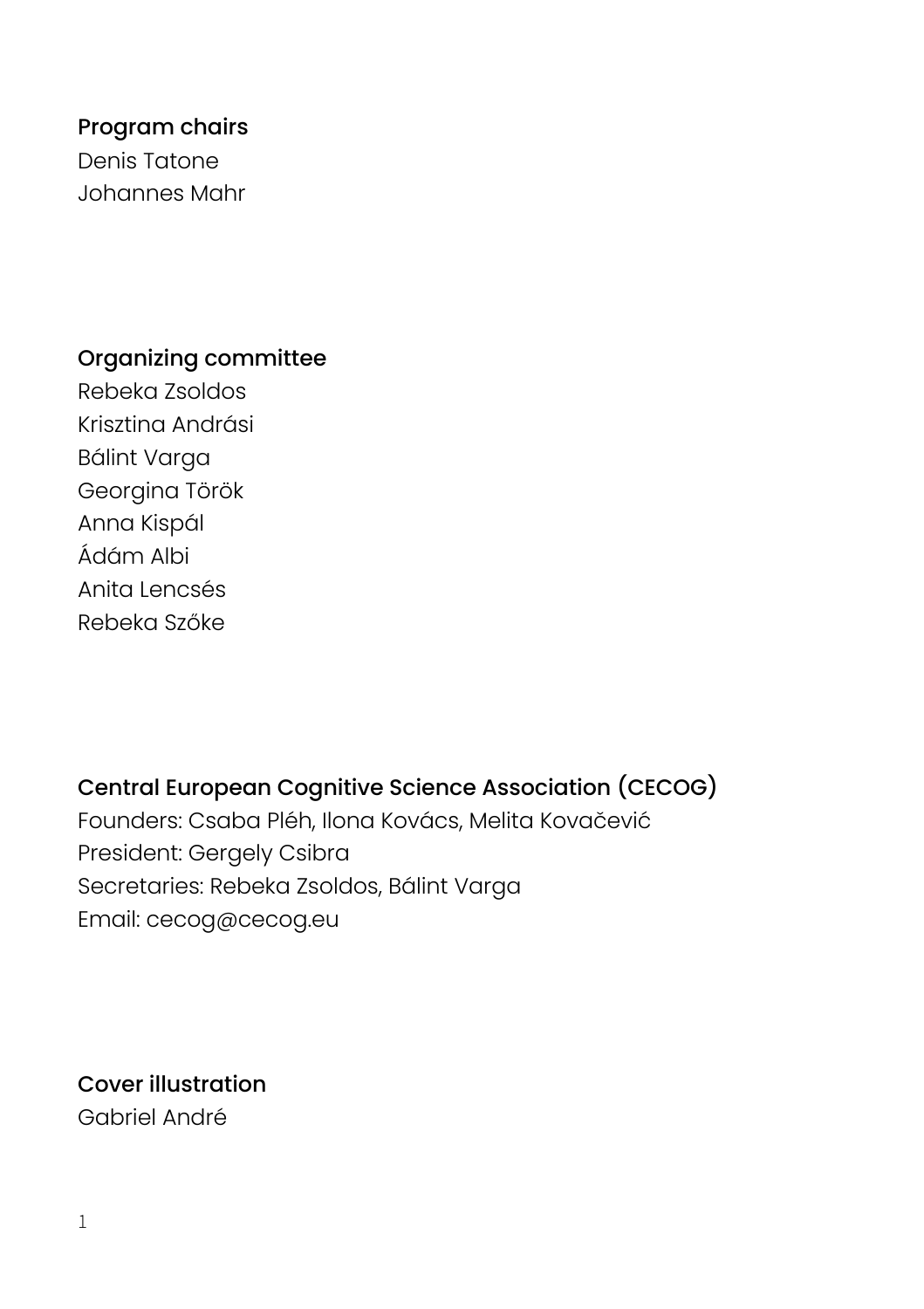**Program chairs**

Denis Tatone
Johannes Mahr

**Organizing committee**

Rebeka Zsoldos
Krisztina Andrási
Bálint Varga
Georgina Török
Anna Kispál
Ádám Albi
Anita Lencsés
Rebeka Szőke

**Central European Cognitive Science Association (CECOG)**

Founders: Csaba Pléh, Ilona Kovács, Melita Kovačević
President: Gergely Csibra
Secretaries: Rebeka Zsoldos, Bálint Varga
Email: cecog@cecog.eu

**Cover illustration**

Gabriel André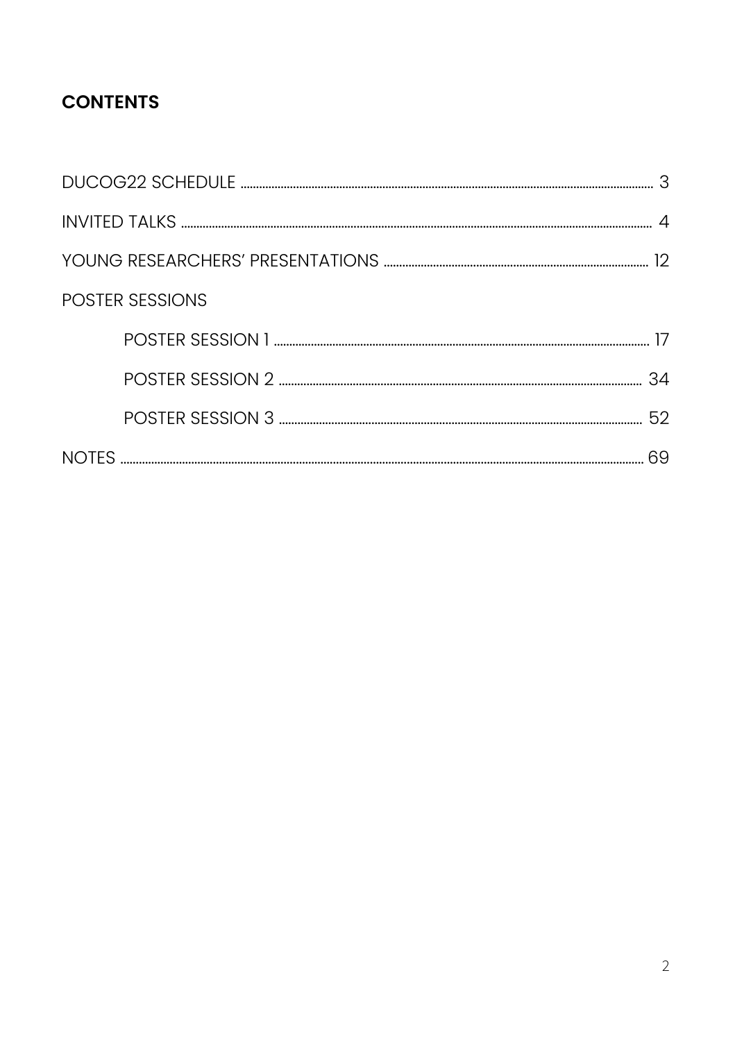# CONTENTS

- DUCOG22 SCHEDULE ........ 3
- INVITED TALKS ........ 4
- YOUNG RESEARCHERS' PRESENTATIONS ........ 12
- POSTER SESSIONS
    - POSTER SESSION 1 ........ 17
    - POSTER SESSION 2 ........ 34
    - POSTER SESSION 3 ........ 52
- NOTES ........ 69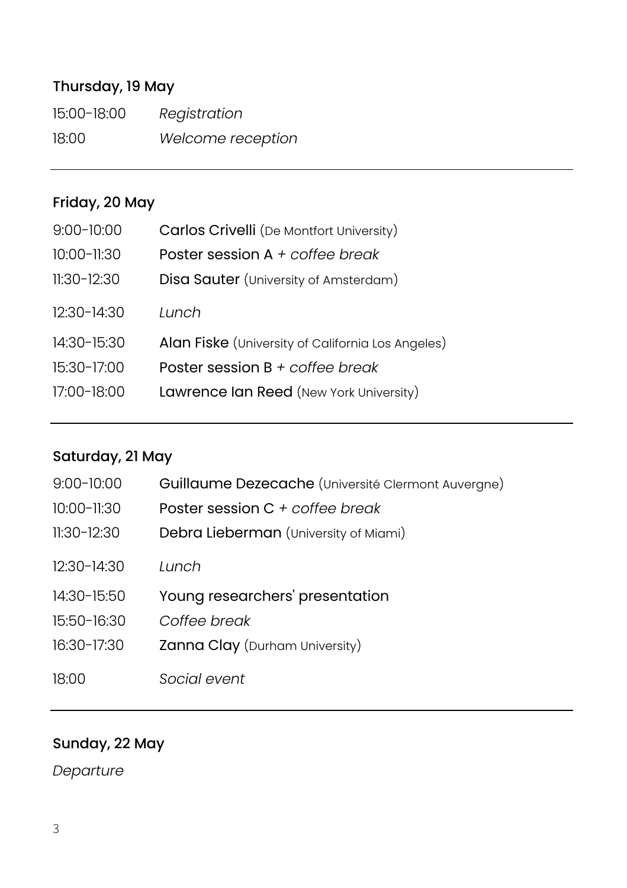## Thursday, 19 May

| | |
|---|---|
| 15:00-18:00 | *Registration* |
| 18:00 | *Welcome reception* |

---

## Friday, 20 May

| | |
|---|---|
| 9:00-10:00 | Carlos Crivelli (De Montfort University) |
| 10:00-11:30 | Poster session A + *coffee break* |
| 11:30-12:30 | Disa Sauter (University of Amsterdam) |
| 12:30-14:30 | *Lunch* |
| 14:30-15:30 | Alan Fiske (University of California Los Angeles) |
| 15:30-17:00 | Poster session B + *coffee break* |
| 17:00-18:00 | Lawrence Ian Reed (New York University) |

---

## Saturday, 21 May

| | |
|---|---|
| 9:00-10:00 | Guillaume Dezecache (Université Clermont Auvergne) |
| 10:00-11:30 | Poster session C + *coffee break* |
| 11:30-12:30 | Debra Lieberman (University of Miami) |
| 12:30-14:30 | *Lunch* |
| 14:30-15:50 | Young researchers' presentation |
| 15:50-16:30 | *Coffee break* |
| 16:30-17:30 | Zanna Clay (Durham University) |
| 18:00 | *Social event* |

---

## Sunday, 22 May

*Departure*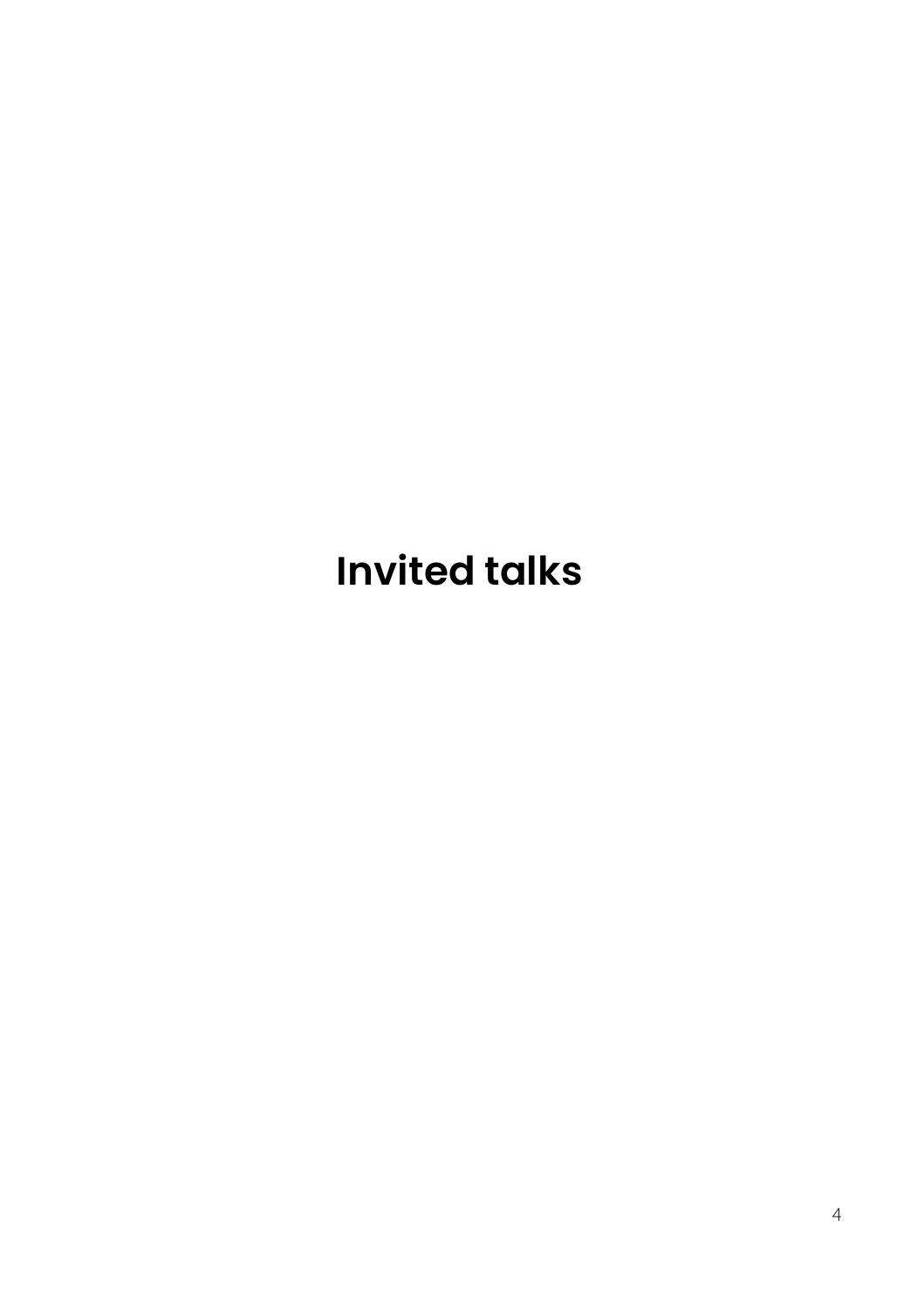# Invited talks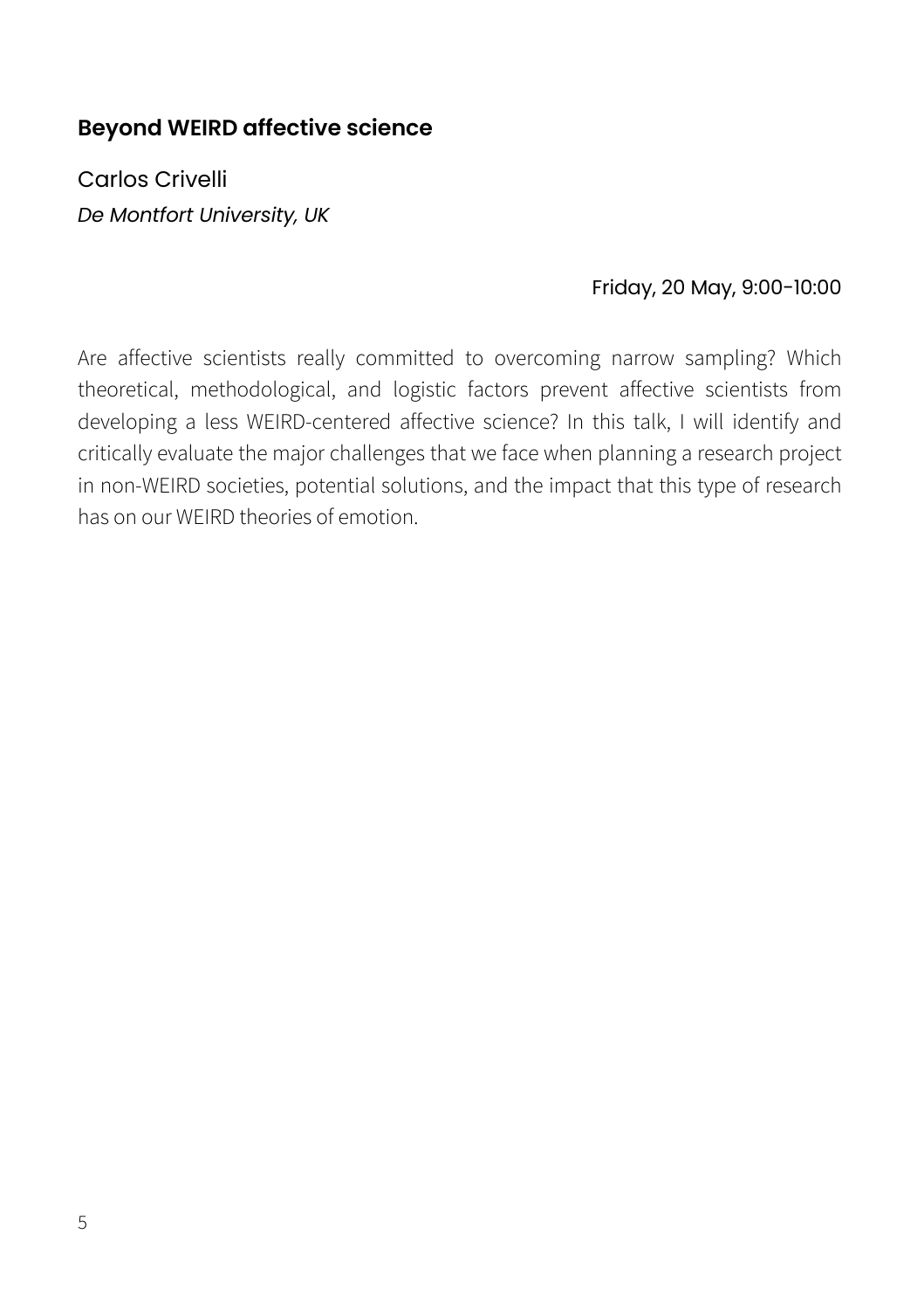## Beyond WEIRD affective science

Carlos Crivelli

*De Montfort University, UK*

Friday, 20 May, 9:00-10:00

Are affective scientists really committed to overcoming narrow sampling? Which theoretical, methodological, and logistic factors prevent affective scientists from developing a less WEIRD-centered affective science? In this talk, I will identify and critically evaluate the major challenges that we face when planning a research project in non-WEIRD societies, potential solutions, and the impact that this type of research has on our WEIRD theories of emotion.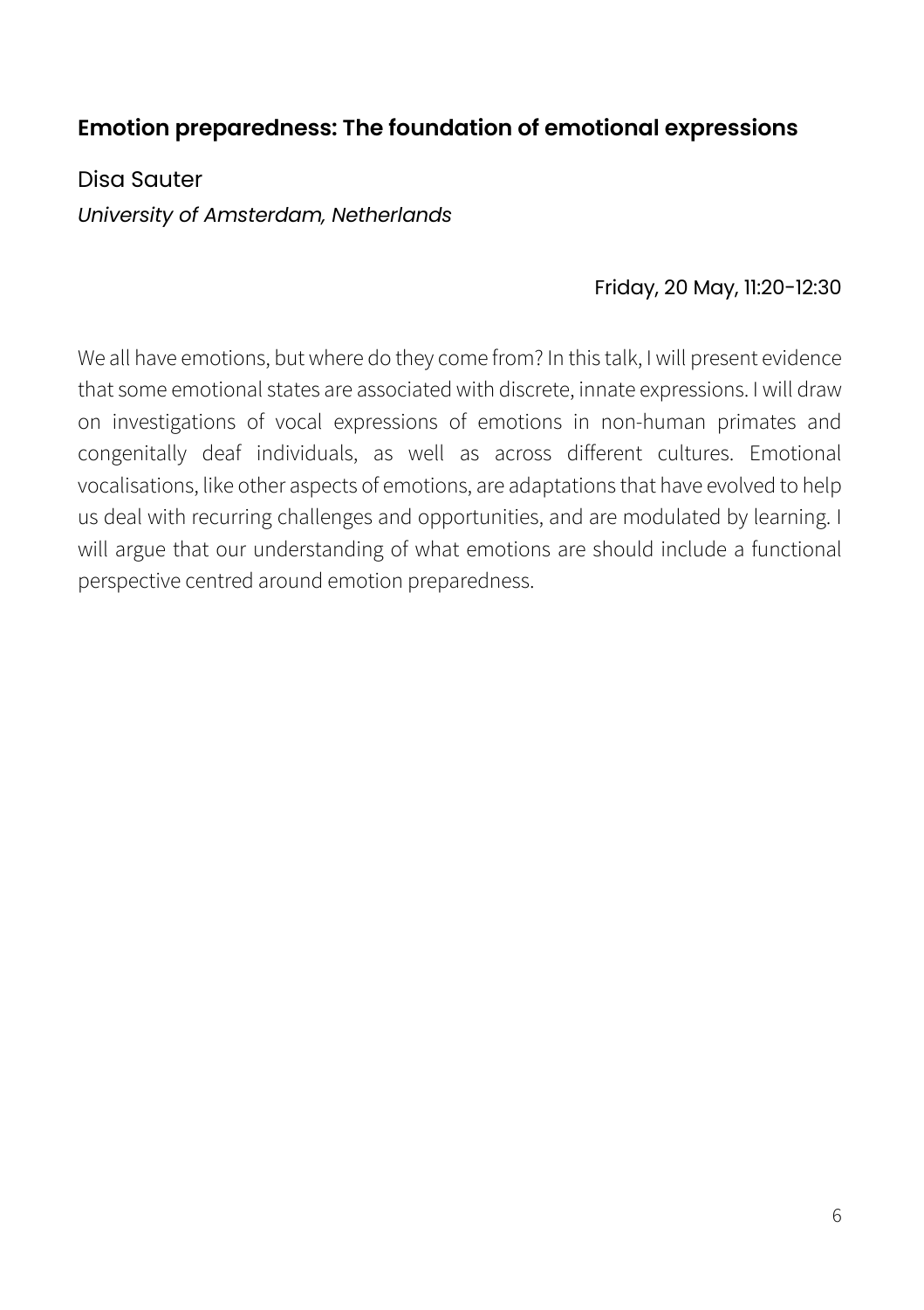## Emotion preparedness: The foundation of emotional expressions

Disa Sauter

*University of Amsterdam, Netherlands*

Friday, 20 May, 11:20-12:30

We all have emotions, but where do they come from? In this talk, I will present evidence that some emotional states are associated with discrete, innate expressions. I will draw on investigations of vocal expressions of emotions in non-human primates and congenitally deaf individuals, as well as across different cultures. Emotional vocalisations, like other aspects of emotions, are adaptations that have evolved to help us deal with recurring challenges and opportunities, and are modulated by learning. I will argue that our understanding of what emotions are should include a functional perspective centred around emotion preparedness.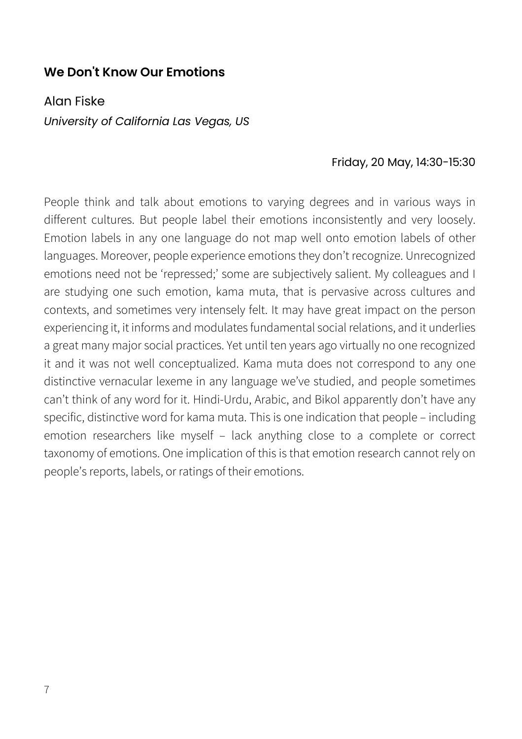### **We Don't Know Our Emotions**

Alan Fiske

*University of California Las Vegas, US*

Friday, 20 May, 14:30-15:30

People think and talk about emotions to varying degrees and in various ways in different cultures. But people label their emotions inconsistently and very loosely. Emotion labels in any one language do not map well onto emotion labels of other languages. Moreover, people experience emotions they don't recognize. Unrecognized emotions need not be 'repressed;' some are subjectively salient. My colleagues and I are studying one such emotion, kama muta, that is pervasive across cultures and contexts, and sometimes very intensely felt. It may have great impact on the person experiencing it, it informs and modulates fundamental social relations, and it underlies a great many major social practices. Yet until ten years ago virtually no one recognized it and it was not well conceptualized. Kama muta does not correspond to any one distinctive vernacular lexeme in any language we've studied, and people sometimes can't think of any word for it. Hindi-Urdu, Arabic, and Bikol apparently don't have any specific, distinctive word for kama muta. This is one indication that people – including emotion researchers like myself – lack anything close to a complete or correct taxonomy of emotions. One implication of this is that emotion research cannot rely on people's reports, labels, or ratings of their emotions.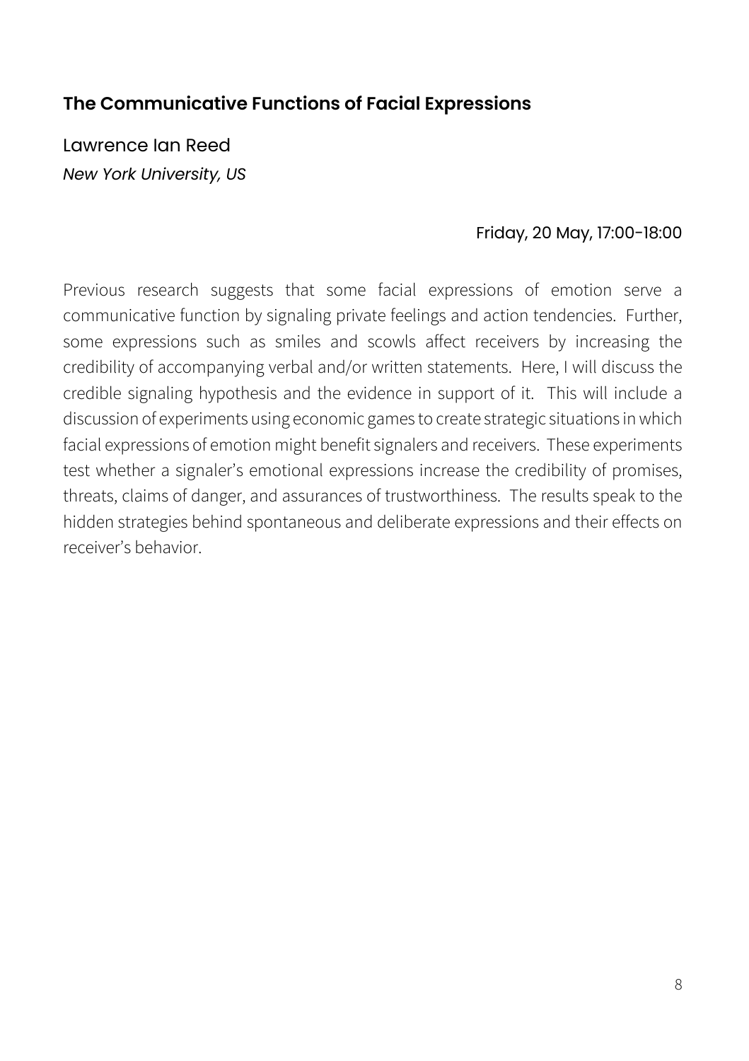## The Communicative Functions of Facial Expressions

Lawrence Ian Reed

*New York University, US*

Friday, 20 May, 17:00-18:00

Previous research suggests that some facial expressions of emotion serve a communicative function by signaling private feelings and action tendencies. Further, some expressions such as smiles and scowls affect receivers by increasing the credibility of accompanying verbal and/or written statements. Here, I will discuss the credible signaling hypothesis and the evidence in support of it. This will include a discussion of experiments using economic games to create strategic situations in which facial expressions of emotion might benefit signalers and receivers. These experiments test whether a signaler's emotional expressions increase the credibility of promises, threats, claims of danger, and assurances of trustworthiness. The results speak to the hidden strategies behind spontaneous and deliberate expressions and their effects on receiver's behavior.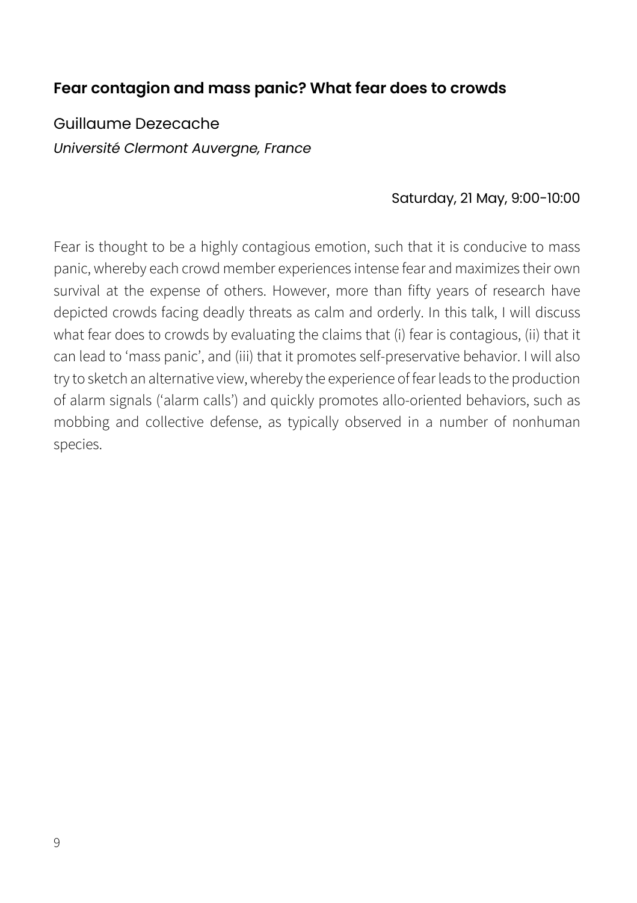## Fear contagion and mass panic? What fear does to crowds

Guillaume Dezecache

*Université Clermont Auvergne, France*

Saturday, 21 May, 9:00-10:00

Fear is thought to be a highly contagious emotion, such that it is conducive to mass panic, whereby each crowd member experiences intense fear and maximizes their own survival at the expense of others. However, more than fifty years of research have depicted crowds facing deadly threats as calm and orderly. In this talk, I will discuss what fear does to crowds by evaluating the claims that (i) fear is contagious, (ii) that it can lead to 'mass panic', and (iii) that it promotes self-preservative behavior. I will also try to sketch an alternative view, whereby the experience of fear leads to the production of alarm signals ('alarm calls') and quickly promotes allo-oriented behaviors, such as mobbing and collective defense, as typically observed in a number of nonhuman species.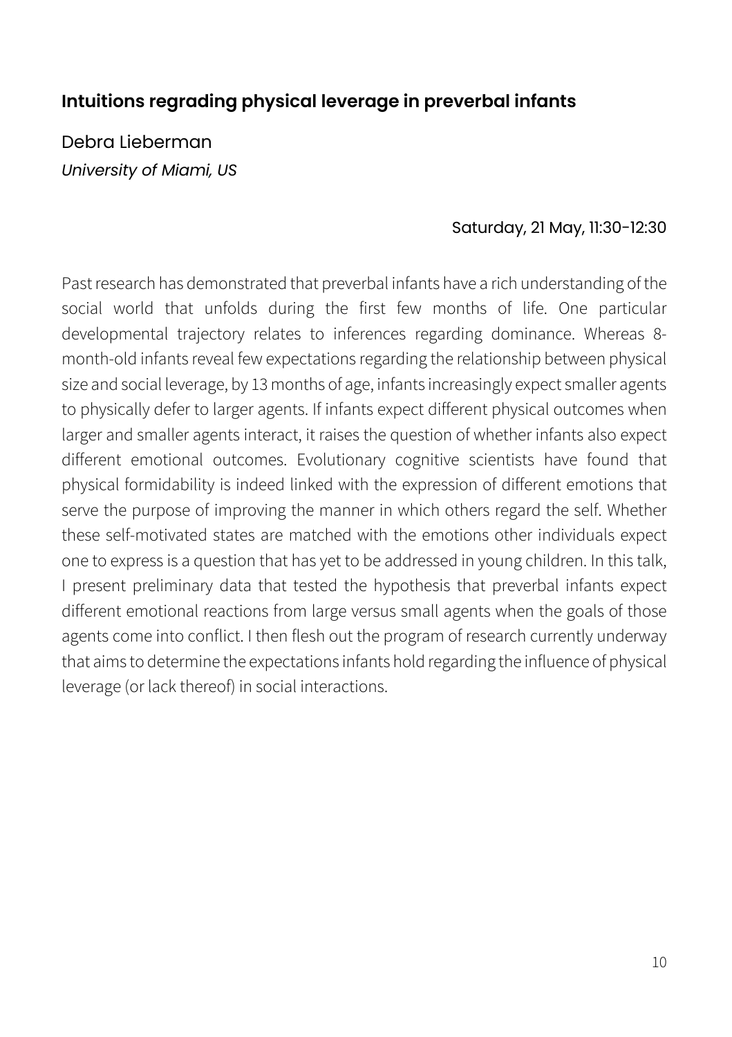## Intuitions regrading physical leverage in preverbal infants

Debra Lieberman

*University of Miami, US*

Saturday, 21 May, 11:30-12:30

Past research has demonstrated that preverbal infants have a rich understanding of the social world that unfolds during the first few months of life. One particular developmental trajectory relates to inferences regarding dominance. Whereas 8-month-old infants reveal few expectations regarding the relationship between physical size and social leverage, by 13 months of age, infants increasingly expect smaller agents to physically defer to larger agents. If infants expect different physical outcomes when larger and smaller agents interact, it raises the question of whether infants also expect different emotional outcomes. Evolutionary cognitive scientists have found that physical formidability is indeed linked with the expression of different emotions that serve the purpose of improving the manner in which others regard the self. Whether these self-motivated states are matched with the emotions other individuals expect one to express is a question that has yet to be addressed in young children. In this talk, I present preliminary data that tested the hypothesis that preverbal infants expect different emotional reactions from large versus small agents when the goals of those agents come into conflict. I then flesh out the program of research currently underway that aims to determine the expectations infants hold regarding the influence of physical leverage (or lack thereof) in social interactions.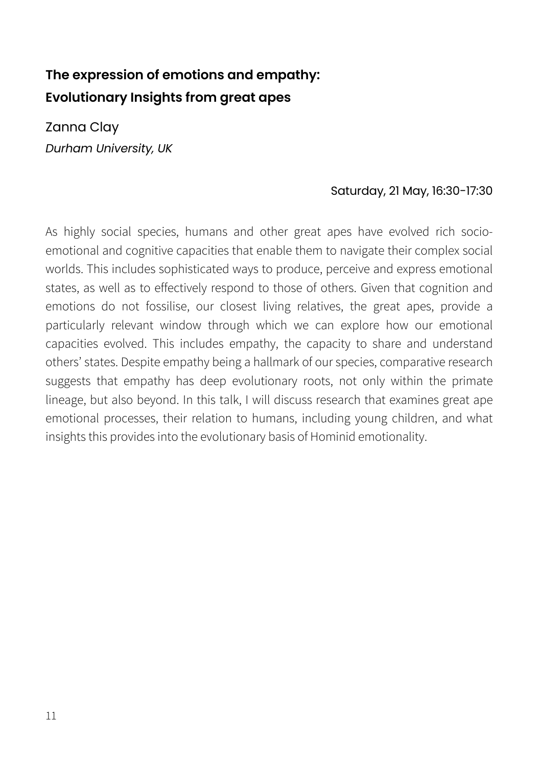## The expression of emotions and empathy: Evolutionary Insights from great apes

Zanna Clay

*Durham University, UK*

Saturday, 21 May, 16:30-17:30

As highly social species, humans and other great apes have evolved rich socio-emotional and cognitive capacities that enable them to navigate their complex social worlds. This includes sophisticated ways to produce, perceive and express emotional states, as well as to effectively respond to those of others. Given that cognition and emotions do not fossilise, our closest living relatives, the great apes, provide a particularly relevant window through which we can explore how our emotional capacities evolved. This includes empathy, the capacity to share and understand others' states. Despite empathy being a hallmark of our species, comparative research suggests that empathy has deep evolutionary roots, not only within the primate lineage, but also beyond. In this talk, I will discuss research that examines great ape emotional processes, their relation to humans, including young children, and what insights this provides into the evolutionary basis of Hominid emotionality.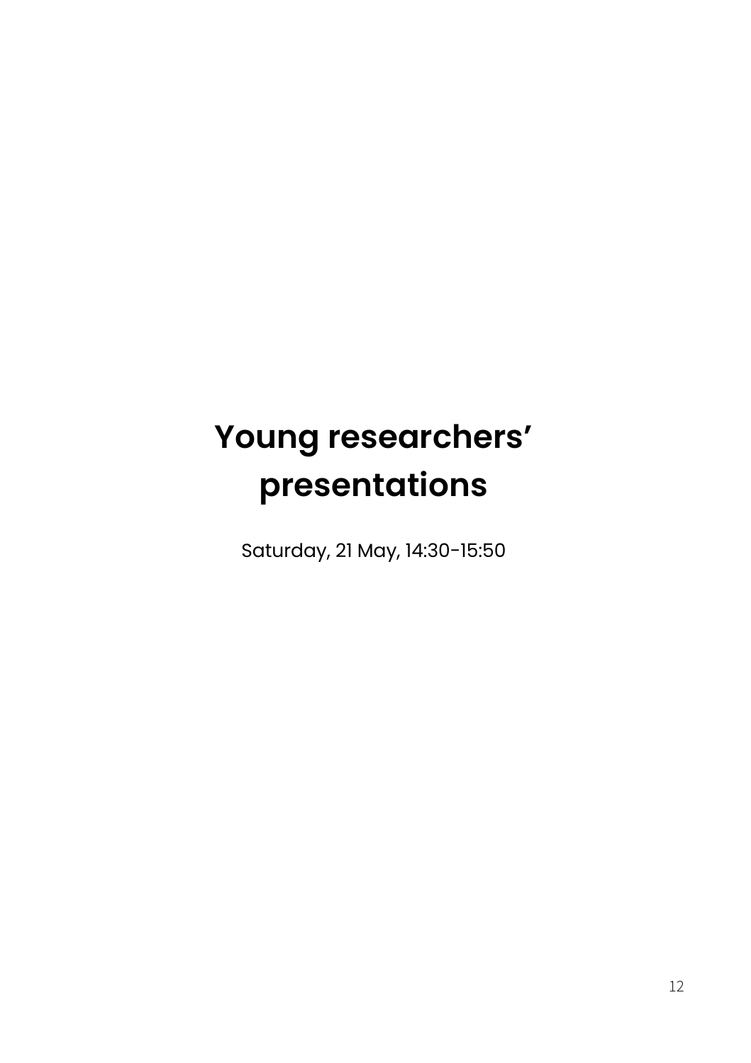# Young researchers' presentations

Saturday, 21 May, 14:30-15:50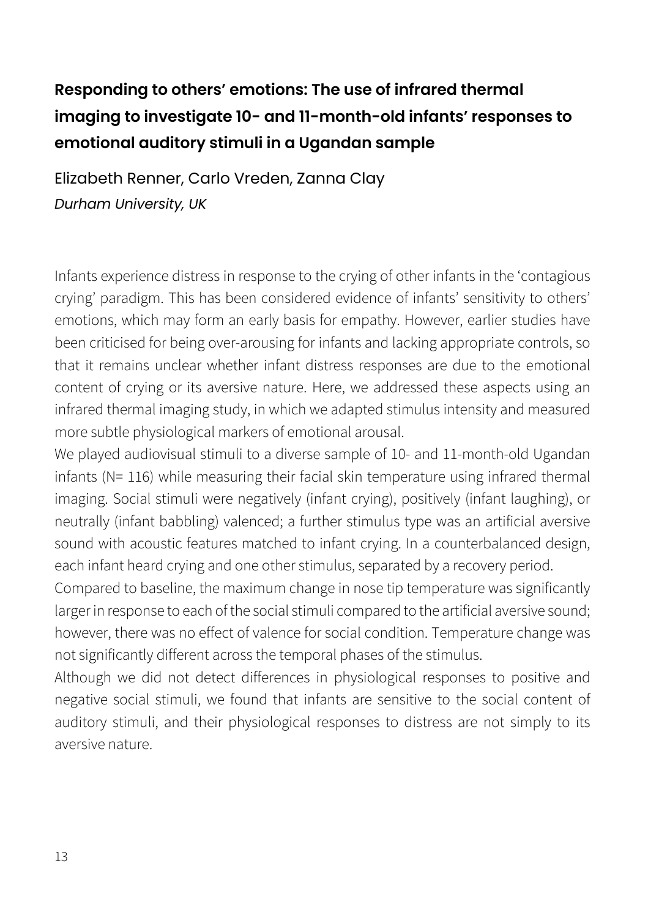## Responding to others' emotions: The use of infrared thermal imaging to investigate 10- and 11-month-old infants' responses to emotional auditory stimuli in a Ugandan sample

Elizabeth Renner, Carlo Vreden, Zanna Clay

*Durham University, UK*

Infants experience distress in response to the crying of other infants in the 'contagious crying' paradigm. This has been considered evidence of infants' sensitivity to others' emotions, which may form an early basis for empathy. However, earlier studies have been criticised for being over-arousing for infants and lacking appropriate controls, so that it remains unclear whether infant distress responses are due to the emotional content of crying or its aversive nature. Here, we addressed these aspects using an infrared thermal imaging study, in which we adapted stimulus intensity and measured more subtle physiological markers of emotional arousal.

We played audiovisual stimuli to a diverse sample of 10- and 11-month-old Ugandan infants (N= 116) while measuring their facial skin temperature using infrared thermal imaging. Social stimuli were negatively (infant crying), positively (infant laughing), or neutrally (infant babbling) valenced; a further stimulus type was an artificial aversive sound with acoustic features matched to infant crying. In a counterbalanced design, each infant heard crying and one other stimulus, separated by a recovery period.

Compared to baseline, the maximum change in nose tip temperature was significantly larger in response to each of the social stimuli compared to the artificial aversive sound; however, there was no effect of valence for social condition. Temperature change was not significantly different across the temporal phases of the stimulus.

Although we did not detect differences in physiological responses to positive and negative social stimuli, we found that infants are sensitive to the social content of auditory stimuli, and their physiological responses to distress are not simply to its aversive nature.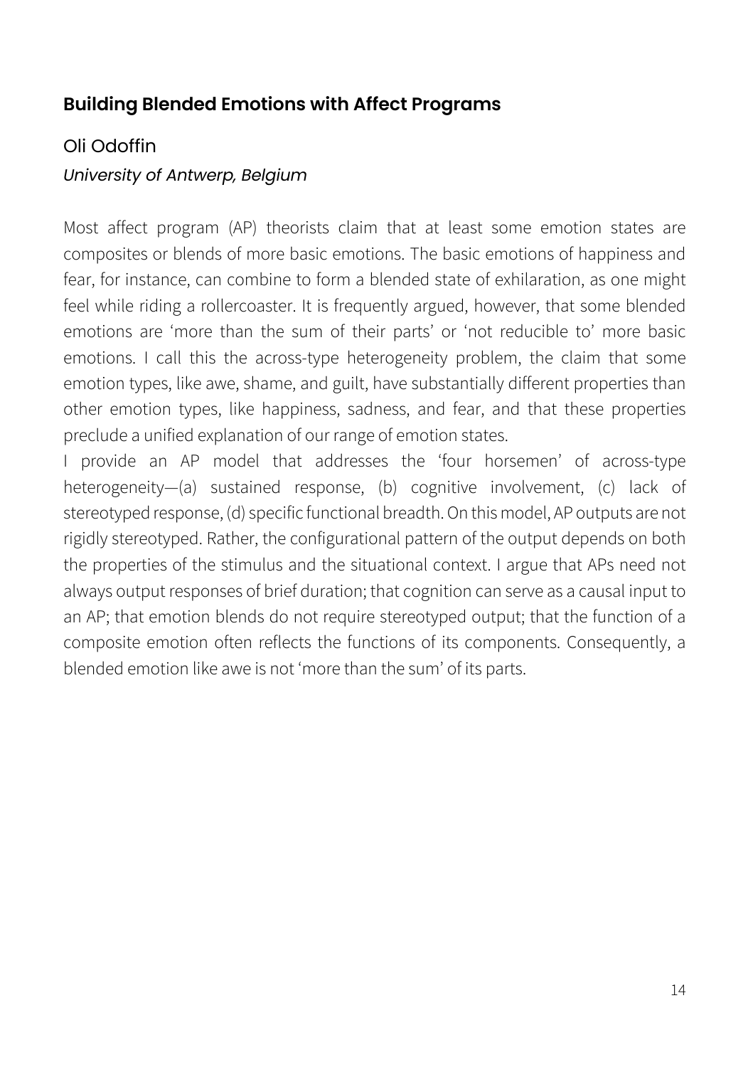## Building Blended Emotions with Affect Programs

### Oli Odoffin

*University of Antwerp, Belgium*

Most affect program (AP) theorists claim that at least some emotion states are composites or blends of more basic emotions. The basic emotions of happiness and fear, for instance, can combine to form a blended state of exhilaration, as one might feel while riding a rollercoaster. It is frequently argued, however, that some blended emotions are 'more than the sum of their parts' or 'not reducible to' more basic emotions. I call this the across-type heterogeneity problem, the claim that some emotion types, like awe, shame, and guilt, have substantially different properties than other emotion types, like happiness, sadness, and fear, and that these properties preclude a unified explanation of our range of emotion states.

I provide an AP model that addresses the 'four horsemen' of across-type heterogeneity—(a) sustained response, (b) cognitive involvement, (c) lack of stereotyped response, (d) specific functional breadth. On this model, AP outputs are not rigidly stereotyped. Rather, the configurational pattern of the output depends on both the properties of the stimulus and the situational context. I argue that APs need not always output responses of brief duration; that cognition can serve as a causal input to an AP; that emotion blends do not require stereotyped output; that the function of a composite emotion often reflects the functions of its components. Consequently, a blended emotion like awe is not 'more than the sum' of its parts.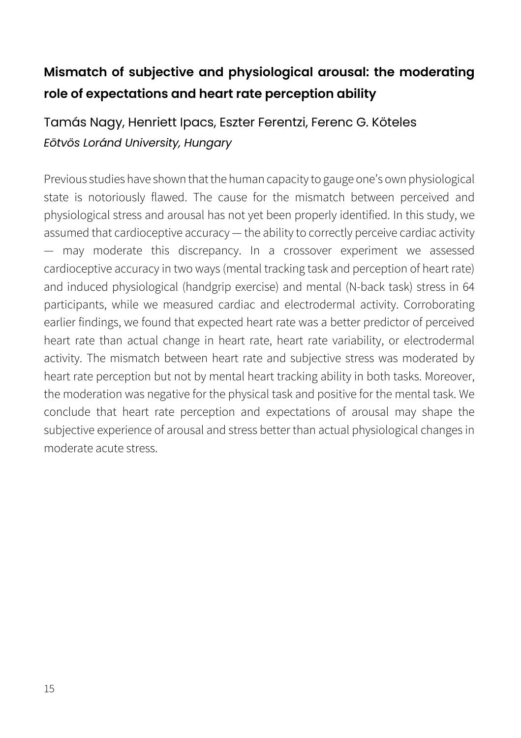## Mismatch of subjective and physiological arousal: the moderating role of expectations and heart rate perception ability

Tamás Nagy, Henriett Ipacs, Eszter Ferentzi, Ferenc G. Köteles

*Eötvös Loránd University, Hungary*

Previous studies have shown that the human capacity to gauge one's own physiological state is notoriously flawed. The cause for the mismatch between perceived and physiological stress and arousal has not yet been properly identified. In this study, we assumed that cardioceptive accuracy — the ability to correctly perceive cardiac activity — may moderate this discrepancy. In a crossover experiment we assessed cardioceptive accuracy in two ways (mental tracking task and perception of heart rate) and induced physiological (handgrip exercise) and mental (N-back task) stress in 64 participants, while we measured cardiac and electrodermal activity. Corroborating earlier findings, we found that expected heart rate was a better predictor of perceived heart rate than actual change in heart rate, heart rate variability, or electrodermal activity. The mismatch between heart rate and subjective stress was moderated by heart rate perception but not by mental heart tracking ability in both tasks. Moreover, the moderation was negative for the physical task and positive for the mental task. We conclude that heart rate perception and expectations of arousal may shape the subjective experience of arousal and stress better than actual physiological changes in moderate acute stress.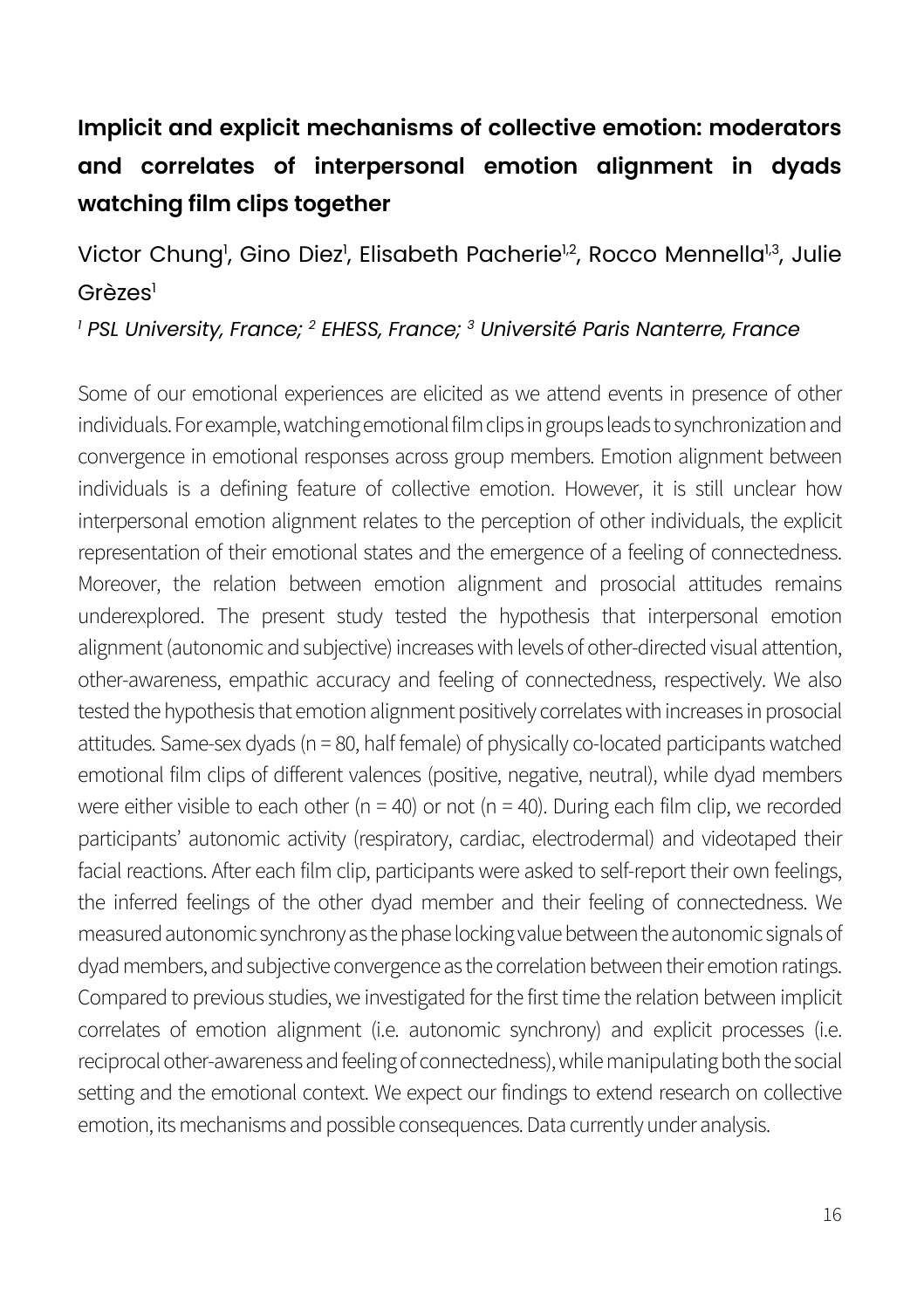## Implicit and explicit mechanisms of collective emotion: moderators and correlates of interpersonal emotion alignment in dyads watching film clips together

Victor Chung[1], Gino Diez[1], Elisabeth Pacherie[1,2], Rocco Mennella[1,3], Julie Grèzes[1]

*[1] PSL University, France; [2] EHESS, France; [3] Université Paris Nanterre, France*

Some of our emotional experiences are elicited as we attend events in presence of other individuals. For example, watching emotional film clips in groups leads to synchronization and convergence in emotional responses across group members. Emotion alignment between individuals is a defining feature of collective emotion. However, it is still unclear how interpersonal emotion alignment relates to the perception of other individuals, the explicit representation of their emotional states and the emergence of a feeling of connectedness. Moreover, the relation between emotion alignment and prosocial attitudes remains underexplored. The present study tested the hypothesis that interpersonal emotion alignment (autonomic and subjective) increases with levels of other-directed visual attention, other-awareness, empathic accuracy and feeling of connectedness, respectively. We also tested the hypothesis that emotion alignment positively correlates with increases in prosocial attitudes. Same-sex dyads (n = 80, half female) of physically co-located participants watched emotional film clips of different valences (positive, negative, neutral), while dyad members were either visible to each other (n = 40) or not (n = 40). During each film clip, we recorded participants' autonomic activity (respiratory, cardiac, electrodermal) and videotaped their facial reactions. After each film clip, participants were asked to self-report their own feelings, the inferred feelings of the other dyad member and their feeling of connectedness. We measured autonomic synchrony as the phase locking value between the autonomic signals of dyad members, and subjective convergence as the correlation between their emotion ratings. Compared to previous studies, we investigated for the first time the relation between implicit correlates of emotion alignment (i.e. autonomic synchrony) and explicit processes (i.e. reciprocal other-awareness and feeling of connectedness), while manipulating both the social setting and the emotional context. We expect our findings to extend research on collective emotion, its mechanisms and possible consequences. Data currently under analysis.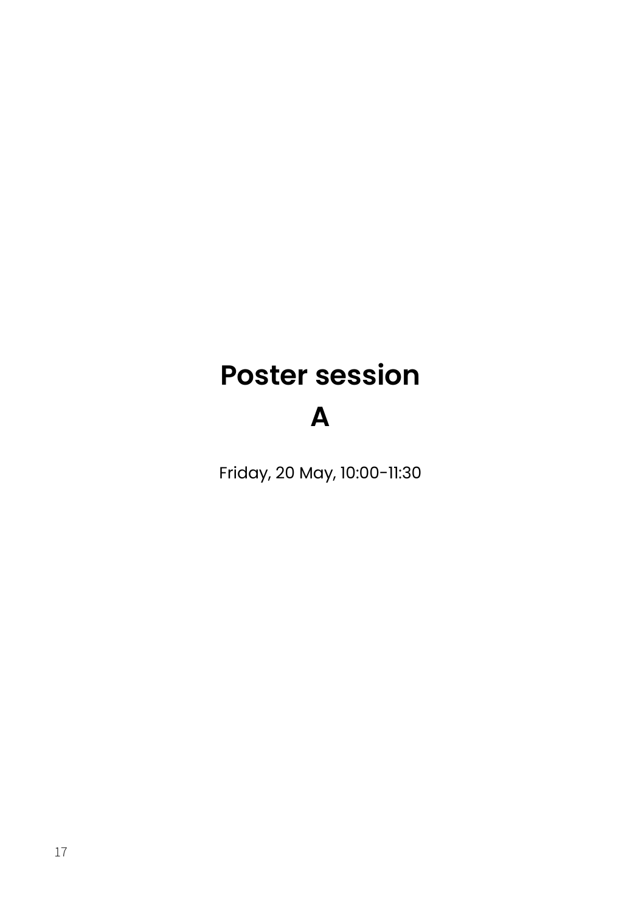# Poster session A

Friday, 20 May, 10:00-11:30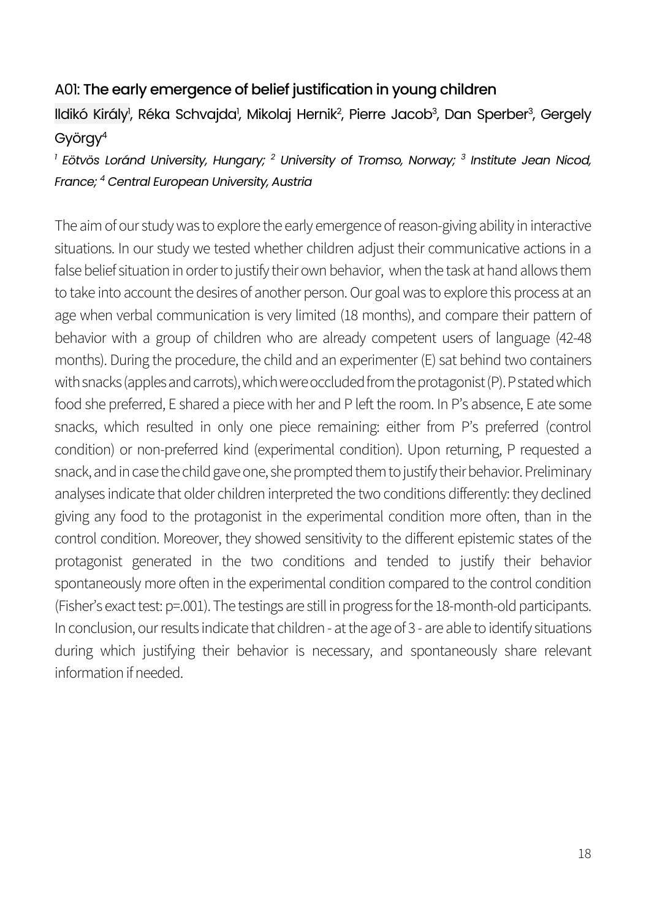### A01: The early emergence of belief justification in young children

Ildikó Király[1], Réka Schvajda[1], Mikolaj Hernik[2], Pierre Jacob[3], Dan Sperber[3], Gergely György[4]

*[1] Eötvös Loránd University, Hungary; [2] University of Tromso, Norway; [3] Institute Jean Nicod, France; [4] Central European University, Austria*

The aim of our study was to explore the early emergence of reason-giving ability in interactive situations. In our study we tested whether children adjust their communicative actions in a false belief situation in order to justify their own behavior, when the task at hand allows them to take into account the desires of another person. Our goal was to explore this process at an age when verbal communication is very limited (18 months), and compare their pattern of behavior with a group of children who are already competent users of language (42-48 months). During the procedure, the child and an experimenter (E) sat behind two containers with snacks (apples and carrots), which were occluded from the protagonist (P). P stated which food she preferred, E shared a piece with her and P left the room. In P's absence, E ate some snacks, which resulted in only one piece remaining: either from P's preferred (control condition) or non-preferred kind (experimental condition). Upon returning, P requested a snack, and in case the child gave one, she prompted them to justify their behavior. Preliminary analyses indicate that older children interpreted the two conditions differently: they declined giving any food to the protagonist in the experimental condition more often, than in the control condition. Moreover, they showed sensitivity to the different epistemic states of the protagonist generated in the two conditions and tended to justify their behavior spontaneously more often in the experimental condition compared to the control condition (Fisher's exact test: $p=.001$). The testings are still in progress for the 18-month-old participants. In conclusion, our results indicate that children - at the age of 3 - are able to identify situations during which justifying their behavior is necessary, and spontaneously share relevant information if needed.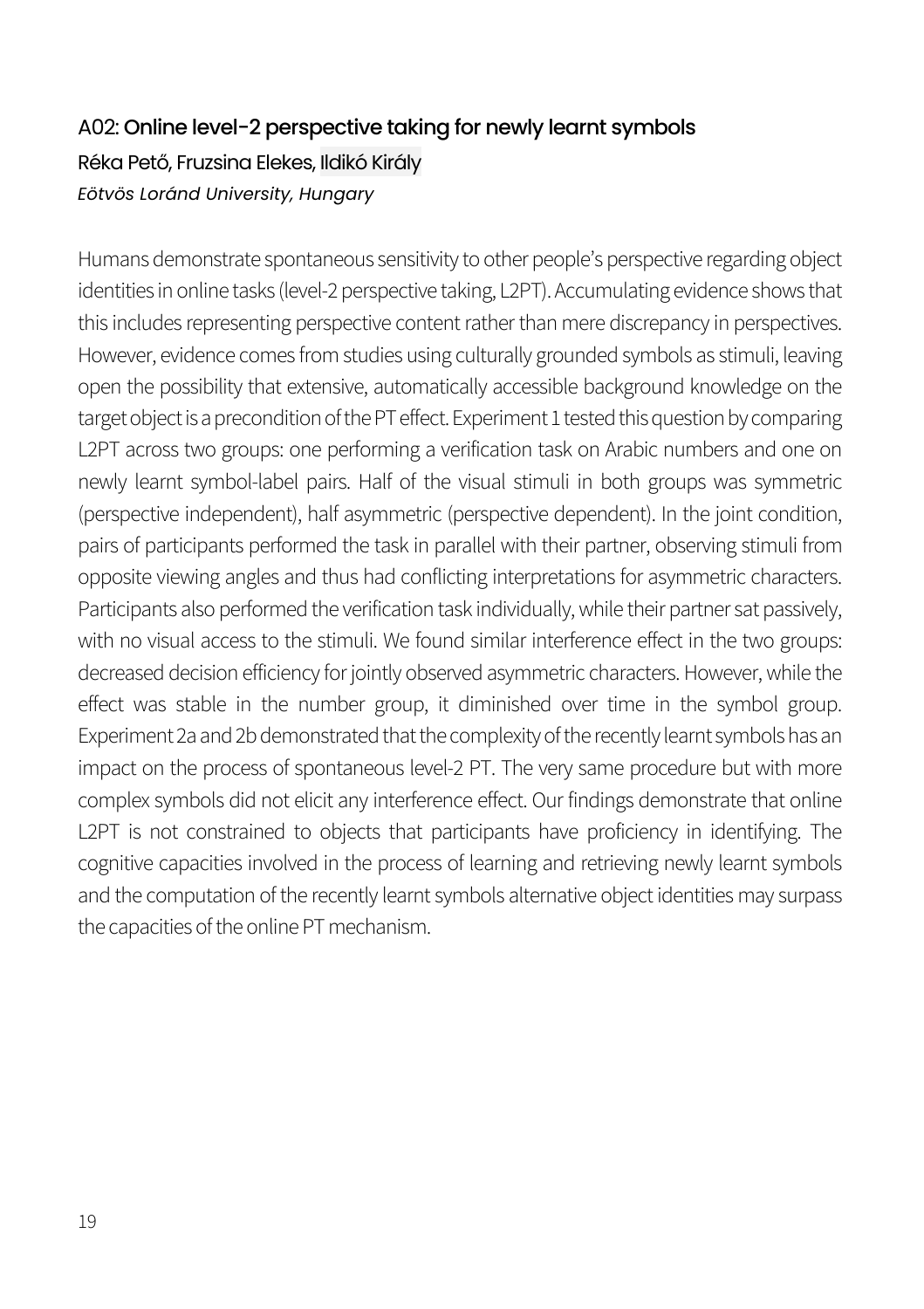### A02: Online level-2 perspective taking for newly learnt symbols

Réka Pető, Fruzsina Elekes, Ildikó Király

*Eötvös Loránd University, Hungary*

Humans demonstrate spontaneous sensitivity to other people's perspective regarding object identities in online tasks (level-2 perspective taking, L2PT). Accumulating evidence shows that this includes representing perspective content rather than mere discrepancy in perspectives. However, evidence comes from studies using culturally grounded symbols as stimuli, leaving open the possibility that extensive, automatically accessible background knowledge on the target object is a precondition of the PT effect. Experiment 1 tested this question by comparing L2PT across two groups: one performing a verification task on Arabic numbers and one on newly learnt symbol-label pairs. Half of the visual stimuli in both groups was symmetric (perspective independent), half asymmetric (perspective dependent). In the joint condition, pairs of participants performed the task in parallel with their partner, observing stimuli from opposite viewing angles and thus had conflicting interpretations for asymmetric characters. Participants also performed the verification task individually, while their partner sat passively, with no visual access to the stimuli. We found similar interference effect in the two groups: decreased decision efficiency for jointly observed asymmetric characters. However, while the effect was stable in the number group, it diminished over time in the symbol group. Experiment 2a and 2b demonstrated that the complexity of the recently learnt symbols has an impact on the process of spontaneous level-2 PT. The very same procedure but with more complex symbols did not elicit any interference effect. Our findings demonstrate that online L2PT is not constrained to objects that participants have proficiency in identifying. The cognitive capacities involved in the process of learning and retrieving newly learnt symbols and the computation of the recently learnt symbols alternative object identities may surpass the capacities of the online PT mechanism.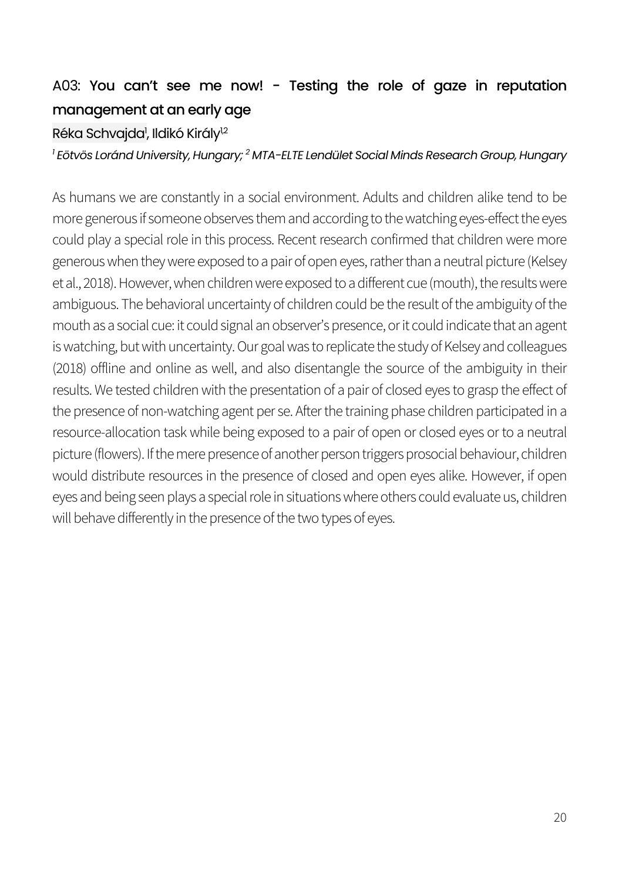## A03: You can't see me now! - Testing the role of gaze in reputation management at an early age

Réka Schvajda[1], Ildikó Király[1,2]

*[1] Eötvös Loránd University, Hungary; [2] MTA-ELTE Lendület Social Minds Research Group, Hungary*

As humans we are constantly in a social environment. Adults and children alike tend to be more generous if someone observes them and according to the watching eyes-effect the eyes could play a special role in this process. Recent research confirmed that children were more generous when they were exposed to a pair of open eyes, rather than a neutral picture (Kelsey et al., 2018). However, when children were exposed to a different cue (mouth), the results were ambiguous. The behavioral uncertainty of children could be the result of the ambiguity of the mouth as a social cue: it could signal an observer's presence, or it could indicate that an agent is watching, but with uncertainty. Our goal was to replicate the study of Kelsey and colleagues (2018) offline and online as well, and also disentangle the source of the ambiguity in their results. We tested children with the presentation of a pair of closed eyes to grasp the effect of the presence of non-watching agent per se. After the training phase children participated in a resource-allocation task while being exposed to a pair of open or closed eyes or to a neutral picture (flowers). If the mere presence of another person triggers prosocial behaviour, children would distribute resources in the presence of closed and open eyes alike. However, if open eyes and being seen plays a special role in situations where others could evaluate us, children will behave differently in the presence of the two types of eyes.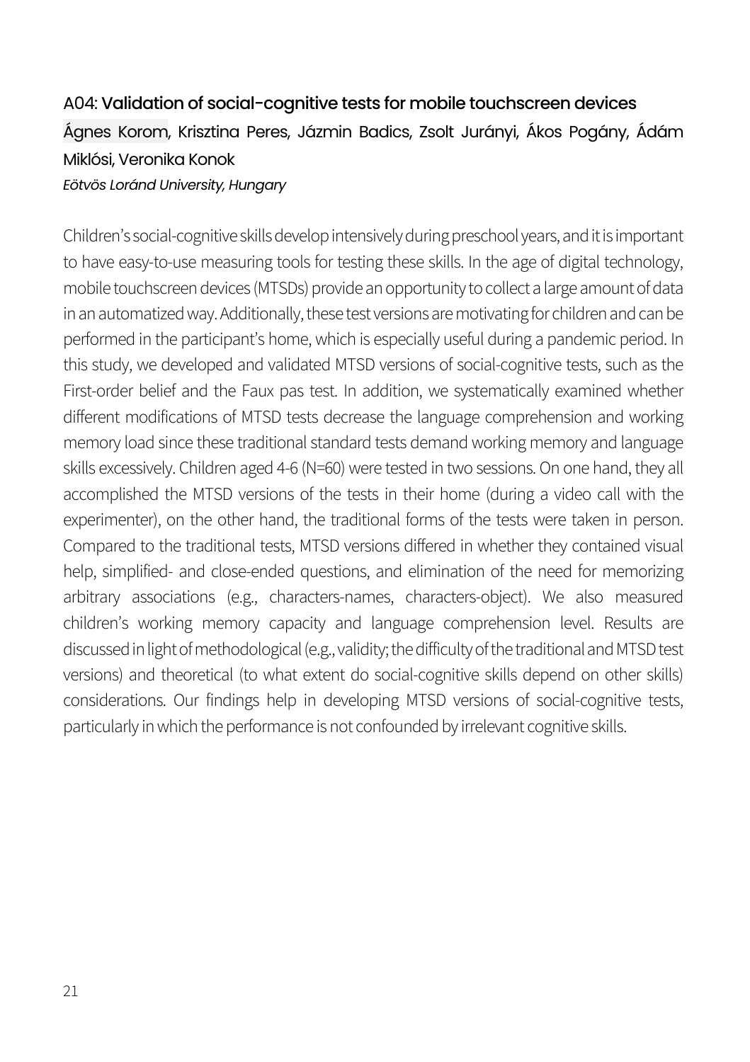### A04: Validation of social-cognitive tests for mobile touchscreen devices

Ágnes Korom, Krisztina Peres, Jázmin Badics, Zsolt Jurányi, Ákos Pogány, Ádám Miklósi, Veronika Konok

*Eötvös Loránd University, Hungary*

Children's social-cognitive skills develop intensively during preschool years, and it is important to have easy-to-use measuring tools for testing these skills. In the age of digital technology, mobile touchscreen devices (MTSDs) provide an opportunity to collect a large amount of data in an automatized way. Additionally, these test versions are motivating for children and can be performed in the participant's home, which is especially useful during a pandemic period. In this study, we developed and validated MTSD versions of social-cognitive tests, such as the First-order belief and the Faux pas test. In addition, we systematically examined whether different modifications of MTSD tests decrease the language comprehension and working memory load since these traditional standard tests demand working memory and language skills excessively. Children aged 4-6 (N=60) were tested in two sessions. On one hand, they all accomplished the MTSD versions of the tests in their home (during a video call with the experimenter), on the other hand, the traditional forms of the tests were taken in person. Compared to the traditional tests, MTSD versions differed in whether they contained visual help, simplified- and close-ended questions, and elimination of the need for memorizing arbitrary associations (e.g., characters-names, characters-object). We also measured children's working memory capacity and language comprehension level. Results are discussed in light of methodological (e.g., validity; the difficulty of the traditional and MTSD test versions) and theoretical (to what extent do social-cognitive skills depend on other skills) considerations. Our findings help in developing MTSD versions of social-cognitive tests, particularly in which the performance is not confounded by irrelevant cognitive skills.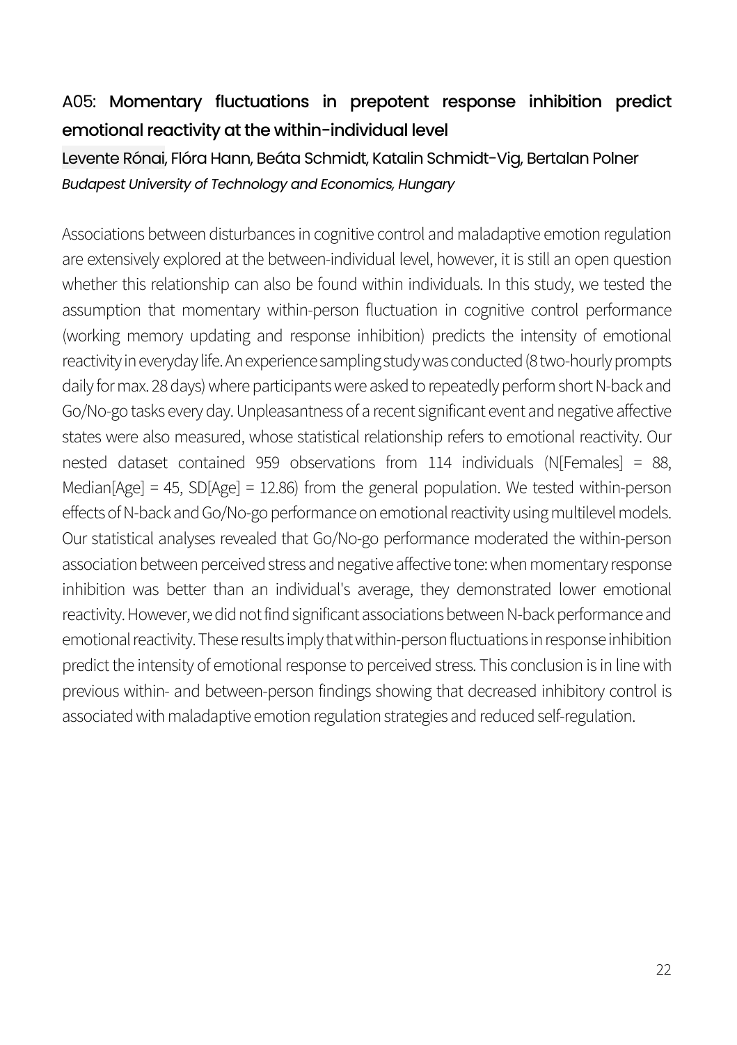## A05: Momentary fluctuations in prepotent response inhibition predict emotional reactivity at the within-individual level

Levente Rónai, Flóra Hann, Beáta Schmidt, Katalin Schmidt-Vig, Bertalan Polner

*Budapest University of Technology and Economics, Hungary*

Associations between disturbances in cognitive control and maladaptive emotion regulation are extensively explored at the between-individual level, however, it is still an open question whether this relationship can also be found within individuals. In this study, we tested the assumption that momentary within-person fluctuation in cognitive control performance (working memory updating and response inhibition) predicts the intensity of emotional reactivity in everyday life. An experience sampling study was conducted (8 two-hourly prompts daily for max. 28 days) where participants were asked to repeatedly perform short N-back and Go/No-go tasks every day. Unpleasantness of a recent significant event and negative affective states were also measured, whose statistical relationship refers to emotional reactivity. Our nested dataset contained 959 observations from 114 individuals (N[Females] = 88, Median[Age] = 45, SD[Age] = 12.86) from the general population. We tested within-person effects of N-back and Go/No-go performance on emotional reactivity using multilevel models. Our statistical analyses revealed that Go/No-go performance moderated the within-person association between perceived stress and negative affective tone: when momentary response inhibition was better than an individual's average, they demonstrated lower emotional reactivity. However, we did not find significant associations between N-back performance and emotional reactivity. These results imply that within-person fluctuations in response inhibition predict the intensity of emotional response to perceived stress. This conclusion is in line with previous within- and between-person findings showing that decreased inhibitory control is associated with maladaptive emotion regulation strategies and reduced self-regulation.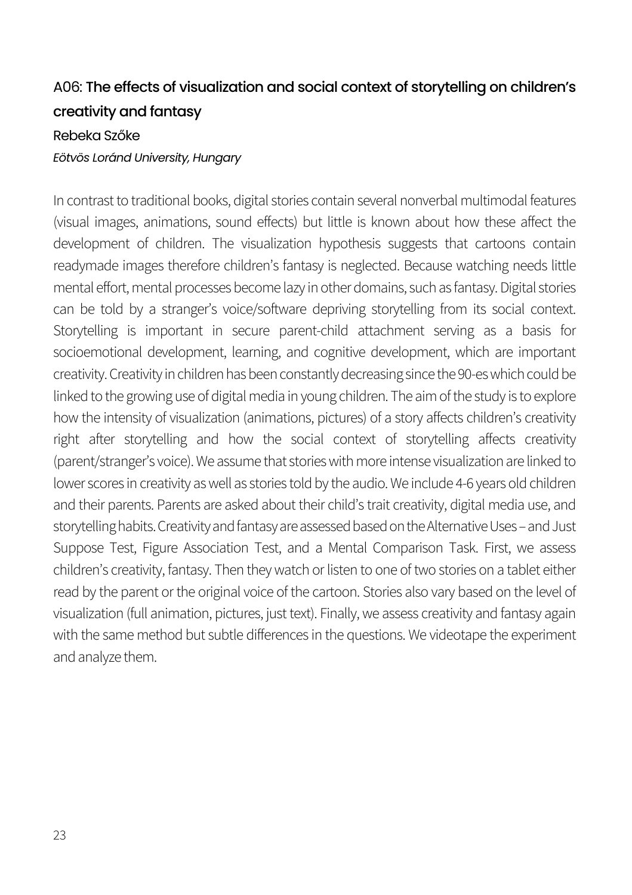## A06: **The effects of visualization and social context of storytelling on children's creativity and fantasy**

Rebeka Szőke

*Eötvös Loránd University, Hungary*

In contrast to traditional books, digital stories contain several nonverbal multimodal features (visual images, animations, sound effects) but little is known about how these affect the development of children. The visualization hypothesis suggests that cartoons contain readymade images therefore children's fantasy is neglected. Because watching needs little mental effort, mental processes become lazy in other domains, such as fantasy. Digital stories can be told by a stranger's voice/software depriving storytelling from its social context. Storytelling is important in secure parent-child attachment serving as a basis for socioemotional development, learning, and cognitive development, which are important creativity. Creativity in children has been constantly decreasing since the 90-es which could be linked to the growing use of digital media in young children. The aim of the study is to explore how the intensity of visualization (animations, pictures) of a story affects children's creativity right after storytelling and how the social context of storytelling affects creativity (parent/stranger's voice). We assume that stories with more intense visualization are linked to lower scores in creativity as well as stories told by the audio. We include 4-6 years old children and their parents. Parents are asked about their child's trait creativity, digital media use, and storytelling habits. Creativity and fantasy are assessed based on the Alternative Uses – and Just Suppose Test, Figure Association Test, and a Mental Comparison Task. First, we assess children's creativity, fantasy. Then they watch or listen to one of two stories on a tablet either read by the parent or the original voice of the cartoon. Stories also vary based on the level of visualization (full animation, pictures, just text). Finally, we assess creativity and fantasy again with the same method but subtle differences in the questions. We videotape the experiment and analyze them.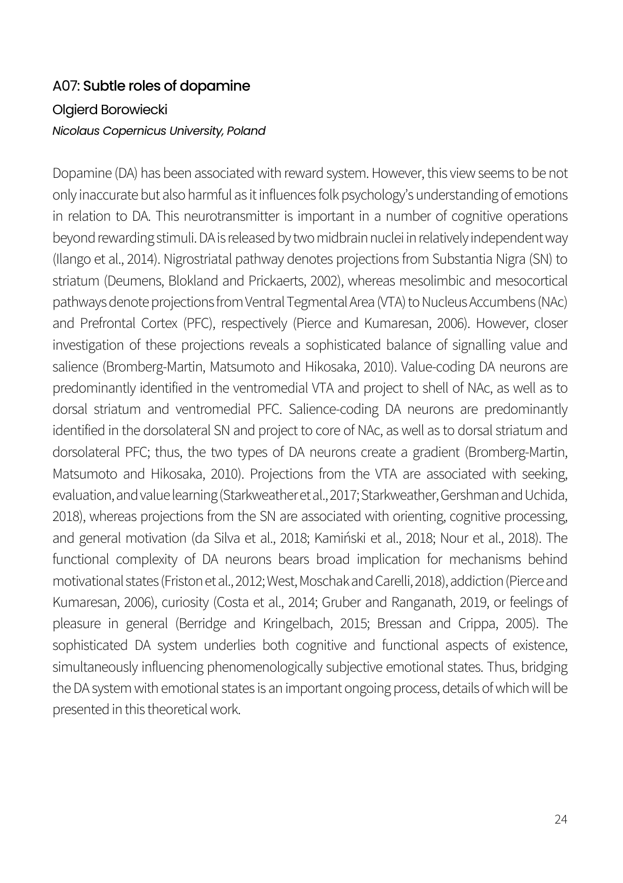### A07: Subtle roles of dopamine

Olgierd Borowiecki

*Nicolaus Copernicus University, Poland*

Dopamine (DA) has been associated with reward system. However, this view seems to be not only inaccurate but also harmful as it influences folk psychology's understanding of emotions in relation to DA. This neurotransmitter is important in a number of cognitive operations beyond rewarding stimuli. DA is released by two midbrain nuclei in relatively independent way (Ilango et al., 2014). Nigrostriatal pathway denotes projections from Substantia Nigra (SN) to striatum (Deumens, Blokland and Prickaerts, 2002), whereas mesolimbic and mesocortical pathways denote projections from Ventral Tegmental Area (VTA) to Nucleus Accumbens (NAc) and Prefrontal Cortex (PFC), respectively (Pierce and Kumaresan, 2006). However, closer investigation of these projections reveals a sophisticated balance of signalling value and salience (Bromberg-Martin, Matsumoto and Hikosaka, 2010). Value-coding DA neurons are predominantly identified in the ventromedial VTA and project to shell of NAc, as well as to dorsal striatum and ventromedial PFC. Salience-coding DA neurons are predominantly identified in the dorsolateral SN and project to core of NAc, as well as to dorsal striatum and dorsolateral PFC; thus, the two types of DA neurons create a gradient (Bromberg-Martin, Matsumoto and Hikosaka, 2010). Projections from the VTA are associated with seeking, evaluation, and value learning (Starkweather et al., 2017; Starkweather, Gershman and Uchida, 2018), whereas projections from the SN are associated with orienting, cognitive processing, and general motivation (da Silva et al., 2018; Kamiński et al., 2018; Nour et al., 2018). The functional complexity of DA neurons bears broad implication for mechanisms behind motivational states (Friston et al., 2012; West, Moschak and Carelli, 2018), addiction (Pierce and Kumaresan, 2006), curiosity (Costa et al., 2014; Gruber and Ranganath, 2019, or feelings of pleasure in general (Berridge and Kringelbach, 2015; Bressan and Crippa, 2005). The sophisticated DA system underlies both cognitive and functional aspects of existence, simultaneously influencing phenomenologically subjective emotional states. Thus, bridging the DA system with emotional states is an important ongoing process, details of which will be presented in this theoretical work.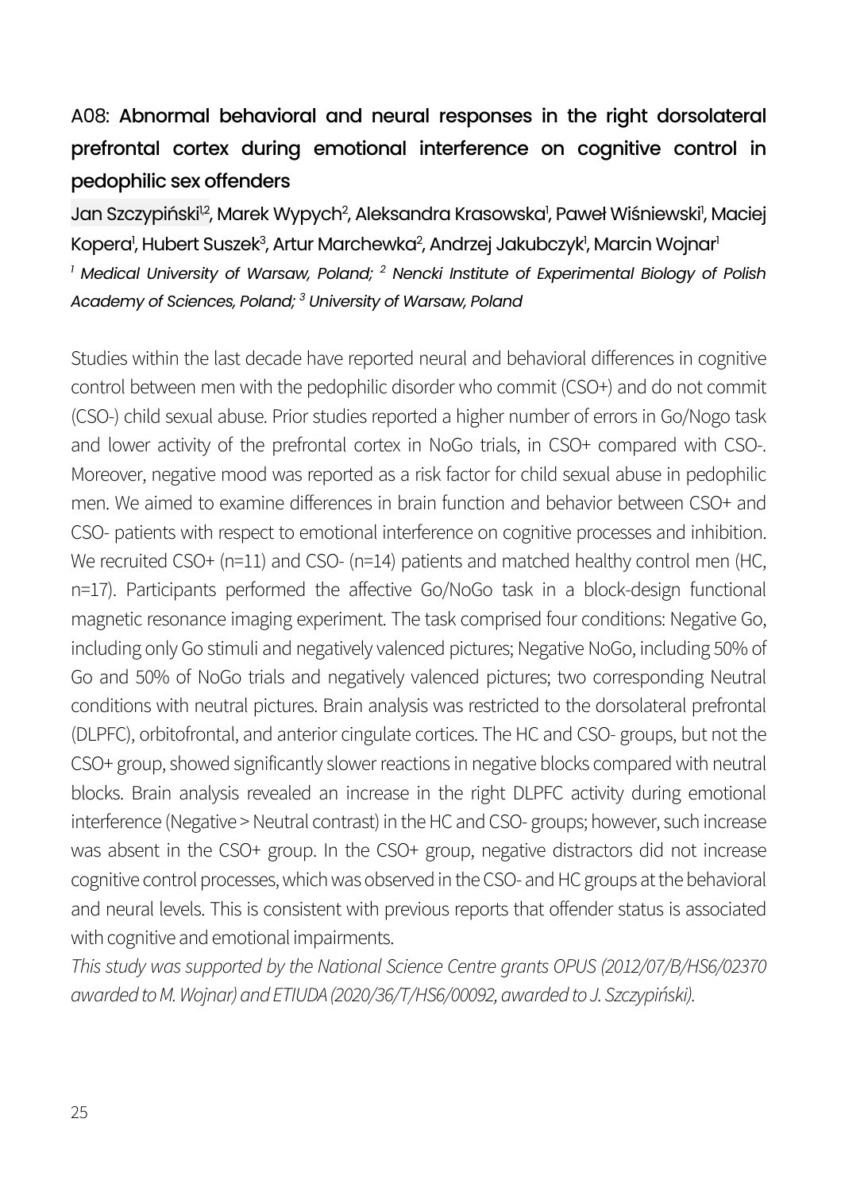## A08: Abnormal behavioral and neural responses in the right dorsolateral prefrontal cortex during emotional interference on cognitive control in pedophilic sex offenders

Jan Szczypiński[1,2], Marek Wypych[2], Aleksandra Krasowska[1], Paweł Wiśniewski[1], Maciej Kopera[1], Hubert Suszek[3], Artur Marchewka[2], Andrzej Jakubczyk[1], Marcin Wojnar[1]

*[1] Medical University of Warsaw, Poland; [2] Nencki Institute of Experimental Biology of Polish Academy of Sciences, Poland; [3] University of Warsaw, Poland*

Studies within the last decade have reported neural and behavioral differences in cognitive control between men with the pedophilic disorder who commit (CSO+) and do not commit (CSO-) child sexual abuse. Prior studies reported a higher number of errors in Go/Nogo task and lower activity of the prefrontal cortex in NoGo trials, in CSO+ compared with CSO-. Moreover, negative mood was reported as a risk factor for child sexual abuse in pedophilic men. We aimed to examine differences in brain function and behavior between CSO+ and CSO- patients with respect to emotional interference on cognitive processes and inhibition. We recruited CSO+ (n=11) and CSO- (n=14) patients and matched healthy control men (HC, n=17). Participants performed the affective Go/NoGo task in a block-design functional magnetic resonance imaging experiment. The task comprised four conditions: Negative Go, including only Go stimuli and negatively valenced pictures; Negative NoGo, including 50% of Go and 50% of NoGo trials and negatively valenced pictures; two corresponding Neutral conditions with neutral pictures. Brain analysis was restricted to the dorsolateral prefrontal (DLPFC), orbitofrontal, and anterior cingulate cortices. The HC and CSO- groups, but not the CSO+ group, showed significantly slower reactions in negative blocks compared with neutral blocks. Brain analysis revealed an increase in the right DLPFC activity during emotional interference (Negative > Neutral contrast) in the HC and CSO- groups; however, such increase was absent in the CSO+ group. In the CSO+ group, negative distractors did not increase cognitive control processes, which was observed in the CSO- and HC groups at the behavioral and neural levels. This is consistent with previous reports that offender status is associated with cognitive and emotional impairments.

*This study was supported by the National Science Centre grants OPUS (2012/07/B/HS6/02370 awarded to M. Wojnar) and ETIUDA (2020/36/T/HS6/00092, awarded to J. Szczypiński).*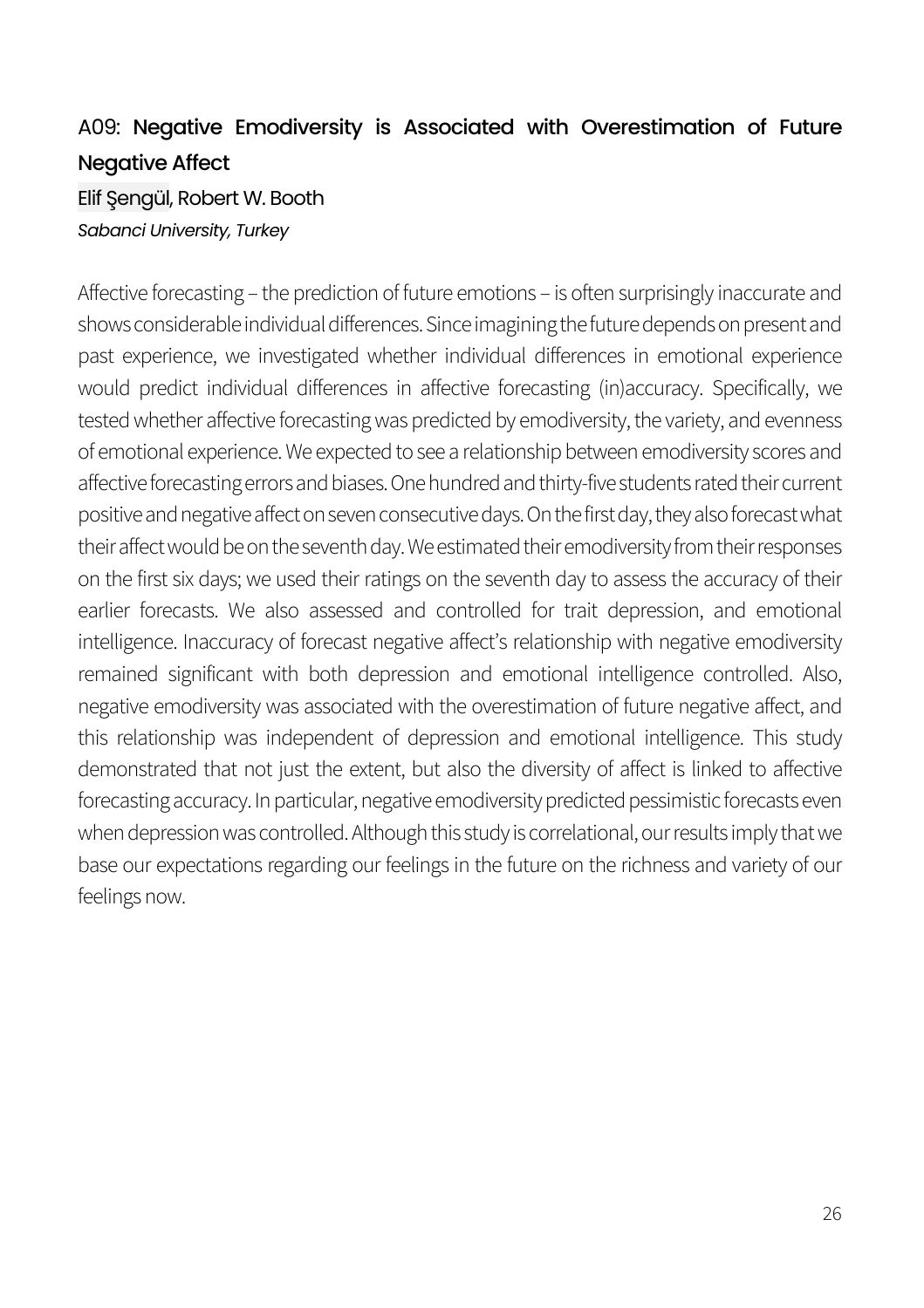## A09: **Negative Emodiversity is Associated with Overestimation of Future Negative Affect**

Elif Şengül, Robert W. Booth

*Sabanci University, Turkey*

Affective forecasting – the prediction of future emotions – is often surprisingly inaccurate and shows considerable individual differences. Since imagining the future depends on present and past experience, we investigated whether individual differences in emotional experience would predict individual differences in affective forecasting (in)accuracy. Specifically, we tested whether affective forecasting was predicted by emodiversity, the variety, and evenness of emotional experience. We expected to see a relationship between emodiversity scores and affective forecasting errors and biases. One hundred and thirty-five students rated their current positive and negative affect on seven consecutive days. On the first day, they also forecast what their affect would be on the seventh day. We estimated their emodiversity from their responses on the first six days; we used their ratings on the seventh day to assess the accuracy of their earlier forecasts. We also assessed and controlled for trait depression, and emotional intelligence. Inaccuracy of forecast negative affect's relationship with negative emodiversity remained significant with both depression and emotional intelligence controlled. Also, negative emodiversity was associated with the overestimation of future negative affect, and this relationship was independent of depression and emotional intelligence. This study demonstrated that not just the extent, but also the diversity of affect is linked to affective forecasting accuracy. In particular, negative emodiversity predicted pessimistic forecasts even when depression was controlled. Although this study is correlational, our results imply that we base our expectations regarding our feelings in the future on the richness and variety of our feelings now.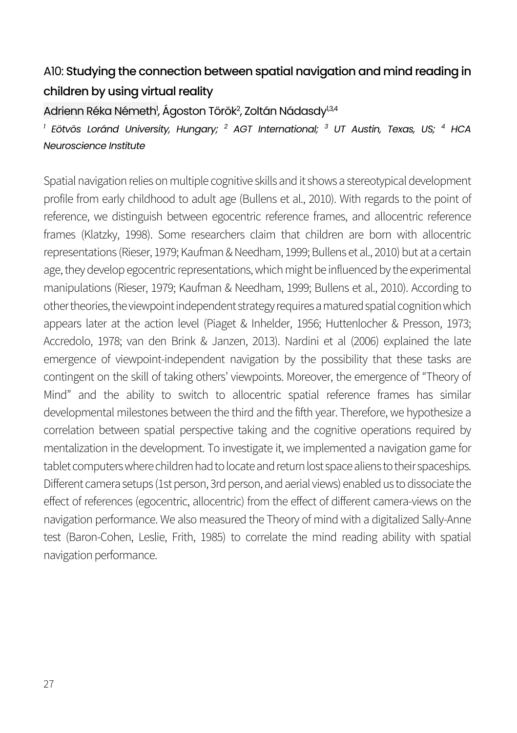## A10: Studying the connection between spatial navigation and mind reading in children by using virtual reality

Adrienn Réka Németh[1], Ágoston Török[2], Zoltán Nádasdy[1,3,4]

*[1] Eötvös Loránd University, Hungary; [2] AGT International; [3] UT Austin, Texas, US; [4] HCA Neuroscience Institute*

Spatial navigation relies on multiple cognitive skills and it shows a stereotypical development profile from early childhood to adult age (Bullens et al., 2010). With regards to the point of reference, we distinguish between egocentric reference frames, and allocentric reference frames (Klatzky, 1998). Some researchers claim that children are born with allocentric representations (Rieser, 1979; Kaufman & Needham, 1999; Bullens et al., 2010) but at a certain age, they develop egocentric representations, which might be influenced by the experimental manipulations (Rieser, 1979; Kaufman & Needham, 1999; Bullens et al., 2010). According to other theories, the viewpoint independent strategy requires a matured spatial cognition which appears later at the action level (Piaget & Inhelder, 1956; Huttenlocher & Presson, 1973; Accredolo, 1978; van den Brink & Janzen, 2013). Nardini et al (2006) explained the late emergence of viewpoint-independent navigation by the possibility that these tasks are contingent on the skill of taking others' viewpoints. Moreover, the emergence of "Theory of Mind" and the ability to switch to allocentric spatial reference frames has similar developmental milestones between the third and the fifth year. Therefore, we hypothesize a correlation between spatial perspective taking and the cognitive operations required by mentalization in the development. To investigate it, we implemented a navigation game for tablet computers where children had to locate and return lost space aliens to their spaceships. Different camera setups (1st person, 3rd person, and aerial views) enabled us to dissociate the effect of references (egocentric, allocentric) from the effect of different camera-views on the navigation performance. We also measured the Theory of mind with a digitalized Sally-Anne test (Baron-Cohen, Leslie, Frith, 1985) to correlate the mind reading ability with spatial navigation performance.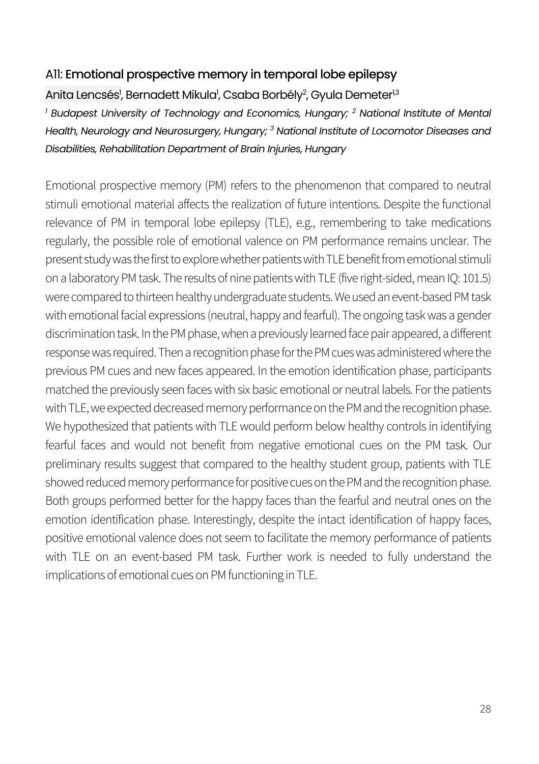## A11: Emotional prospective memory in temporal lobe epilepsy

Anita Lencsés[1], Bernadett Mikula[1], Csaba Borbély[2], Gyula Demeter[1,3]

*[1] Budapest University of Technology and Economics, Hungary; [2] National Institute of Mental Health, Neurology and Neurosurgery, Hungary; [3] National Institute of Locomotor Diseases and Disabilities, Rehabilitation Department of Brain Injuries, Hungary*

Emotional prospective memory (PM) refers to the phenomenon that compared to neutral stimuli emotional material affects the realization of future intentions. Despite the functional relevance of PM in temporal lobe epilepsy (TLE), e.g., remembering to take medications regularly, the possible role of emotional valence on PM performance remains unclear. The present study was the first to explore whether patients with TLE benefit from emotional stimuli on a laboratory PM task. The results of nine patients with TLE (five right-sided, mean IQ: 101.5) were compared to thirteen healthy undergraduate students. We used an event-based PM task with emotional facial expressions (neutral, happy and fearful). The ongoing task was a gender discrimination task. In the PM phase, when a previously learned face pair appeared, a different response was required. Then a recognition phase for the PM cues was administered where the previous PM cues and new faces appeared. In the emotion identification phase, participants matched the previously seen faces with six basic emotional or neutral labels. For the patients with TLE, we expected decreased memory performance on the PM and the recognition phase. We hypothesized that patients with TLE would perform below healthy controls in identifying fearful faces and would not benefit from negative emotional cues on the PM task. Our preliminary results suggest that compared to the healthy student group, patients with TLE showed reduced memory performance for positive cues on the PM and the recognition phase. Both groups performed better for the happy faces than the fearful and neutral ones on the emotion identification phase. Interestingly, despite the intact identification of happy faces, positive emotional valence does not seem to facilitate the memory performance of patients with TLE on an event-based PM task. Further work is needed to fully understand the implications of emotional cues on PM functioning in TLE.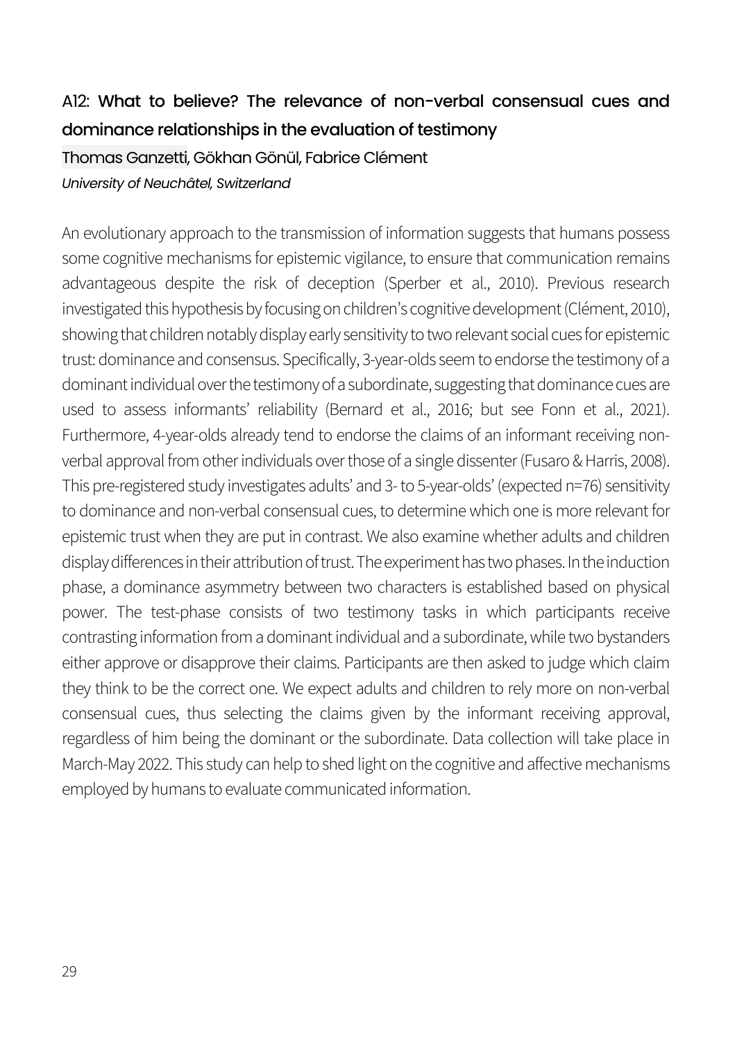## A12: What to believe? The relevance of non-verbal consensual cues and dominance relationships in the evaluation of testimony

Thomas Ganzetti, Gökhan Gönül, Fabrice Clément

*University of Neuchâtel, Switzerland*

An evolutionary approach to the transmission of information suggests that humans possess some cognitive mechanisms for epistemic vigilance, to ensure that communication remains advantageous despite the risk of deception (Sperber et al., 2010). Previous research investigated this hypothesis by focusing on children's cognitive development (Clément, 2010), showing that children notably display early sensitivity to two relevant social cues for epistemic trust: dominance and consensus. Specifically, 3-year-olds seem to endorse the testimony of a dominant individual over the testimony of a subordinate, suggesting that dominance cues are used to assess informants' reliability (Bernard et al., 2016; but see Fonn et al., 2021). Furthermore, 4-year-olds already tend to endorse the claims of an informant receiving non-verbal approval from other individuals over those of a single dissenter (Fusaro & Harris, 2008). This pre-registered study investigates adults' and 3- to 5-year-olds' (expected n=76) sensitivity to dominance and non-verbal consensual cues, to determine which one is more relevant for epistemic trust when they are put in contrast. We also examine whether adults and children display differences in their attribution of trust. The experiment has two phases. In the induction phase, a dominance asymmetry between two characters is established based on physical power. The test-phase consists of two testimony tasks in which participants receive contrasting information from a dominant individual and a subordinate, while two bystanders either approve or disapprove their claims. Participants are then asked to judge which claim they think to be the correct one. We expect adults and children to rely more on non-verbal consensual cues, thus selecting the claims given by the informant receiving approval, regardless of him being the dominant or the subordinate. Data collection will take place in March-May 2022. This study can help to shed light on the cognitive and affective mechanisms employed by humans to evaluate communicated information.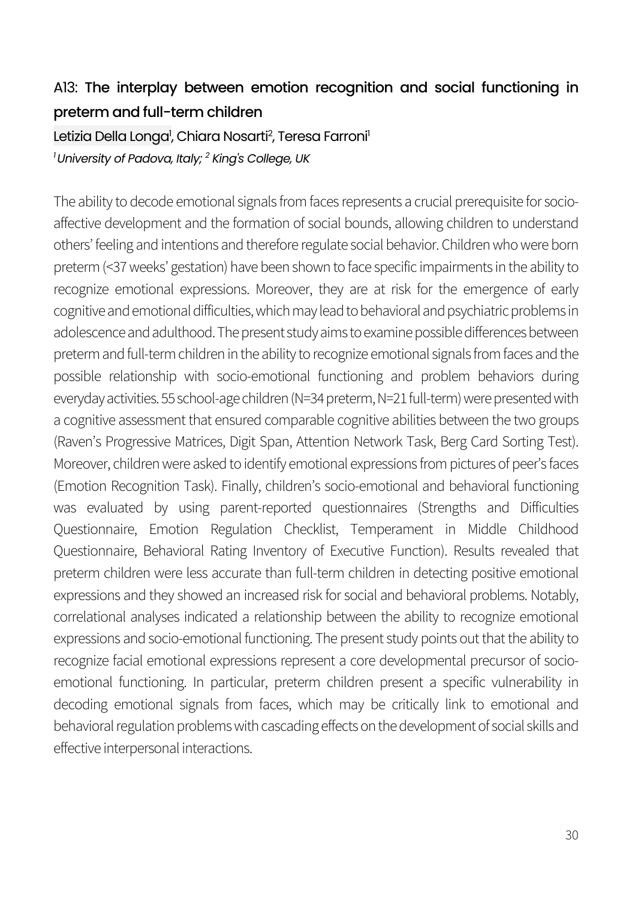## A13: The interplay between emotion recognition and social functioning in preterm and full-term children

Letizia Della Longa[1], Chiara Nosarti[2], Teresa Farroni[1]

*[1]University of Padova, Italy; [2] King's College, UK*

The ability to decode emotional signals from faces represents a crucial prerequisite for socio-affective development and the formation of social bounds, allowing children to understand others' feeling and intentions and therefore regulate social behavior. Children who were born preterm (<37 weeks' gestation) have been shown to face specific impairments in the ability to recognize emotional expressions. Moreover, they are at risk for the emergence of early cognitive and emotional difficulties, which may lead to behavioral and psychiatric problems in adolescence and adulthood. The present study aims to examine possible differences between preterm and full-term children in the ability to recognize emotional signals from faces and the possible relationship with socio-emotional functioning and problem behaviors during everyday activities. 55 school-age children (N=34 preterm, N=21 full-term) were presented with a cognitive assessment that ensured comparable cognitive abilities between the two groups (Raven's Progressive Matrices, Digit Span, Attention Network Task, Berg Card Sorting Test). Moreover, children were asked to identify emotional expressions from pictures of peer's faces (Emotion Recognition Task). Finally, children's socio-emotional and behavioral functioning was evaluated by using parent-reported questionnaires (Strengths and Difficulties Questionnaire, Emotion Regulation Checklist, Temperament in Middle Childhood Questionnaire, Behavioral Rating Inventory of Executive Function). Results revealed that preterm children were less accurate than full-term children in detecting positive emotional expressions and they showed an increased risk for social and behavioral problems. Notably, correlational analyses indicated a relationship between the ability to recognize emotional expressions and socio-emotional functioning. The present study points out that the ability to recognize facial emotional expressions represent a core developmental precursor of socio-emotional functioning. In particular, preterm children present a specific vulnerability in decoding emotional signals from faces, which may be critically link to emotional and behavioral regulation problems with cascading effects on the development of social skills and effective interpersonal interactions.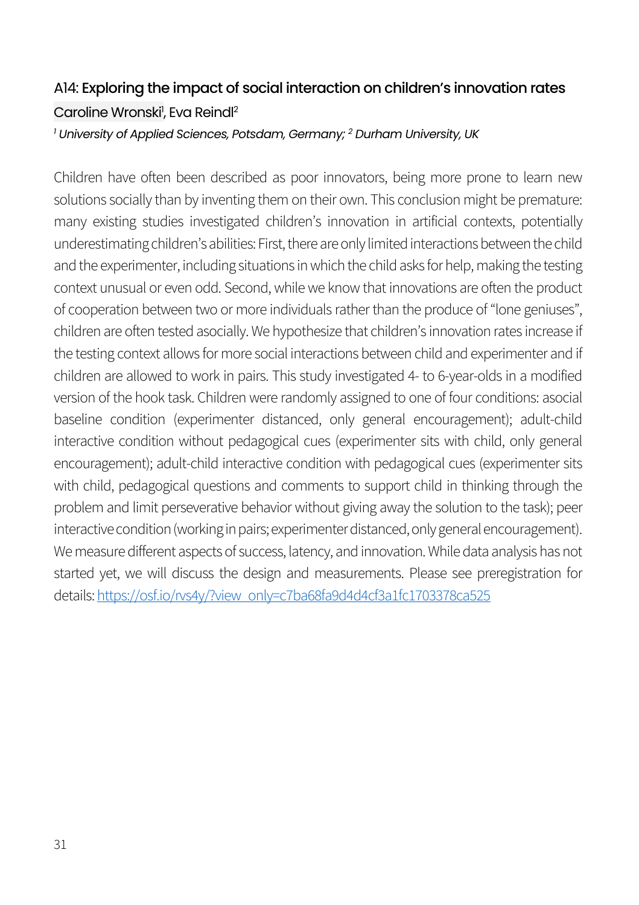### A14: Exploring the impact of social interaction on children's innovation rates

Caroline Wronski[1], Eva Reindl[2]

*[1] University of Applied Sciences, Potsdam, Germany; [2] Durham University, UK*

Children have often been described as poor innovators, being more prone to learn new solutions socially than by inventing them on their own. This conclusion might be premature: many existing studies investigated children's innovation in artificial contexts, potentially underestimating children's abilities: First, there are only limited interactions between the child and the experimenter, including situations in which the child asks for help, making the testing context unusual or even odd. Second, while we know that innovations are often the product of cooperation between two or more individuals rather than the produce of "lone geniuses", children are often tested asocially. We hypothesize that children's innovation rates increase if the testing context allows for more social interactions between child and experimenter and if children are allowed to work in pairs. This study investigated 4- to 6-year-olds in a modified version of the hook task. Children were randomly assigned to one of four conditions: asocial baseline condition (experimenter distanced, only general encouragement); adult-child interactive condition without pedagogical cues (experimenter sits with child, only general encouragement); adult-child interactive condition with pedagogical cues (experimenter sits with child, pedagogical questions and comments to support child in thinking through the problem and limit perseverative behavior without giving away the solution to the task); peer interactive condition (working in pairs; experimenter distanced, only general encouragement). We measure different aspects of success, latency, and innovation. While data analysis has not started yet, we will discuss the design and measurements. Please see preregistration for details: https://osf.io/rvs4y/?view_only=c7ba68fa9d4d4cf3a1fc1703378ca525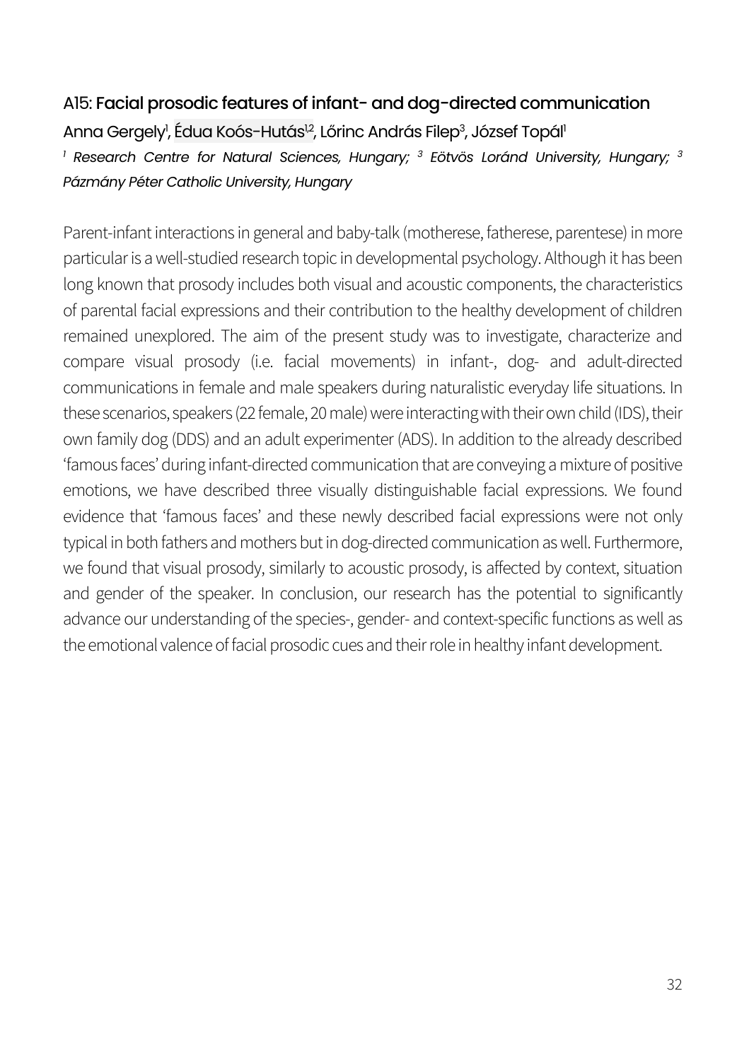### A15: Facial prosodic features of infant- and dog-directed communication

Anna Gergely[1], Édua Koós-Hutás[1,2], Lőrinc András Filep[3], József Topál[1]

*[1] Research Centre for Natural Sciences, Hungary; [3] Eötvös Loránd University, Hungary; [3] Pázmány Péter Catholic University, Hungary*

Parent-infant interactions in general and baby-talk (motherese, fatherese, parentese) in more particular is a well-studied research topic in developmental psychology. Although it has been long known that prosody includes both visual and acoustic components, the characteristics of parental facial expressions and their contribution to the healthy development of children remained unexplored. The aim of the present study was to investigate, characterize and compare visual prosody (i.e. facial movements) in infant-, dog- and adult-directed communications in female and male speakers during naturalistic everyday life situations. In these scenarios, speakers (22 female, 20 male) were interacting with their own child (IDS), their own family dog (DDS) and an adult experimenter (ADS). In addition to the already described 'famous faces' during infant-directed communication that are conveying a mixture of positive emotions, we have described three visually distinguishable facial expressions. We found evidence that 'famous faces' and these newly described facial expressions were not only typical in both fathers and mothers but in dog-directed communication as well. Furthermore, we found that visual prosody, similarly to acoustic prosody, is affected by context, situation and gender of the speaker. In conclusion, our research has the potential to significantly advance our understanding of the species-, gender- and context-specific functions as well as the emotional valence of facial prosodic cues and their role in healthy infant development.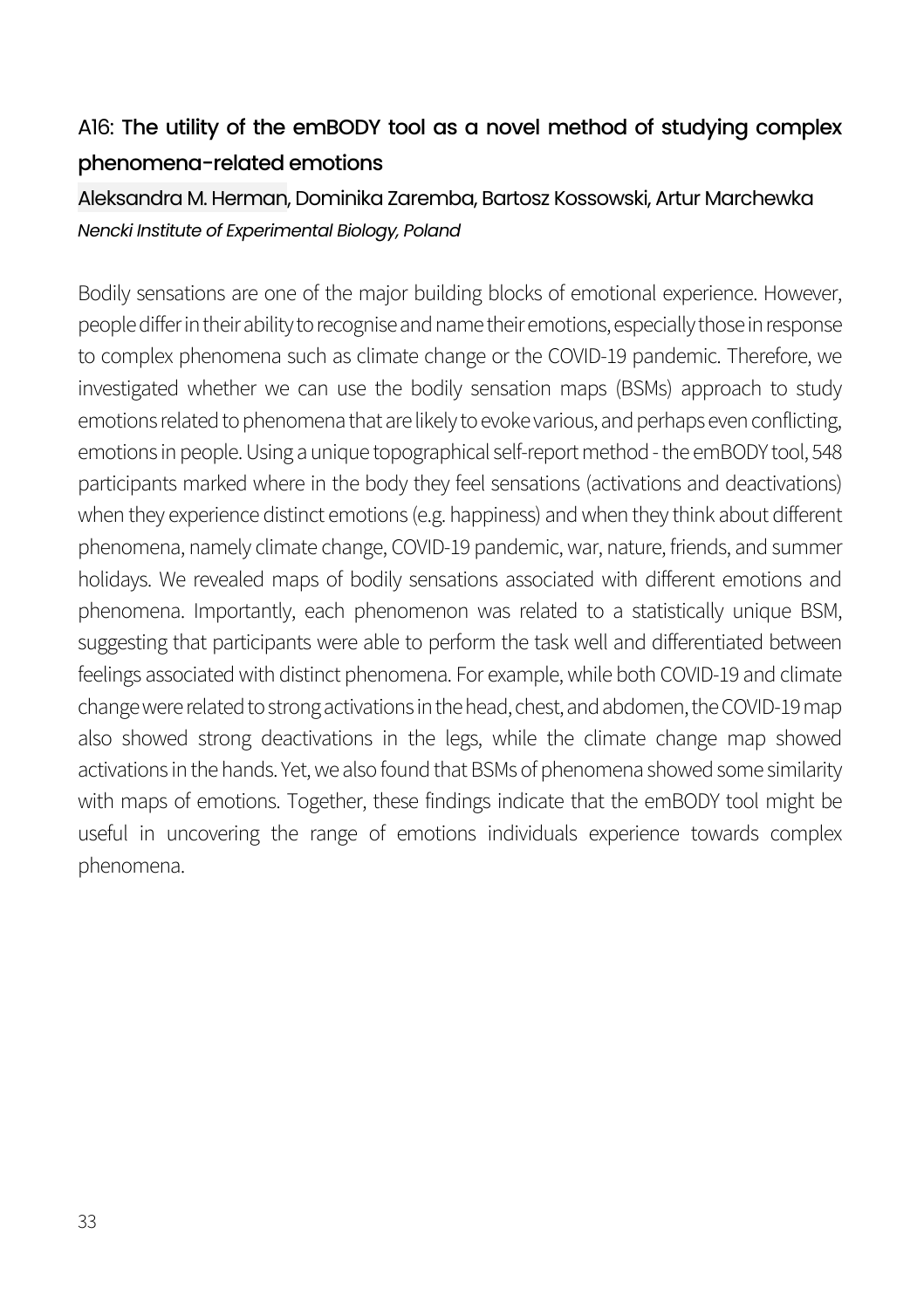## A16: The utility of the emBODY tool as a novel method of studying complex phenomena-related emotions

Aleksandra M. Herman, Dominika Zaremba, Bartosz Kossowski, Artur Marchewka

*Nencki Institute of Experimental Biology, Poland*

Bodily sensations are one of the major building blocks of emotional experience. However, people differ in their ability to recognise and name their emotions, especially those in response to complex phenomena such as climate change or the COVID-19 pandemic. Therefore, we investigated whether we can use the bodily sensation maps (BSMs) approach to study emotions related to phenomena that are likely to evoke various, and perhaps even conflicting, emotions in people. Using a unique topographical self-report method - the emBODY tool, 548 participants marked where in the body they feel sensations (activations and deactivations) when they experience distinct emotions (e.g. happiness) and when they think about different phenomena, namely climate change, COVID-19 pandemic, war, nature, friends, and summer holidays. We revealed maps of bodily sensations associated with different emotions and phenomena. Importantly, each phenomenon was related to a statistically unique BSM, suggesting that participants were able to perform the task well and differentiated between feelings associated with distinct phenomena. For example, while both COVID-19 and climate change were related to strong activations in the head, chest, and abdomen, the COVID-19 map also showed strong deactivations in the legs, while the climate change map showed activations in the hands. Yet, we also found that BSMs of phenomena showed some similarity with maps of emotions. Together, these findings indicate that the emBODY tool might be useful in uncovering the range of emotions individuals experience towards complex phenomena.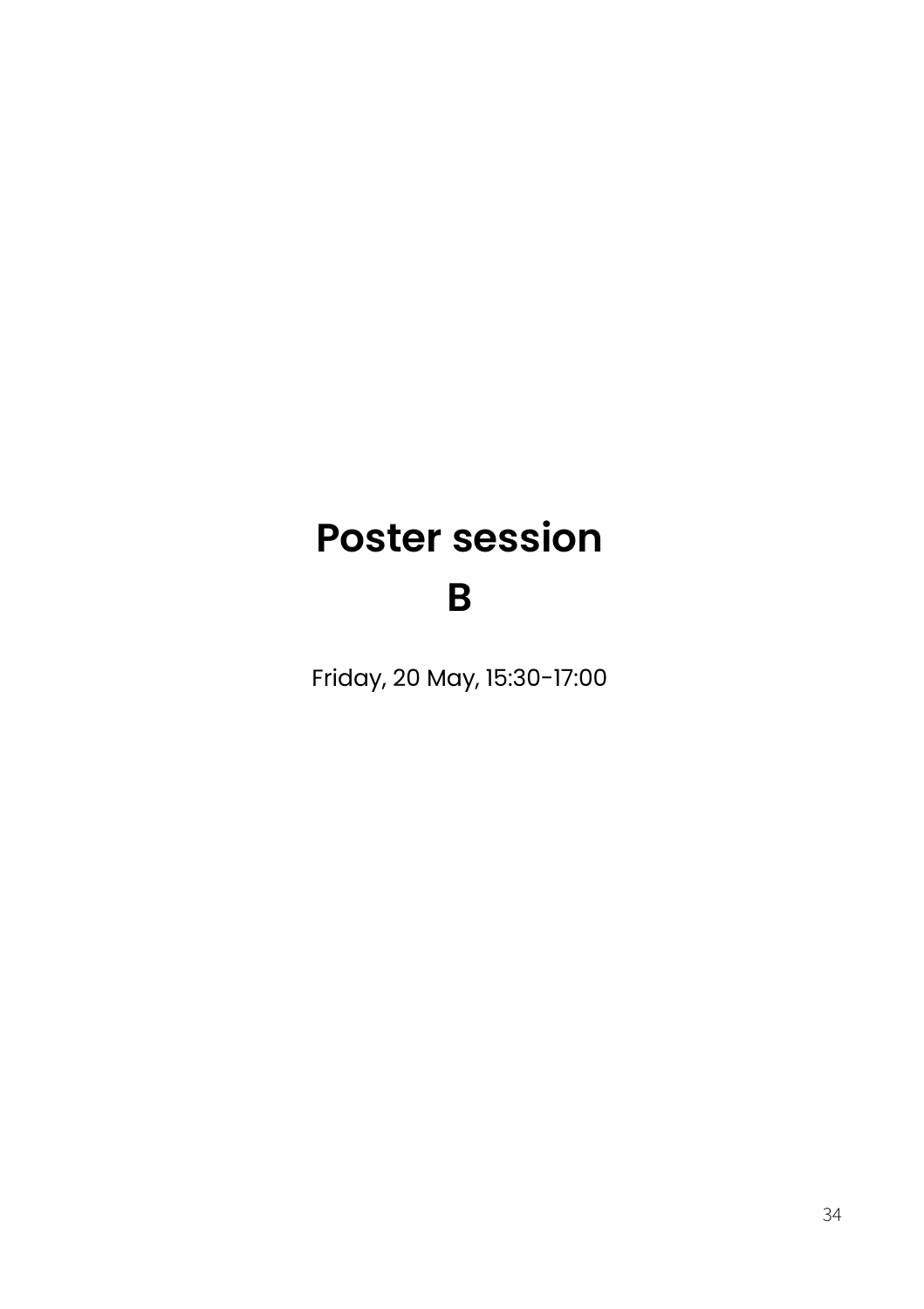# Poster session B

Friday, 20 May, 15:30-17:00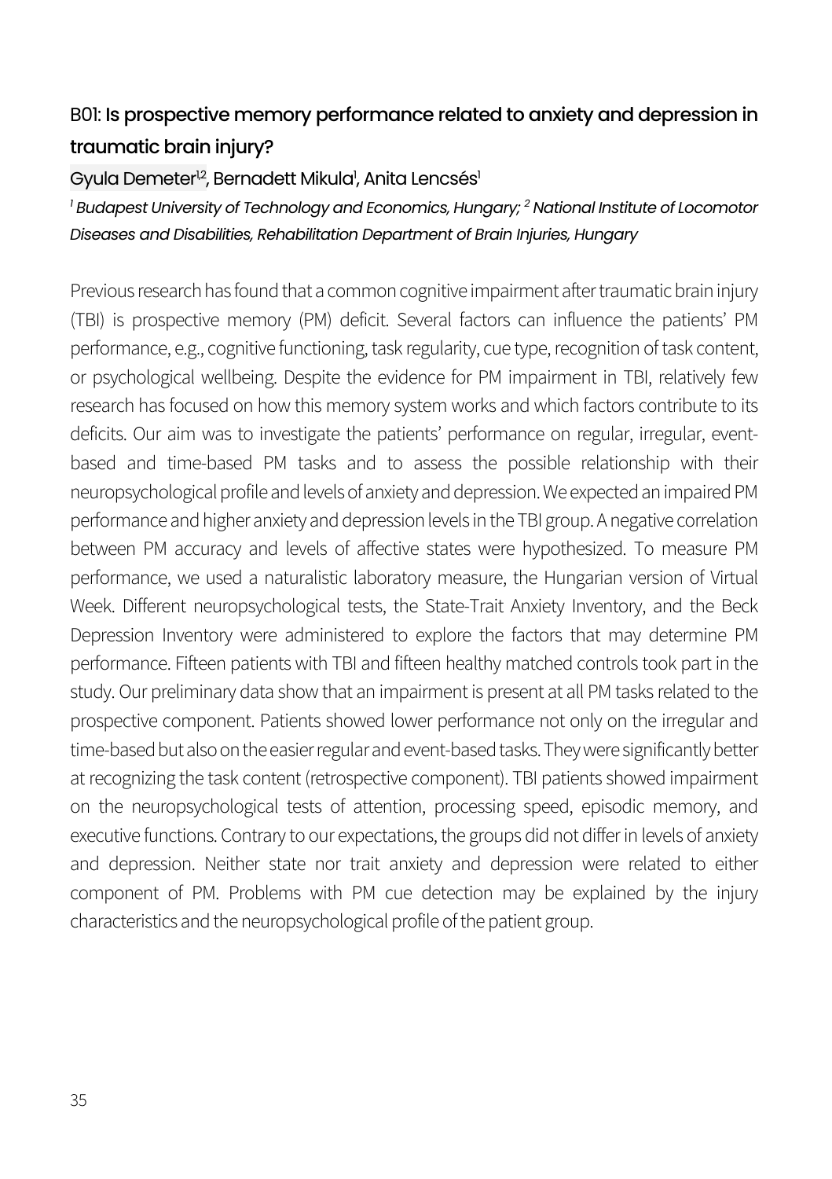## B01: Is prospective memory performance related to anxiety and depression in traumatic brain injury?

Gyula Demeter[1,2], Bernadett Mikula[1], Anita Lencsés[1]

*[1] Budapest University of Technology and Economics, Hungary; [2] National Institute of Locomotor Diseases and Disabilities, Rehabilitation Department of Brain Injuries, Hungary*

Previous research has found that a common cognitive impairment after traumatic brain injury (TBI) is prospective memory (PM) deficit. Several factors can influence the patients' PM performance, e.g., cognitive functioning, task regularity, cue type, recognition of task content, or psychological wellbeing. Despite the evidence for PM impairment in TBI, relatively few research has focused on how this memory system works and which factors contribute to its deficits. Our aim was to investigate the patients' performance on regular, irregular, event-based and time-based PM tasks and to assess the possible relationship with their neuropsychological profile and levels of anxiety and depression. We expected an impaired PM performance and higher anxiety and depression levels in the TBI group. A negative correlation between PM accuracy and levels of affective states were hypothesized. To measure PM performance, we used a naturalistic laboratory measure, the Hungarian version of Virtual Week. Different neuropsychological tests, the State-Trait Anxiety Inventory, and the Beck Depression Inventory were administered to explore the factors that may determine PM performance. Fifteen patients with TBI and fifteen healthy matched controls took part in the study. Our preliminary data show that an impairment is present at all PM tasks related to the prospective component. Patients showed lower performance not only on the irregular and time-based but also on the easier regular and event-based tasks. They were significantly better at recognizing the task content (retrospective component). TBI patients showed impairment on the neuropsychological tests of attention, processing speed, episodic memory, and executive functions. Contrary to our expectations, the groups did not differ in levels of anxiety and depression. Neither state nor trait anxiety and depression were related to either component of PM. Problems with PM cue detection may be explained by the injury characteristics and the neuropsychological profile of the patient group.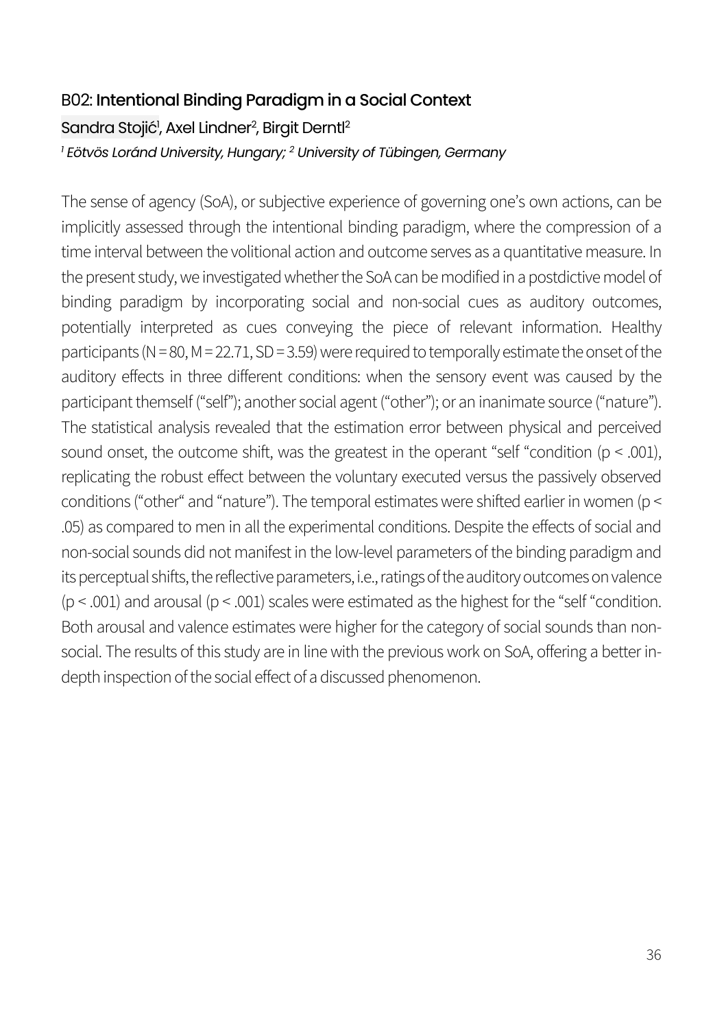### B02: **Intentional Binding Paradigm in a Social Context**

Sandra Stojić[1], Axel Lindner[2], Birgit Derntl[2]

*[1] Eötvös Loránd University, Hungary; [2] University of Tübingen, Germany*

The sense of agency (SoA), or subjective experience of governing one's own actions, can be implicitly assessed through the intentional binding paradigm, where the compression of a time interval between the volitional action and outcome serves as a quantitative measure. In the present study, we investigated whether the SoA can be modified in a postdictive model of binding paradigm by incorporating social and non-social cues as auditory outcomes, potentially interpreted as cues conveying the piece of relevant information. Healthy participants ($N = 80$, $M = 22.71$, $SD = 3.59$) were required to temporally estimate the onset of the auditory effects in three different conditions: when the sensory event was caused by the participant themself ("self"); another social agent ("other"); or an inanimate source ("nature"). The statistical analysis revealed that the estimation error between physical and perceived sound onset, the outcome shift, was the greatest in the operant "self "condition ($p < .001$), replicating the robust effect between the voluntary executed versus the passively observed conditions ("other" and "nature"). The temporal estimates were shifted earlier in women ($p < .05$) as compared to men in all the experimental conditions. Despite the effects of social and non-social sounds did not manifest in the low-level parameters of the binding paradigm and its perceptual shifts, the reflective parameters, i.e., ratings of the auditory outcomes on valence ($p < .001$) and arousal ($p < .001$) scales were estimated as the highest for the "self "condition. Both arousal and valence estimates were higher for the category of social sounds than non-social. The results of this study are in line with the previous work on SoA, offering a better in-depth inspection of the social effect of a discussed phenomenon.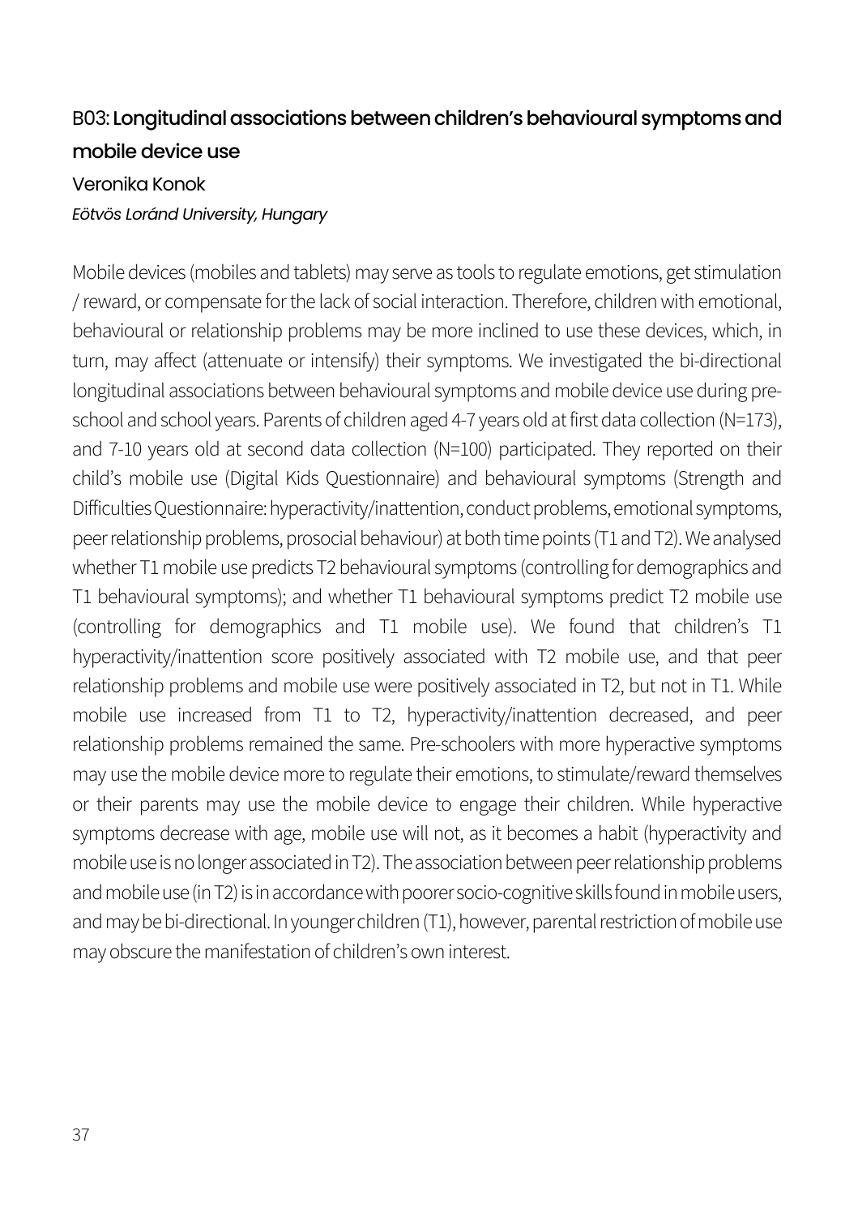## B03: **Longitudinal associations between children's behavioural symptoms and mobile device use**

Veronika Konok

*Eötvös Loránd University, Hungary*

Mobile devices (mobiles and tablets) may serve as tools to regulate emotions, get stimulation / reward, or compensate for the lack of social interaction. Therefore, children with emotional, behavioural or relationship problems may be more inclined to use these devices, which, in turn, may affect (attenuate or intensify) their symptoms. We investigated the bi-directional longitudinal associations between behavioural symptoms and mobile device use during pre-school and school years. Parents of children aged 4-7 years old at first data collection (N=173), and 7-10 years old at second data collection (N=100) participated. They reported on their child's mobile use (Digital Kids Questionnaire) and behavioural symptoms (Strength and Difficulties Questionnaire: hyperactivity/inattention, conduct problems, emotional symptoms, peer relationship problems, prosocial behaviour) at both time points (T1 and T2). We analysed whether T1 mobile use predicts T2 behavioural symptoms (controlling for demographics and T1 behavioural symptoms); and whether T1 behavioural symptoms predict T2 mobile use (controlling for demographics and T1 mobile use). We found that children's T1 hyperactivity/inattention score positively associated with T2 mobile use, and that peer relationship problems and mobile use were positively associated in T2, but not in T1. While mobile use increased from T1 to T2, hyperactivity/inattention decreased, and peer relationship problems remained the same. Pre-schoolers with more hyperactive symptoms may use the mobile device more to regulate their emotions, to stimulate/reward themselves or their parents may use the mobile device to engage their children. While hyperactive symptoms decrease with age, mobile use will not, as it becomes a habit (hyperactivity and mobile use is no longer associated in T2). The association between peer relationship problems and mobile use (in T2) is in accordance with poorer socio-cognitive skills found in mobile users, and may be bi-directional. In younger children (T1), however, parental restriction of mobile use may obscure the manifestation of children's own interest.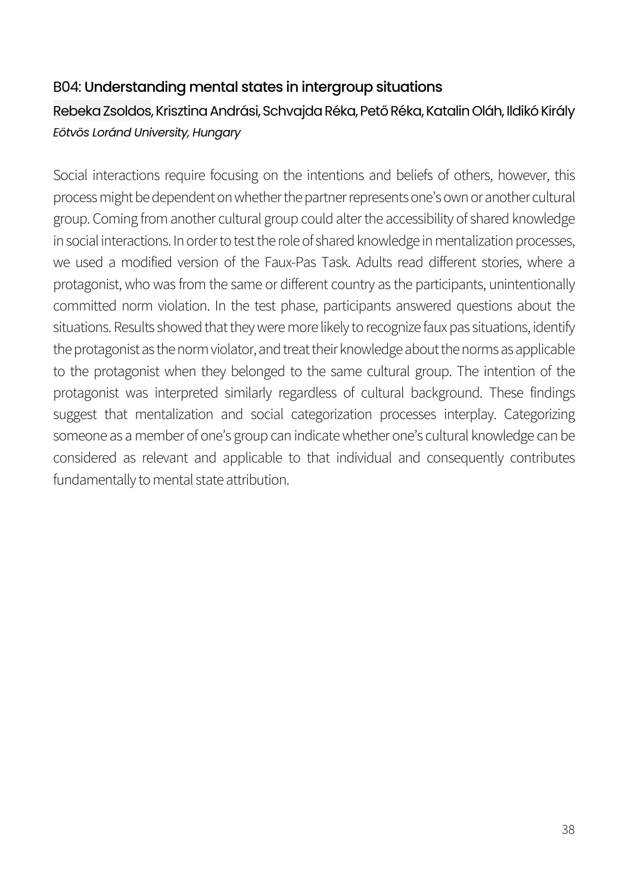## B04: Understanding mental states in intergroup situations

Rebeka Zsoldos, Krisztina Andrási, Schvajda Réka, Pető Réka, Katalin Oláh, Ildikó Király

*Eötvös Loránd University, Hungary*

Social interactions require focusing on the intentions and beliefs of others, however, this process might be dependent on whether the partner represents one's own or another cultural group. Coming from another cultural group could alter the accessibility of shared knowledge in social interactions. In order to test the role of shared knowledge in mentalization processes, we used a modified version of the Faux-Pas Task. Adults read different stories, where a protagonist, who was from the same or different country as the participants, unintentionally committed norm violation. In the test phase, participants answered questions about the situations. Results showed that they were more likely to recognize faux pas situations, identify the protagonist as the norm violator, and treat their knowledge about the norms as applicable to the protagonist when they belonged to the same cultural group. The intention of the protagonist was interpreted similarly regardless of cultural background. These findings suggest that mentalization and social categorization processes interplay. Categorizing someone as a member of one's group can indicate whether one's cultural knowledge can be considered as relevant and applicable to that individual and consequently contributes fundamentally to mental state attribution.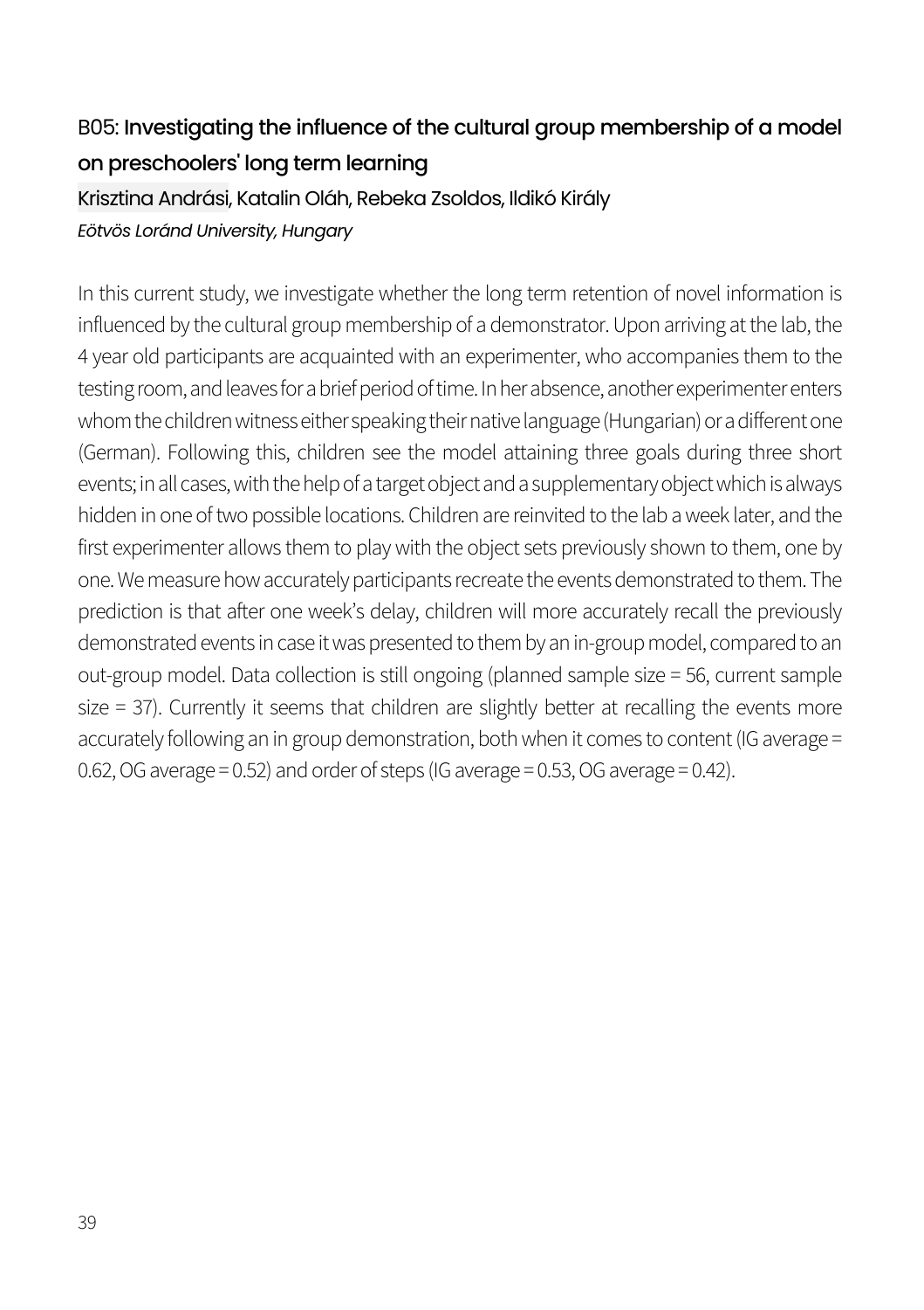## B05: Investigating the influence of the cultural group membership of a model on preschoolers' long term learning

Krisztina Andrási, Katalin Oláh, Rebeka Zsoldos, Ildikó Király

*Eötvös Loránd University, Hungary*

In this current study, we investigate whether the long term retention of novel information is influenced by the cultural group membership of a demonstrator. Upon arriving at the lab, the 4 year old participants are acquainted with an experimenter, who accompanies them to the testing room, and leaves for a brief period of time. In her absence, another experimenter enters whom the children witness either speaking their native language (Hungarian) or a different one (German). Following this, children see the model attaining three goals during three short events; in all cases, with the help of a target object and a supplementary object which is always hidden in one of two possible locations. Children are reinvited to the lab a week later, and the first experimenter allows them to play with the object sets previously shown to them, one by one. We measure how accurately participants recreate the events demonstrated to them. The prediction is that after one week's delay, children will more accurately recall the previously demonstrated events in case it was presented to them by an in-group model, compared to an out-group model. Data collection is still ongoing (planned sample size = 56, current sample size = 37). Currently it seems that children are slightly better at recalling the events more accurately following an in group demonstration, both when it comes to content (IG average = 0.62, OG average = 0.52) and order of steps (IG average = 0.53, OG average = 0.42).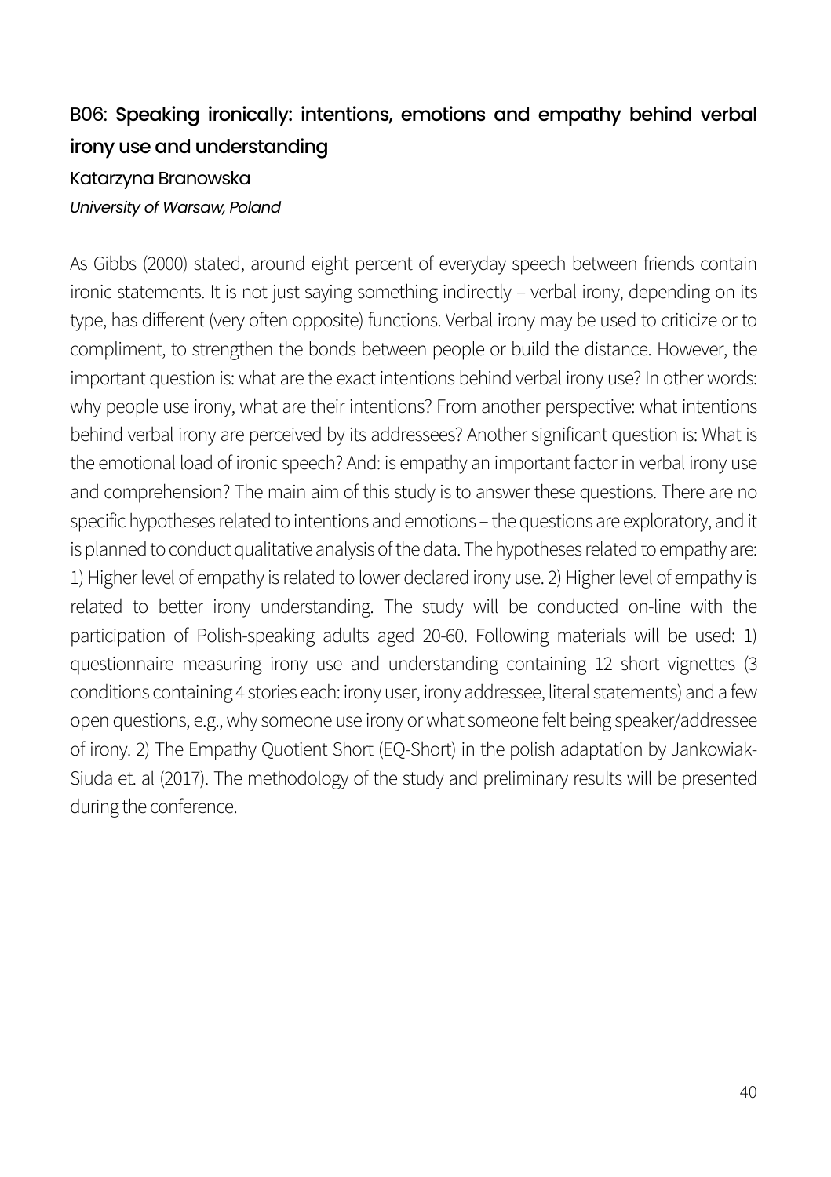## B06: **Speaking ironically: intentions, emotions and empathy behind verbal irony use and understanding**

Katarzyna Branowska

*University of Warsaw, Poland*

As Gibbs (2000) stated, around eight percent of everyday speech between friends contain ironic statements. It is not just saying something indirectly – verbal irony, depending on its type, has different (very often opposite) functions. Verbal irony may be used to criticize or to compliment, to strengthen the bonds between people or build the distance. However, the important question is: what are the exact intentions behind verbal irony use? In other words: why people use irony, what are their intentions? From another perspective: what intentions behind verbal irony are perceived by its addressees? Another significant question is: What is the emotional load of ironic speech? And: is empathy an important factor in verbal irony use and comprehension? The main aim of this study is to answer these questions. There are no specific hypotheses related to intentions and emotions – the questions are exploratory, and it is planned to conduct qualitative analysis of the data. The hypotheses related to empathy are: 1) Higher level of empathy is related to lower declared irony use. 2) Higher level of empathy is related to better irony understanding. The study will be conducted on-line with the participation of Polish-speaking adults aged 20-60. Following materials will be used: 1) questionnaire measuring irony use and understanding containing 12 short vignettes (3 conditions containing 4 stories each: irony user, irony addressee, literal statements) and a few open questions, e.g., why someone use irony or what someone felt being speaker/addressee of irony. 2) The Empathy Quotient Short (EQ-Short) in the polish adaptation by Jankowiak-Siuda et. al (2017). The methodology of the study and preliminary results will be presented during the conference.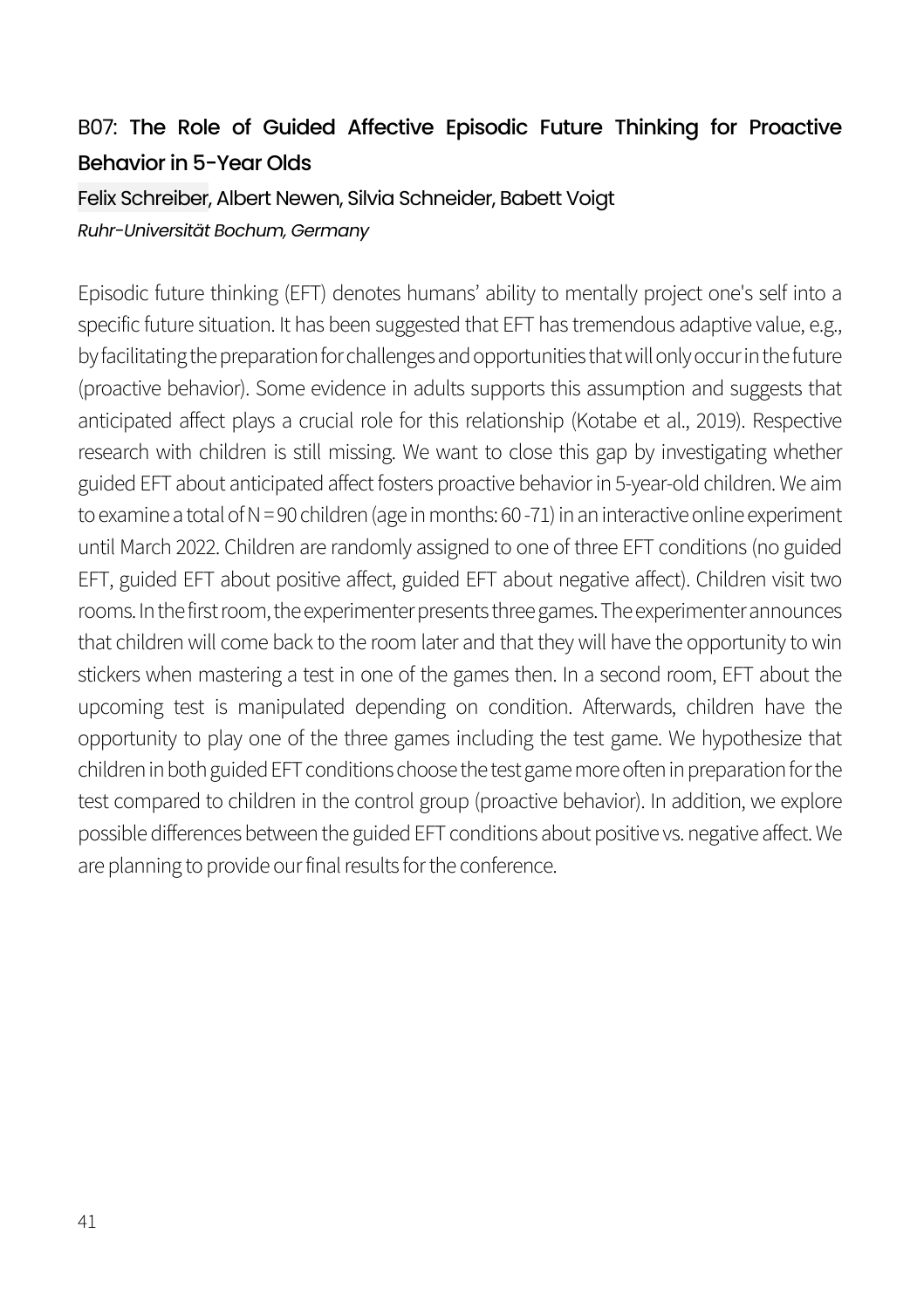## B07: **The Role of Guided Affective Episodic Future Thinking for Proactive Behavior in 5-Year Olds**

Felix Schreiber, Albert Newen, Silvia Schneider, Babett Voigt

*Ruhr-Universität Bochum, Germany*

Episodic future thinking (EFT) denotes humans' ability to mentally project one's self into a specific future situation. It has been suggested that EFT has tremendous adaptive value, e.g., by facilitating the preparation for challenges and opportunities that will only occur in the future (proactive behavior). Some evidence in adults supports this assumption and suggests that anticipated affect plays a crucial role for this relationship (Kotabe et al., 2019). Respective research with children is still missing. We want to close this gap by investigating whether guided EFT about anticipated affect fosters proactive behavior in 5-year-old children. We aim to examine a total of N = 90 children (age in months: 60 -71) in an interactive online experiment until March 2022. Children are randomly assigned to one of three EFT conditions (no guided EFT, guided EFT about positive affect, guided EFT about negative affect). Children visit two rooms. In the first room, the experimenter presents three games. The experimenter announces that children will come back to the room later and that they will have the opportunity to win stickers when mastering a test in one of the games then. In a second room, EFT about the upcoming test is manipulated depending on condition. Afterwards, children have the opportunity to play one of the three games including the test game. We hypothesize that children in both guided EFT conditions choose the test game more often in preparation for the test compared to children in the control group (proactive behavior). In addition, we explore possible differences between the guided EFT conditions about positive vs. negative affect. We are planning to provide our final results for the conference.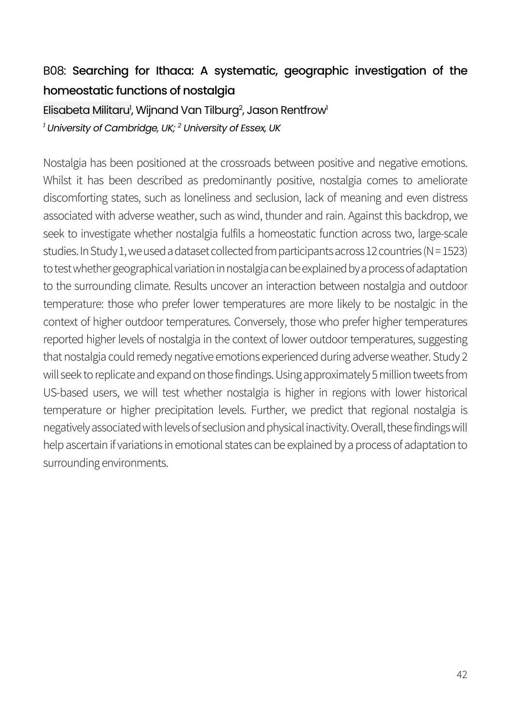## B08: Searching for Ithaca: A systematic, geographic investigation of the homeostatic functions of nostalgia

Elisabeta Militaru[1], Wijnand Van Tilburg[2], Jason Rentfrow[1]

*[1] University of Cambridge, UK; [2] University of Essex, UK*

Nostalgia has been positioned at the crossroads between positive and negative emotions. Whilst it has been described as predominantly positive, nostalgia comes to ameliorate discomforting states, such as loneliness and seclusion, lack of meaning and even distress associated with adverse weather, such as wind, thunder and rain. Against this backdrop, we seek to investigate whether nostalgia fulfils a homeostatic function across two, large-scale studies. In Study 1, we used a dataset collected from participants across 12 countries (N = 1523) to test whether geographical variation in nostalgia can be explained by a process of adaptation to the surrounding climate. Results uncover an interaction between nostalgia and outdoor temperature: those who prefer lower temperatures are more likely to be nostalgic in the context of higher outdoor temperatures. Conversely, those who prefer higher temperatures reported higher levels of nostalgia in the context of lower outdoor temperatures, suggesting that nostalgia could remedy negative emotions experienced during adverse weather. Study 2 will seek to replicate and expand on those findings. Using approximately 5 million tweets from US-based users, we will test whether nostalgia is higher in regions with lower historical temperature or higher precipitation levels. Further, we predict that regional nostalgia is negatively associated with levels of seclusion and physical inactivity. Overall, these findings will help ascertain if variations in emotional states can be explained by a process of adaptation to surrounding environments.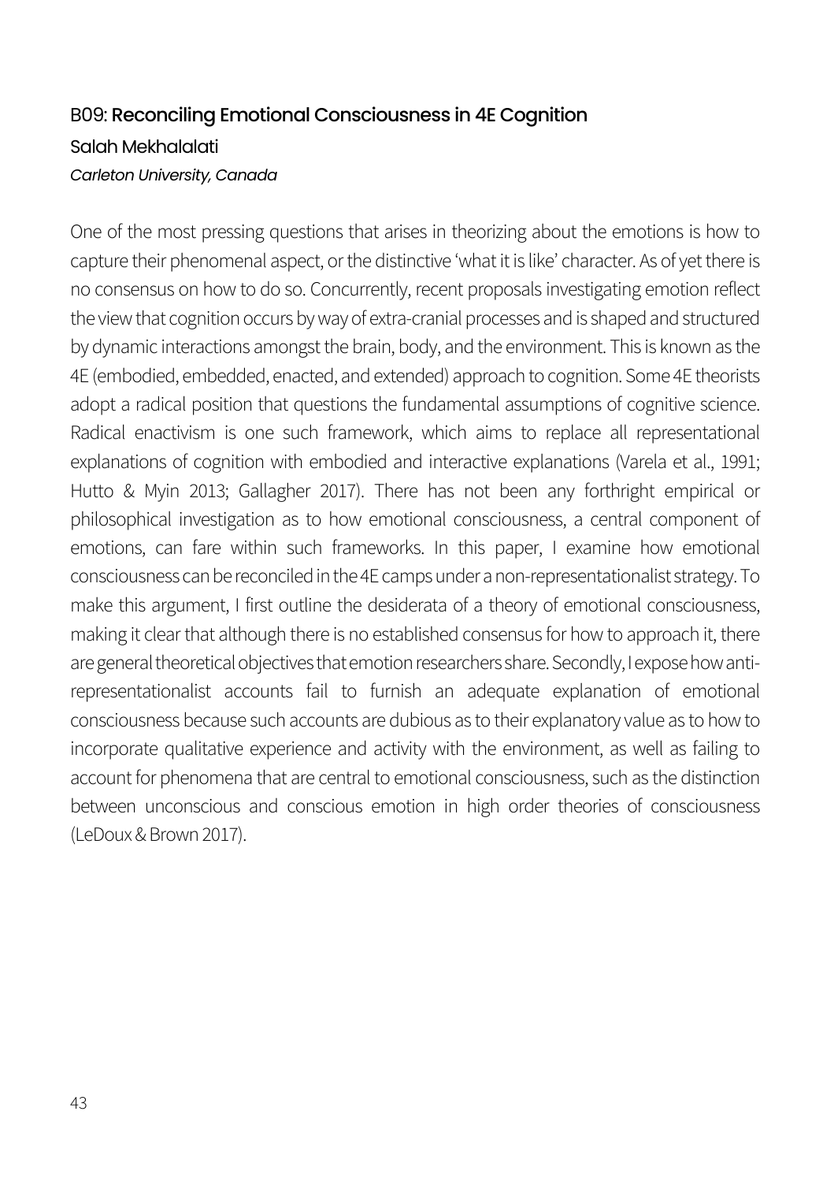### B09: Reconciling Emotional Consciousness in 4E Cognition

Salah Mekhalalati

*Carleton University, Canada*

One of the most pressing questions that arises in theorizing about the emotions is how to capture their phenomenal aspect, or the distinctive 'what it is like' character. As of yet there is no consensus on how to do so. Concurrently, recent proposals investigating emotion reflect the view that cognition occurs by way of extra-cranial processes and is shaped and structured by dynamic interactions amongst the brain, body, and the environment. This is known as the 4E (embodied, embedded, enacted, and extended) approach to cognition. Some 4E theorists adopt a radical position that questions the fundamental assumptions of cognitive science. Radical enactivism is one such framework, which aims to replace all representational explanations of cognition with embodied and interactive explanations (Varela et al., 1991; Hutto & Myin 2013; Gallagher 2017). There has not been any forthright empirical or philosophical investigation as to how emotional consciousness, a central component of emotions, can fare within such frameworks. In this paper, I examine how emotional consciousness can be reconciled in the 4E camps under a non-representationalist strategy. To make this argument, I first outline the desiderata of a theory of emotional consciousness, making it clear that although there is no established consensus for how to approach it, there are general theoretical objectives that emotion researchers share. Secondly, I expose how anti-representationalist accounts fail to furnish an adequate explanation of emotional consciousness because such accounts are dubious as to their explanatory value as to how to incorporate qualitative experience and activity with the environment, as well as failing to account for phenomena that are central to emotional consciousness, such as the distinction between unconscious and conscious emotion in high order theories of consciousness (LeDoux & Brown 2017).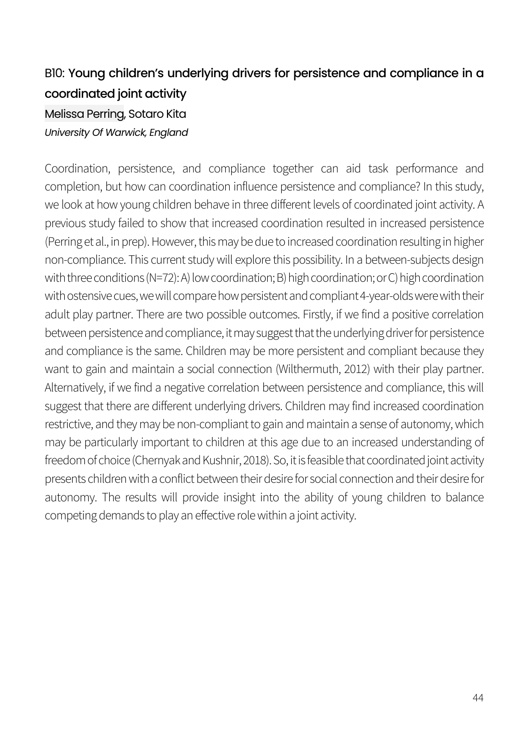### B10: Young children's underlying drivers for persistence and compliance in a coordinated joint activity

Melissa Perring, Sotaro Kita

*University Of Warwick, England*

Coordination, persistence, and compliance together can aid task performance and completion, but how can coordination influence persistence and compliance? In this study, we look at how young children behave in three different levels of coordinated joint activity. A previous study failed to show that increased coordination resulted in increased persistence (Perring et al., in prep). However, this may be due to increased coordination resulting in higher non-compliance. This current study will explore this possibility. In a between-subjects design with three conditions (N=72): A) low coordination; B) high coordination; or C) high coordination with ostensive cues, we will compare how persistent and compliant 4-year-olds were with their adult play partner. There are two possible outcomes. Firstly, if we find a positive correlation between persistence and compliance, it may suggest that the underlying driver for persistence and compliance is the same. Children may be more persistent and compliant because they want to gain and maintain a social connection (Wilthermuth, 2012) with their play partner. Alternatively, if we find a negative correlation between persistence and compliance, this will suggest that there are different underlying drivers. Children may find increased coordination restrictive, and they may be non-compliant to gain and maintain a sense of autonomy, which may be particularly important to children at this age due to an increased understanding of freedom of choice (Chernyak and Kushnir, 2018). So, it is feasible that coordinated joint activity presents children with a conflict between their desire for social connection and their desire for autonomy. The results will provide insight into the ability of young children to balance competing demands to play an effective role within a joint activity.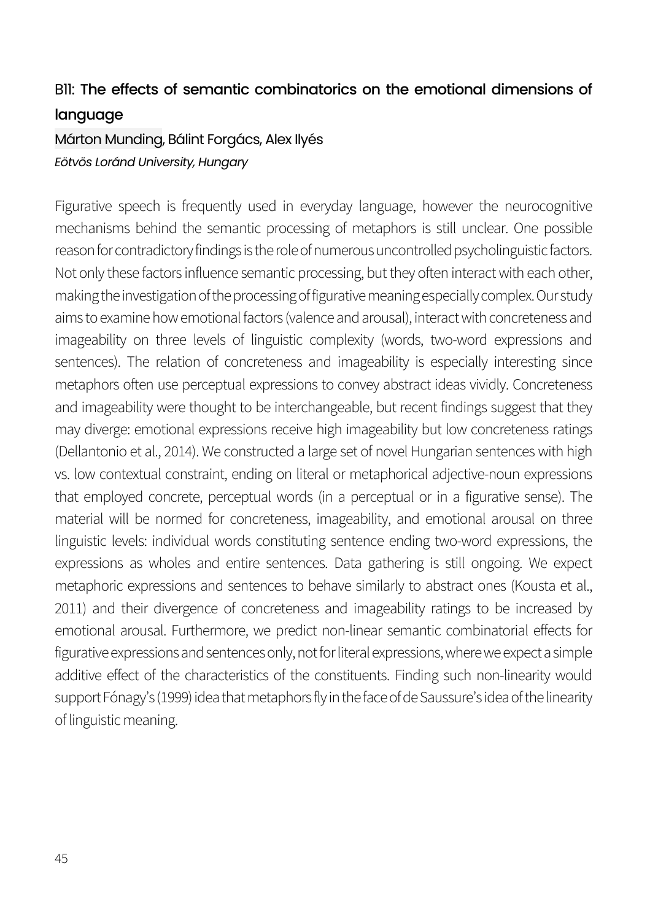## B11: **The effects of semantic combinatorics on the emotional dimensions of language**

Márton Munding, Bálint Forgács, Alex Ilyés

*Eötvös Loránd University, Hungary*

Figurative speech is frequently used in everyday language, however the neurocognitive mechanisms behind the semantic processing of metaphors is still unclear. One possible reason for contradictory findings is the role of numerous uncontrolled psycholinguistic factors. Not only these factors influence semantic processing, but they often interact with each other, making the investigation of the processing of figurative meaning especially complex. Our study aims to examine how emotional factors (valence and arousal), interact with concreteness and imageability on three levels of linguistic complexity (words, two-word expressions and sentences). The relation of concreteness and imageability is especially interesting since metaphors often use perceptual expressions to convey abstract ideas vividly. Concreteness and imageability were thought to be interchangeable, but recent findings suggest that they may diverge: emotional expressions receive high imageability but low concreteness ratings (Dellantonio et al., 2014). We constructed a large set of novel Hungarian sentences with high vs. low contextual constraint, ending on literal or metaphorical adjective-noun expressions that employed concrete, perceptual words (in a perceptual or in a figurative sense). The material will be normed for concreteness, imageability, and emotional arousal on three linguistic levels: individual words constituting sentence ending two-word expressions, the expressions as wholes and entire sentences. Data gathering is still ongoing. We expect metaphoric expressions and sentences to behave similarly to abstract ones (Kousta et al., 2011) and their divergence of concreteness and imageability ratings to be increased by emotional arousal. Furthermore, we predict non-linear semantic combinatorial effects for figurative expressions and sentences only, not for literal expressions, where we expect a simple additive effect of the characteristics of the constituents. Finding such non-linearity would support Fónagy's (1999) idea that metaphors fly in the face of de Saussure's idea of the linearity of linguistic meaning.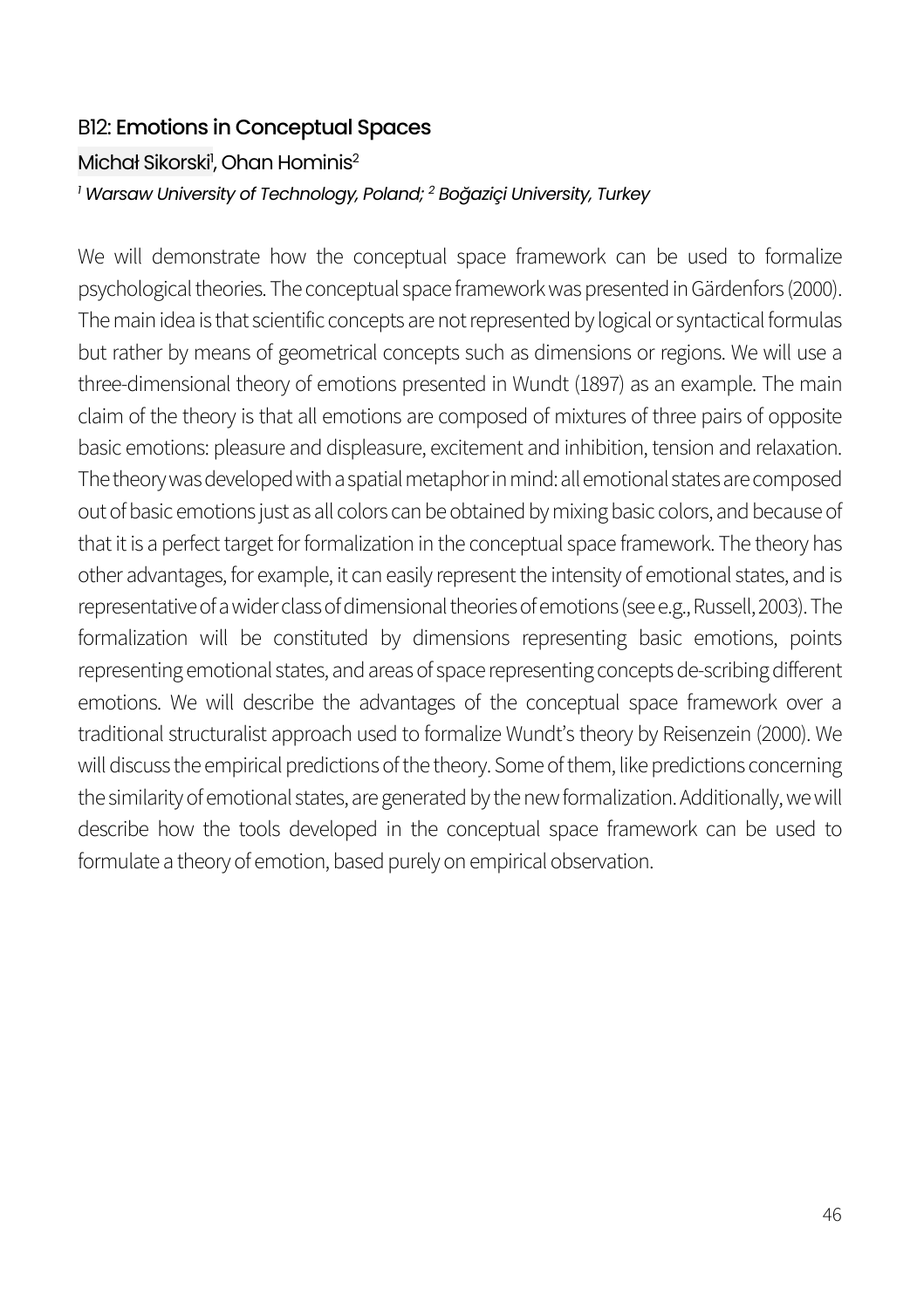### B12: Emotions in Conceptual Spaces

Michał Sikorski[1], Ohan Hominis[2]

*[1] Warsaw University of Technology, Poland; [2] Boğaziçi University, Turkey*

We will demonstrate how the conceptual space framework can be used to formalize psychological theories. The conceptual space framework was presented in Gärdenfors (2000). The main idea is that scientific concepts are not represented by logical or syntactical formulas but rather by means of geometrical concepts such as dimensions or regions. We will use a three-dimensional theory of emotions presented in Wundt (1897) as an example. The main claim of the theory is that all emotions are composed of mixtures of three pairs of opposite basic emotions: pleasure and displeasure, excitement and inhibition, tension and relaxation. The theory was developed with a spatial metaphor in mind: all emotional states are composed out of basic emotions just as all colors can be obtained by mixing basic colors, and because of that it is a perfect target for formalization in the conceptual space framework. The theory has other advantages, for example, it can easily represent the intensity of emotional states, and is representative of a wider class of dimensional theories of emotions (see e.g., Russell, 2003). The formalization will be constituted by dimensions representing basic emotions, points representing emotional states, and areas of space representing concepts de-scribing different emotions. We will describe the advantages of the conceptual space framework over a traditional structuralist approach used to formalize Wundt's theory by Reisenzein (2000). We will discuss the empirical predictions of the theory. Some of them, like predictions concerning the similarity of emotional states, are generated by the new formalization. Additionally, we will describe how the tools developed in the conceptual space framework can be used to formulate a theory of emotion, based purely on empirical observation.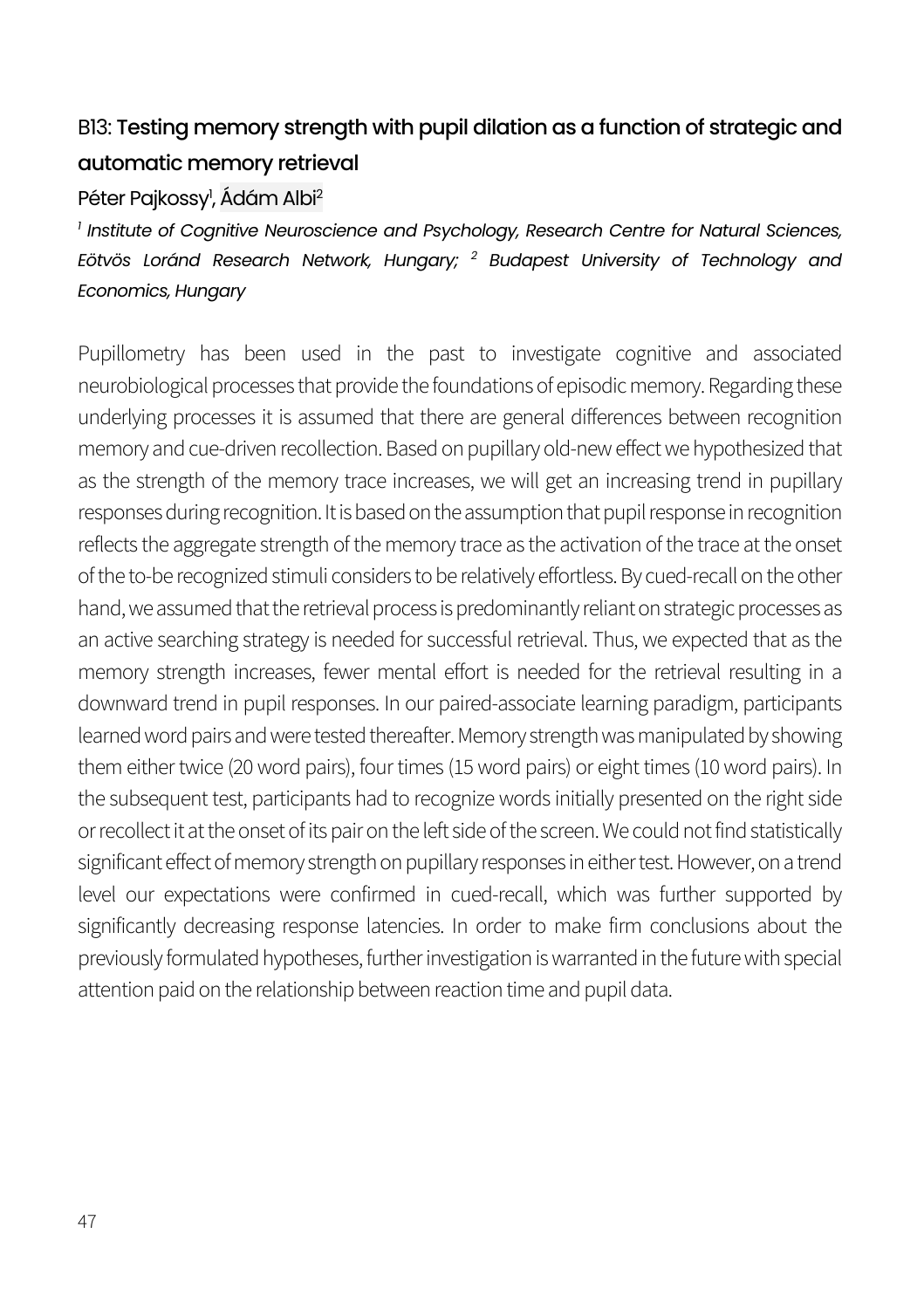## B13: Testing memory strength with pupil dilation as a function of strategic and automatic memory retrieval

Péter Pajkossy[1], Ádám Albi[2]

*[1] Institute of Cognitive Neuroscience and Psychology, Research Centre for Natural Sciences, Eötvös Loránd Research Network, Hungary; [2] Budapest University of Technology and Economics, Hungary*

Pupillometry has been used in the past to investigate cognitive and associated neurobiological processes that provide the foundations of episodic memory. Regarding these underlying processes it is assumed that there are general differences between recognition memory and cue-driven recollection. Based on pupillary old-new effect we hypothesized that as the strength of the memory trace increases, we will get an increasing trend in pupillary responses during recognition. It is based on the assumption that pupil response in recognition reflects the aggregate strength of the memory trace as the activation of the trace at the onset of the to-be recognized stimuli considers to be relatively effortless. By cued-recall on the other hand, we assumed that the retrieval process is predominantly reliant on strategic processes as an active searching strategy is needed for successful retrieval. Thus, we expected that as the memory strength increases, fewer mental effort is needed for the retrieval resulting in a downward trend in pupil responses. In our paired-associate learning paradigm, participants learned word pairs and were tested thereafter. Memory strength was manipulated by showing them either twice (20 word pairs), four times (15 word pairs) or eight times (10 word pairs). In the subsequent test, participants had to recognize words initially presented on the right side or recollect it at the onset of its pair on the left side of the screen. We could not find statistically significant effect of memory strength on pupillary responses in either test. However, on a trend level our expectations were confirmed in cued-recall, which was further supported by significantly decreasing response latencies. In order to make firm conclusions about the previously formulated hypotheses, further investigation is warranted in the future with special attention paid on the relationship between reaction time and pupil data.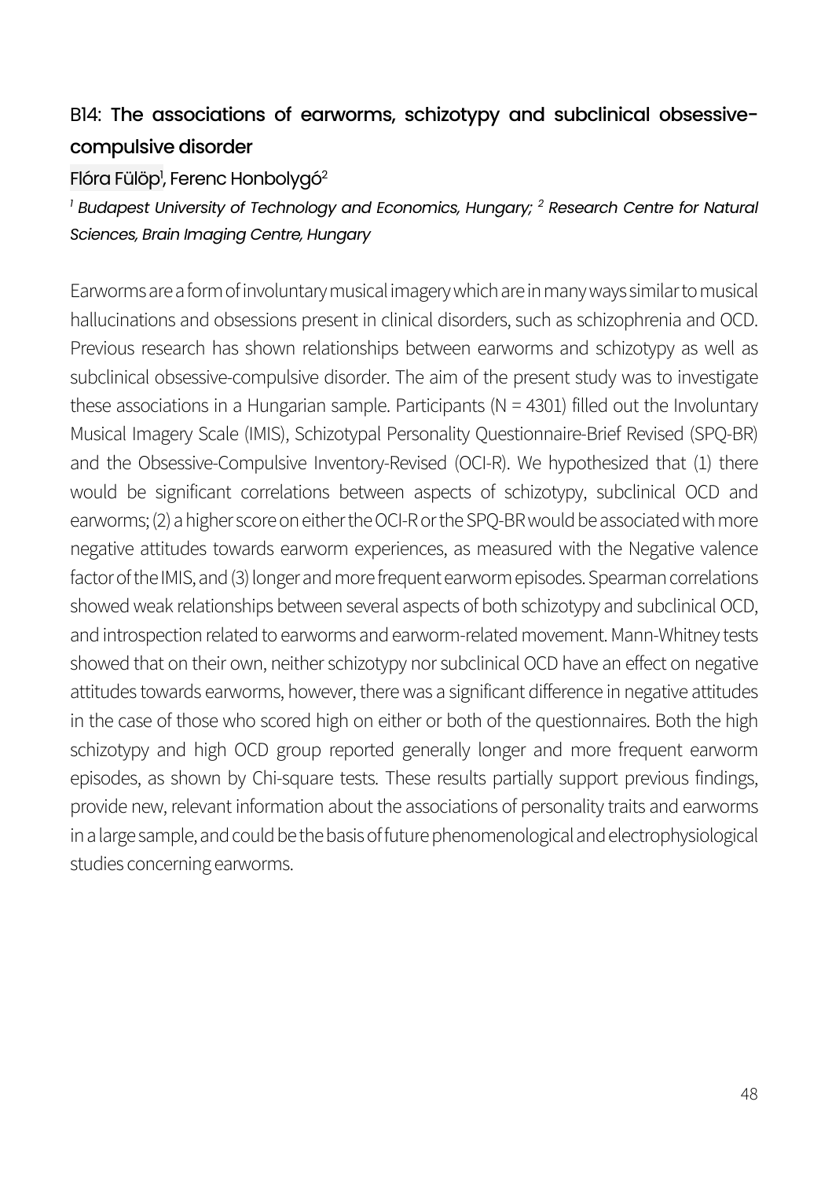## B14: The associations of earworms, schizotypy and subclinical obsessive-compulsive disorder

Flóra Fülöp[1], Ferenc Honbolygó[2]

*[1] Budapest University of Technology and Economics, Hungary; [2] Research Centre for Natural Sciences, Brain Imaging Centre, Hungary*

Earworms are a form of involuntary musical imagery which are in many ways similar to musical hallucinations and obsessions present in clinical disorders, such as schizophrenia and OCD. Previous research has shown relationships between earworms and schizotypy as well as subclinical obsessive-compulsive disorder. The aim of the present study was to investigate these associations in a Hungarian sample. Participants ($N = 4301$) filled out the Involuntary Musical Imagery Scale (IMIS), Schizotypal Personality Questionnaire-Brief Revised (SPQ-BR) and the Obsessive-Compulsive Inventory-Revised (OCI-R). We hypothesized that (1) there would be significant correlations between aspects of schizotypy, subclinical OCD and earworms; (2) a higher score on either the OCI-R or the SPQ-BR would be associated with more negative attitudes towards earworm experiences, as measured with the Negative valence factor of the IMIS, and (3) longer and more frequent earworm episodes. Spearman correlations showed weak relationships between several aspects of both schizotypy and subclinical OCD, and introspection related to earworms and earworm-related movement. Mann-Whitney tests showed that on their own, neither schizotypy nor subclinical OCD have an effect on negative attitudes towards earworms, however, there was a significant difference in negative attitudes in the case of those who scored high on either or both of the questionnaires. Both the high schizotypy and high OCD group reported generally longer and more frequent earworm episodes, as shown by Chi-square tests. These results partially support previous findings, provide new, relevant information about the associations of personality traits and earworms in a large sample, and could be the basis of future phenomenological and electrophysiological studies concerning earworms.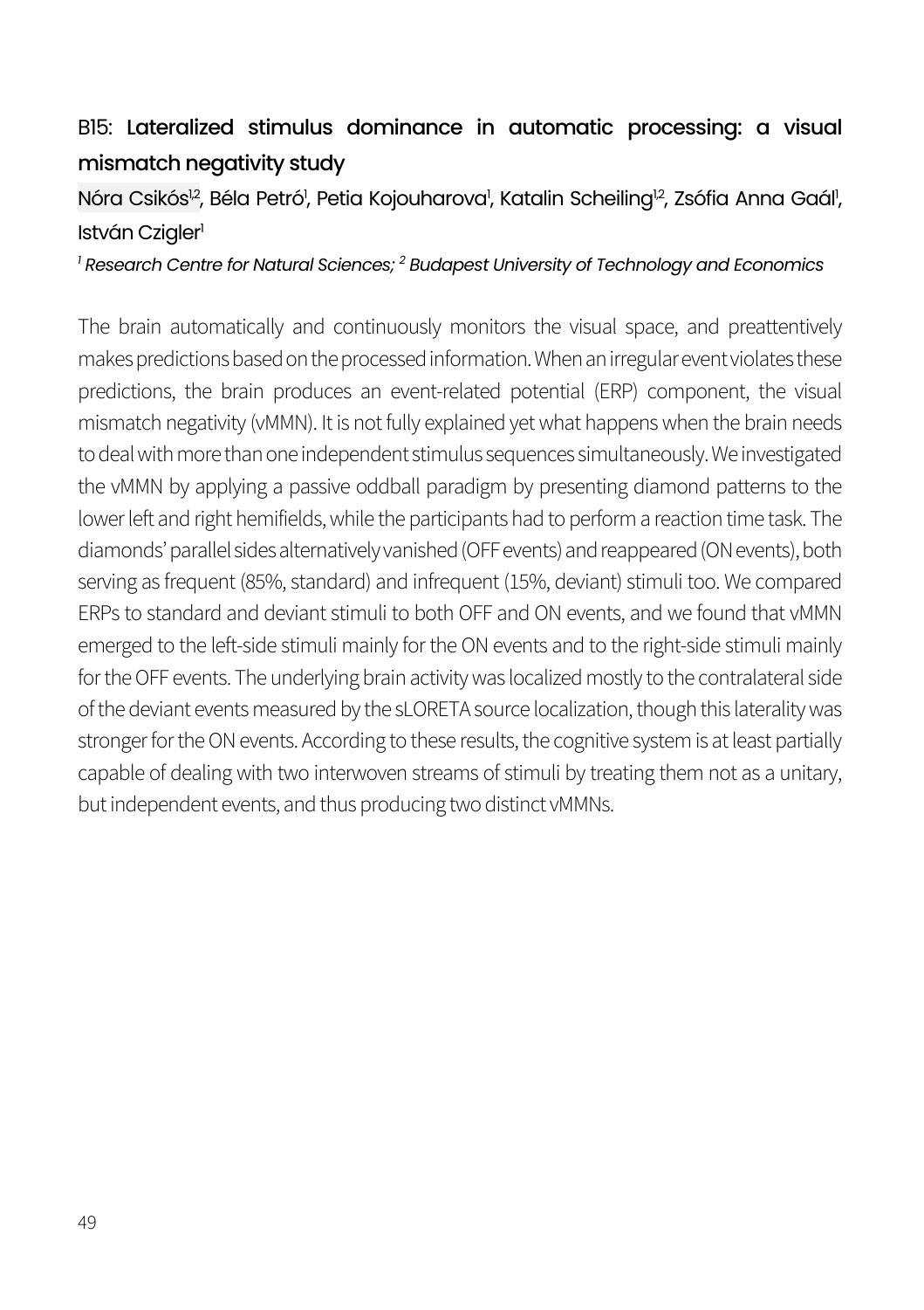## B15: Lateralized stimulus dominance in automatic processing: a visual mismatch negativity study

Nóra Csikós[1,2], Béla Petró[1], Petia Kojouharova[1], Katalin Scheiling[1,2], Zsófia Anna Gaál[1], István Czigler[1]

*[1] Research Centre for Natural Sciences; [2] Budapest University of Technology and Economics*

The brain automatically and continuously monitors the visual space, and preattentively makes predictions based on the processed information. When an irregular event violates these predictions, the brain produces an event-related potential (ERP) component, the visual mismatch negativity (vMMN). It is not fully explained yet what happens when the brain needs to deal with more than one independent stimulus sequences simultaneously. We investigated the vMMN by applying a passive oddball paradigm by presenting diamond patterns to the lower left and right hemifields, while the participants had to perform a reaction time task. The diamonds' parallel sides alternatively vanished (OFF events) and reappeared (ON events), both serving as frequent (85%, standard) and infrequent (15%, deviant) stimuli too. We compared ERPs to standard and deviant stimuli to both OFF and ON events, and we found that vMMN emerged to the left-side stimuli mainly for the ON events and to the right-side stimuli mainly for the OFF events. The underlying brain activity was localized mostly to the contralateral side of the deviant events measured by the sLORETA source localization, though this laterality was stronger for the ON events. According to these results, the cognitive system is at least partially capable of dealing with two interwoven streams of stimuli by treating them not as a unitary, but independent events, and thus producing two distinct vMMNs.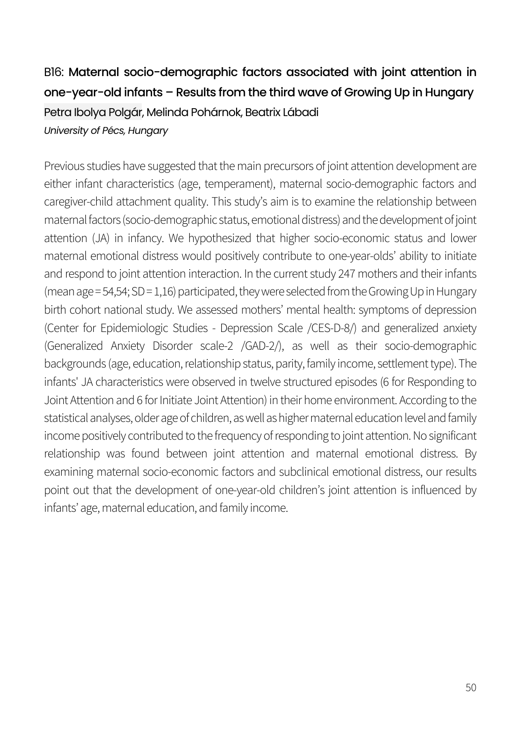## B16: **Maternal socio-demographic factors associated with joint attention in one-year-old infants – Results from the third wave of Growing Up in Hungary**

Petra Ibolya Polgár, Melinda Pohárnok, Beatrix Lábadi

*University of Pécs, Hungary*

Previous studies have suggested that the main precursors of joint attention development are either infant characteristics (age, temperament), maternal socio-demographic factors and caregiver-child attachment quality. This study's aim is to examine the relationship between maternal factors (socio-demographic status, emotional distress) and the development of joint attention (JA) in infancy. We hypothesized that higher socio-economic status and lower maternal emotional distress would positively contribute to one-year-olds' ability to initiate and respond to joint attention interaction. In the current study 247 mothers and their infants (mean age = 54,54; SD = 1,16) participated, they were selected from the Growing Up in Hungary birth cohort national study. We assessed mothers' mental health: symptoms of depression (Center for Epidemiologic Studies - Depression Scale /CES-D-8/) and generalized anxiety (Generalized Anxiety Disorder scale-2 /GAD-2/), as well as their socio-demographic backgrounds (age, education, relationship status, parity, family income, settlement type). The infants' JA characteristics were observed in twelve structured episodes (6 for Responding to Joint Attention and 6 for Initiate Joint Attention) in their home environment. According to the statistical analyses, older age of children, as well as higher maternal education level and family income positively contributed to the frequency of responding to joint attention. No significant relationship was found between joint attention and maternal emotional distress. By examining maternal socio-economic factors and subclinical emotional distress, our results point out that the development of one-year-old children's joint attention is influenced by infants' age, maternal education, and family income.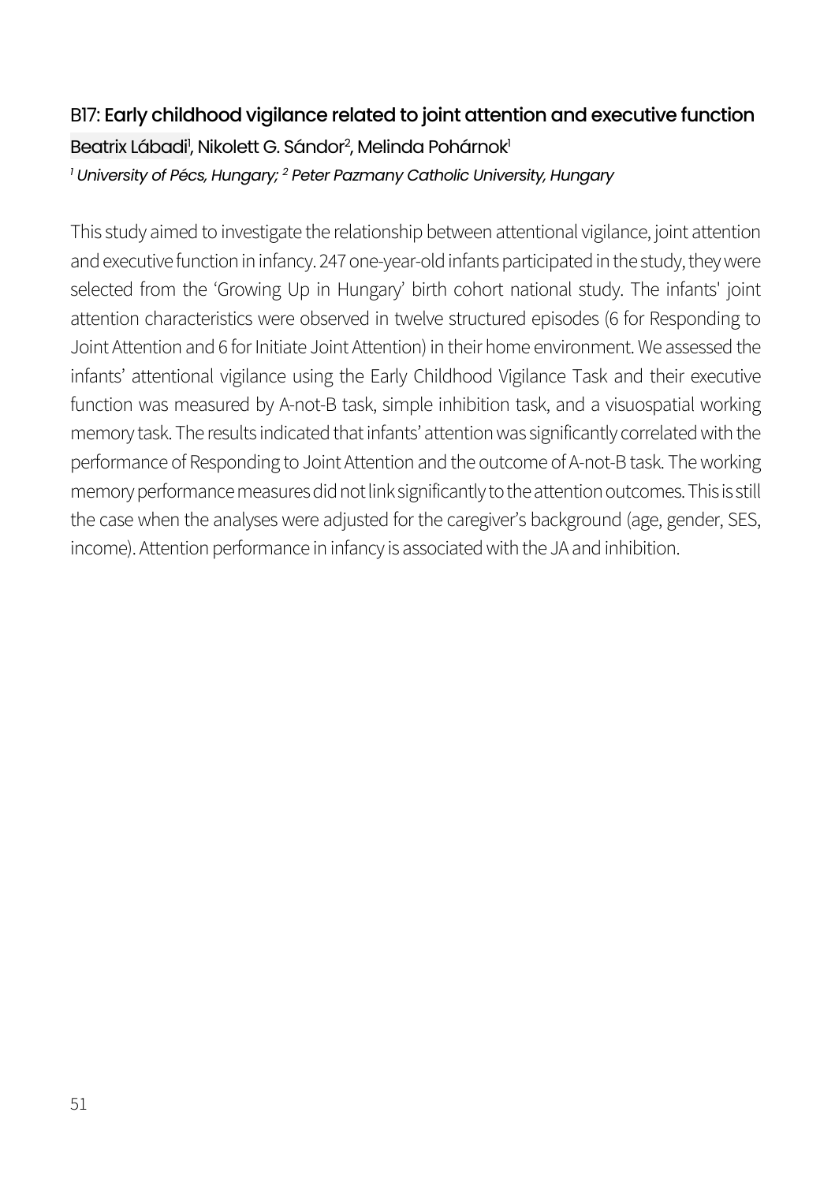### B17: Early childhood vigilance related to joint attention and executive function

Beatrix Lábadi[1], Nikolett G. Sándor[2], Melinda Pohárnok[1]

*[1] University of Pécs, Hungary; [2] Peter Pazmany Catholic University, Hungary*

This study aimed to investigate the relationship between attentional vigilance, joint attention and executive function in infancy. 247 one-year-old infants participated in the study, they were selected from the 'Growing Up in Hungary' birth cohort national study. The infants' joint attention characteristics were observed in twelve structured episodes (6 for Responding to Joint Attention and 6 for Initiate Joint Attention) in their home environment. We assessed the infants' attentional vigilance using the Early Childhood Vigilance Task and their executive function was measured by A-not-B task, simple inhibition task, and a visuospatial working memory task. The results indicated that infants' attention was significantly correlated with the performance of Responding to Joint Attention and the outcome of A-not-B task. The working memory performance measures did not link significantly to the attention outcomes. This is still the case when the analyses were adjusted for the caregiver's background (age, gender, SES, income). Attention performance in infancy is associated with the JA and inhibition.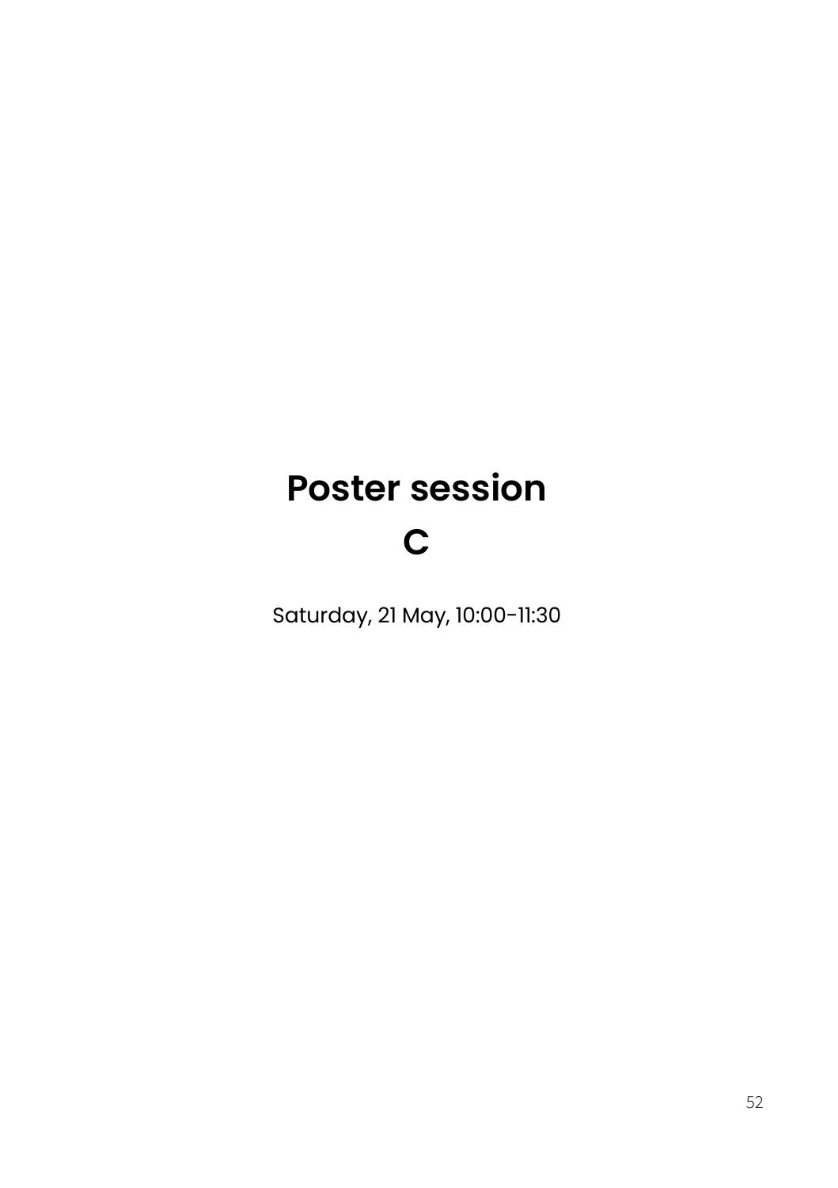# Poster session C

Saturday, 21 May, 10:00-11:30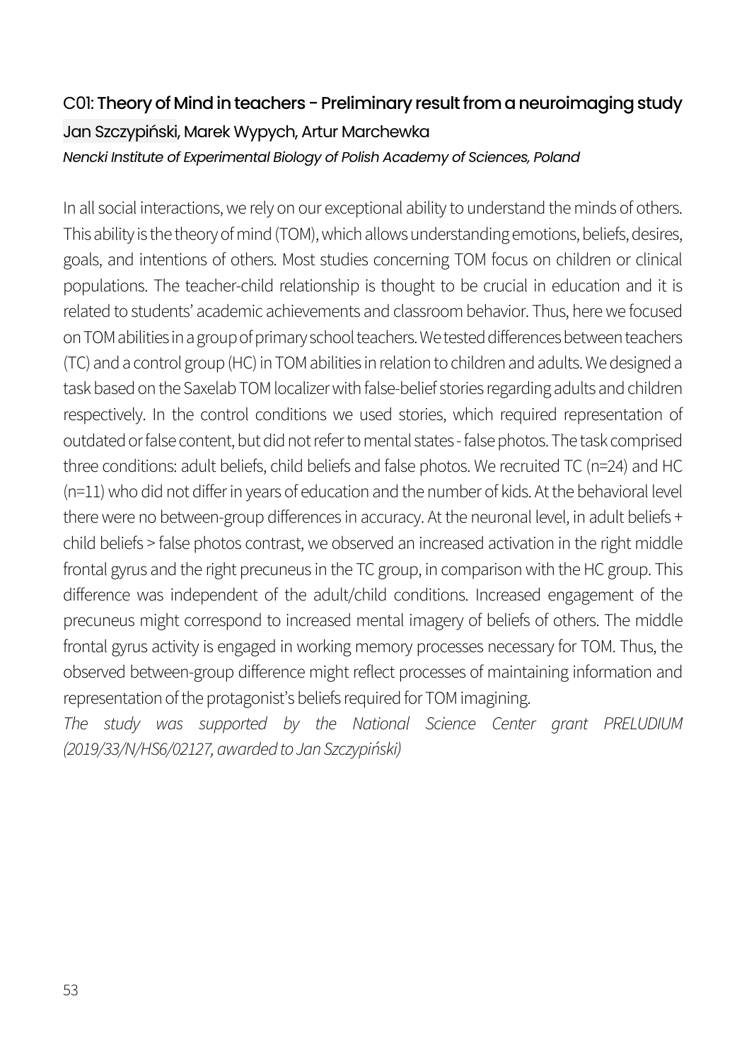## C01: Theory of Mind in teachers - Preliminary result from a neuroimaging study

Jan Szczypiński, Marek Wypych, Artur Marchewka

*Nencki Institute of Experimental Biology of Polish Academy of Sciences, Poland*

In all social interactions, we rely on our exceptional ability to understand the minds of others. This ability is the theory of mind (TOM), which allows understanding emotions, beliefs, desires, goals, and intentions of others. Most studies concerning TOM focus on children or clinical populations. The teacher-child relationship is thought to be crucial in education and it is related to students' academic achievements and classroom behavior. Thus, here we focused on TOM abilities in a group of primary school teachers. We tested differences between teachers (TC) and a control group (HC) in TOM abilities in relation to children and adults. We designed a task based on the Saxelab TOM localizer with false-belief stories regarding adults and children respectively. In the control conditions we used stories, which required representation of outdated or false content, but did not refer to mental states - false photos. The task comprised three conditions: adult beliefs, child beliefs and false photos. We recruited TC (n=24) and HC (n=11) who did not differ in years of education and the number of kids. At the behavioral level there were no between-group differences in accuracy. At the neuronal level, in adult beliefs + child beliefs > false photos contrast, we observed an increased activation in the right middle frontal gyrus and the right precuneus in the TC group, in comparison with the HC group. This difference was independent of the adult/child conditions. Increased engagement of the precuneus might correspond to increased mental imagery of beliefs of others. The middle frontal gyrus activity is engaged in working memory processes necessary for TOM. Thus, the observed between-group difference might reflect processes of maintaining information and representation of the protagonist's beliefs required for TOM imagining.

*The study was supported by the National Science Center grant PRELUDIUM (2019/33/N/HS6/02127, awarded to Jan Szczypiński)*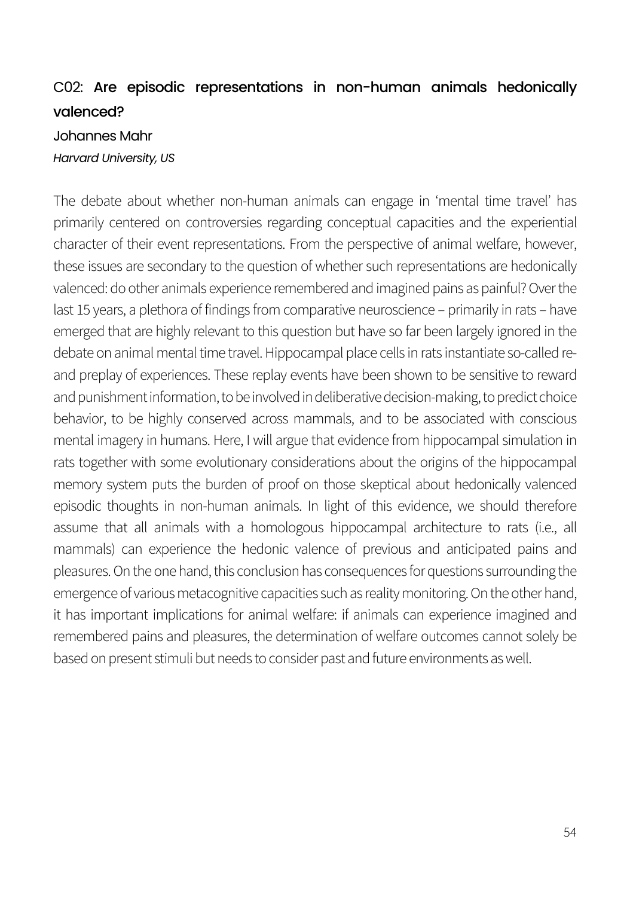## C02: Are episodic representations in non-human animals hedonically valenced?

Johannes Mahr

*Harvard University, US*

The debate about whether non-human animals can engage in 'mental time travel' has primarily centered on controversies regarding conceptual capacities and the experiential character of their event representations. From the perspective of animal welfare, however, these issues are secondary to the question of whether such representations are hedonically valenced: do other animals experience remembered and imagined pains as painful? Over the last 15 years, a plethora of findings from comparative neuroscience – primarily in rats – have emerged that are highly relevant to this question but have so far been largely ignored in the debate on animal mental time travel. Hippocampal place cells in rats instantiate so-called re- and preplay of experiences. These replay events have been shown to be sensitive to reward and punishment information, to be involved in deliberative decision-making, to predict choice behavior, to be highly conserved across mammals, and to be associated with conscious mental imagery in humans. Here, I will argue that evidence from hippocampal simulation in rats together with some evolutionary considerations about the origins of the hippocampal memory system puts the burden of proof on those skeptical about hedonically valenced episodic thoughts in non-human animals. In light of this evidence, we should therefore assume that all animals with a homologous hippocampal architecture to rats (i.e., all mammals) can experience the hedonic valence of previous and anticipated pains and pleasures. On the one hand, this conclusion has consequences for questions surrounding the emergence of various metacognitive capacities such as reality monitoring. On the other hand, it has important implications for animal welfare: if animals can experience imagined and remembered pains and pleasures, the determination of welfare outcomes cannot solely be based on present stimuli but needs to consider past and future environments as well.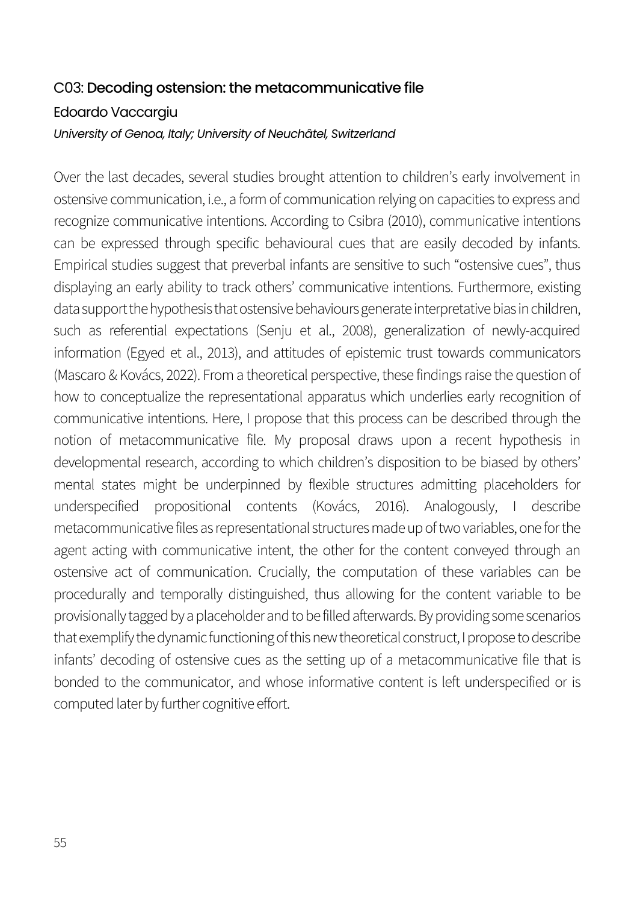### C03: Decoding ostension: the metacommunicative file

Edoardo Vaccargiu

*University of Genoa, Italy; University of Neuchâtel, Switzerland*

Over the last decades, several studies brought attention to children's early involvement in ostensive communication, i.e., a form of communication relying on capacities to express and recognize communicative intentions. According to Csibra (2010), communicative intentions can be expressed through specific behavioural cues that are easily decoded by infants. Empirical studies suggest that preverbal infants are sensitive to such "ostensive cues", thus displaying an early ability to track others' communicative intentions. Furthermore, existing data support the hypothesis that ostensive behaviours generate interpretative bias in children, such as referential expectations (Senju et al., 2008), generalization of newly-acquired information (Egyed et al., 2013), and attitudes of epistemic trust towards communicators (Mascaro & Kovács, 2022). From a theoretical perspective, these findings raise the question of how to conceptualize the representational apparatus which underlies early recognition of communicative intentions. Here, I propose that this process can be described through the notion of metacommunicative file. My proposal draws upon a recent hypothesis in developmental research, according to which children's disposition to be biased by others' mental states might be underpinned by flexible structures admitting placeholders for underspecified propositional contents (Kovács, 2016). Analogously, I describe metacommunicative files as representational structures made up of two variables, one for the agent acting with communicative intent, the other for the content conveyed through an ostensive act of communication. Crucially, the computation of these variables can be procedurally and temporally distinguished, thus allowing for the content variable to be provisionally tagged by a placeholder and to be filled afterwards. By providing some scenarios that exemplify the dynamic functioning of this new theoretical construct, I propose to describe infants' decoding of ostensive cues as the setting up of a metacommunicative file that is bonded to the communicator, and whose informative content is left underspecified or is computed later by further cognitive effort.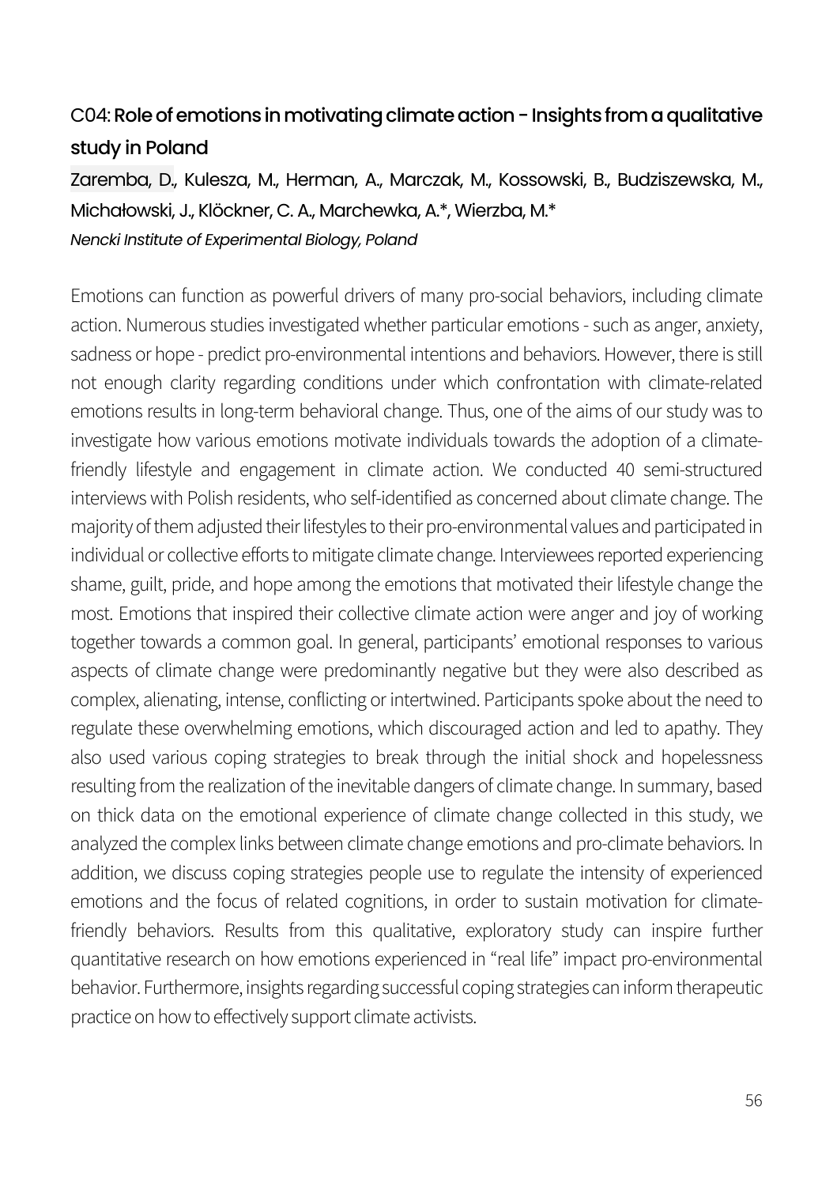## C04: **Role of emotions in motivating climate action - Insights from a qualitative study in Poland**

Zaremba, D., Kulesza, M., Herman, A., Marczak, M., Kossowski, B., Budziszewska, M., Michałowski, J., Klöckner, C. A., Marchewka, A.*, Wierzba, M.*

*Nencki Institute of Experimental Biology, Poland*

Emotions can function as powerful drivers of many pro-social behaviors, including climate action. Numerous studies investigated whether particular emotions - such as anger, anxiety, sadness or hope - predict pro-environmental intentions and behaviors. However, there is still not enough clarity regarding conditions under which confrontation with climate-related emotions results in long-term behavioral change. Thus, one of the aims of our study was to investigate how various emotions motivate individuals towards the adoption of a climate-friendly lifestyle and engagement in climate action. We conducted 40 semi-structured interviews with Polish residents, who self-identified as concerned about climate change. The majority of them adjusted their lifestyles to their pro-environmental values and participated in individual or collective efforts to mitigate climate change. Interviewees reported experiencing shame, guilt, pride, and hope among the emotions that motivated their lifestyle change the most. Emotions that inspired their collective climate action were anger and joy of working together towards a common goal. In general, participants' emotional responses to various aspects of climate change were predominantly negative but they were also described as complex, alienating, intense, conflicting or intertwined. Participants spoke about the need to regulate these overwhelming emotions, which discouraged action and led to apathy. They also used various coping strategies to break through the initial shock and hopelessness resulting from the realization of the inevitable dangers of climate change. In summary, based on thick data on the emotional experience of climate change collected in this study, we analyzed the complex links between climate change emotions and pro-climate behaviors. In addition, we discuss coping strategies people use to regulate the intensity of experienced emotions and the focus of related cognitions, in order to sustain motivation for climate-friendly behaviors. Results from this qualitative, exploratory study can inspire further quantitative research on how emotions experienced in "real life" impact pro-environmental behavior. Furthermore, insights regarding successful coping strategies can inform therapeutic practice on how to effectively support climate activists.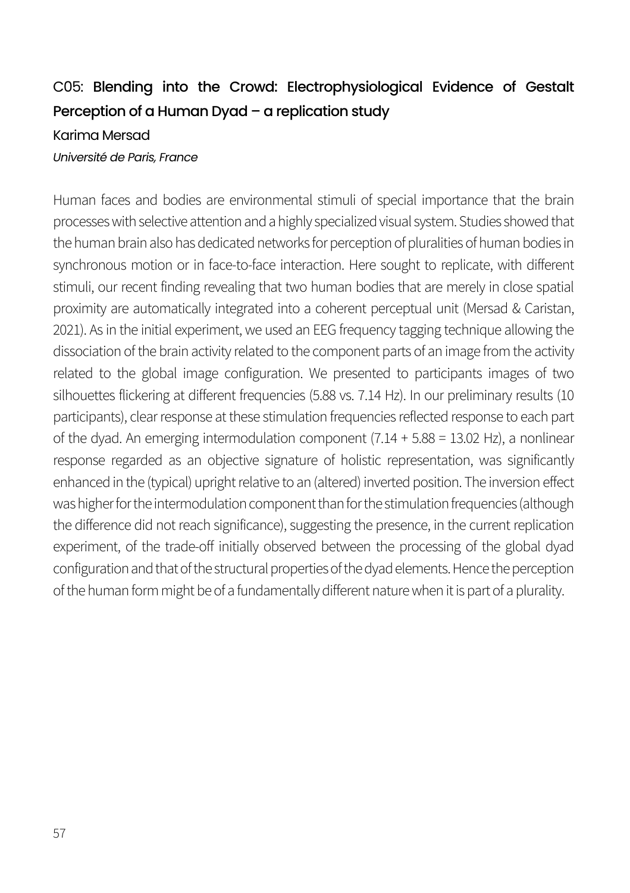## C05: **Blending into the Crowd: Electrophysiological Evidence of Gestalt Perception of a Human Dyad – a replication study**

Karima Mersad

*Université de Paris, France*

Human faces and bodies are environmental stimuli of special importance that the brain processes with selective attention and a highly specialized visual system. Studies showed that the human brain also has dedicated networks for perception of pluralities of human bodies in synchronous motion or in face-to-face interaction. Here sought to replicate, with different stimuli, our recent finding revealing that two human bodies that are merely in close spatial proximity are automatically integrated into a coherent perceptual unit (Mersad & Caristan, 2021). As in the initial experiment, we used an EEG frequency tagging technique allowing the dissociation of the brain activity related to the component parts of an image from the activity related to the global image configuration. We presented to participants images of two silhouettes flickering at different frequencies (5.88 vs. 7.14 Hz). In our preliminary results (10 participants), clear response at these stimulation frequencies reflected response to each part of the dyad. An emerging intermodulation component (7.14 + 5.88 = 13.02 Hz), a nonlinear response regarded as an objective signature of holistic representation, was significantly enhanced in the (typical) upright relative to an (altered) inverted position. The inversion effect was higher for the intermodulation component than for the stimulation frequencies (although the difference did not reach significance), suggesting the presence, in the current replication experiment, of the trade-off initially observed between the processing of the global dyad configuration and that of the structural properties of the dyad elements. Hence the perception of the human form might be of a fundamentally different nature when it is part of a plurality.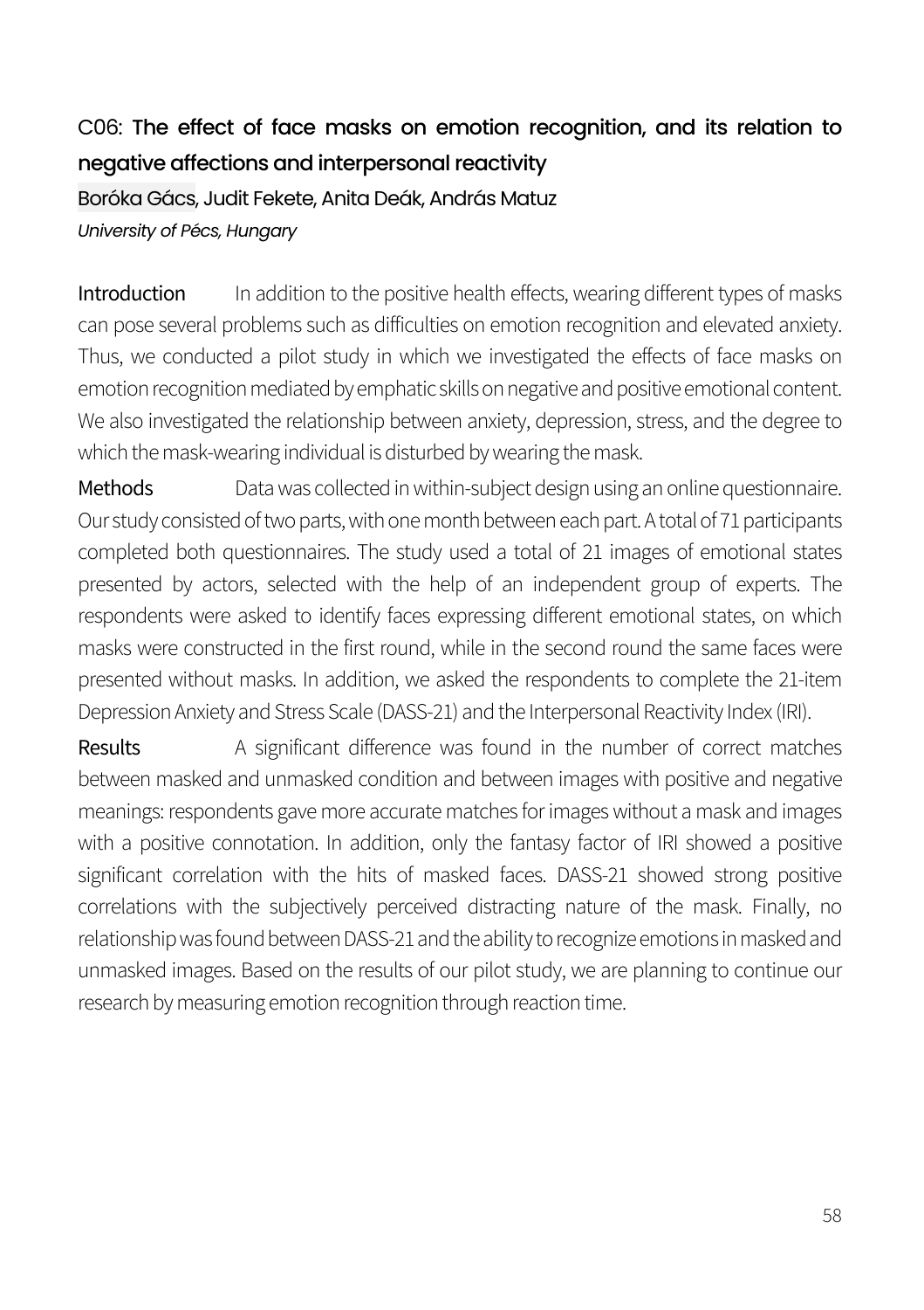## C06: The effect of face masks on emotion recognition, and its relation to negative affections and interpersonal reactivity

Boróka Gács, Judit Fekete, Anita Deák, András Matuz

*University of Pécs, Hungary*

**Introduction** In addition to the positive health effects, wearing different types of masks can pose several problems such as difficulties on emotion recognition and elevated anxiety. Thus, we conducted a pilot study in which we investigated the effects of face masks on emotion recognition mediated by emphatic skills on negative and positive emotional content. We also investigated the relationship between anxiety, depression, stress, and the degree to which the mask-wearing individual is disturbed by wearing the mask.

**Methods** Data was collected in within-subject design using an online questionnaire. Our study consisted of two parts, with one month between each part. A total of 71 participants completed both questionnaires. The study used a total of 21 images of emotional states presented by actors, selected with the help of an independent group of experts. The respondents were asked to identify faces expressing different emotional states, on which masks were constructed in the first round, while in the second round the same faces were presented without masks. In addition, we asked the respondents to complete the 21-item Depression Anxiety and Stress Scale (DASS-21) and the Interpersonal Reactivity Index (IRI).

**Results** A significant difference was found in the number of correct matches between masked and unmasked condition and between images with positive and negative meanings: respondents gave more accurate matches for images without a mask and images with a positive connotation. In addition, only the fantasy factor of IRI showed a positive significant correlation with the hits of masked faces. DASS-21 showed strong positive correlations with the subjectively perceived distracting nature of the mask. Finally, no relationship was found between DASS-21 and the ability to recognize emotions in masked and unmasked images. Based on the results of our pilot study, we are planning to continue our research by measuring emotion recognition through reaction time.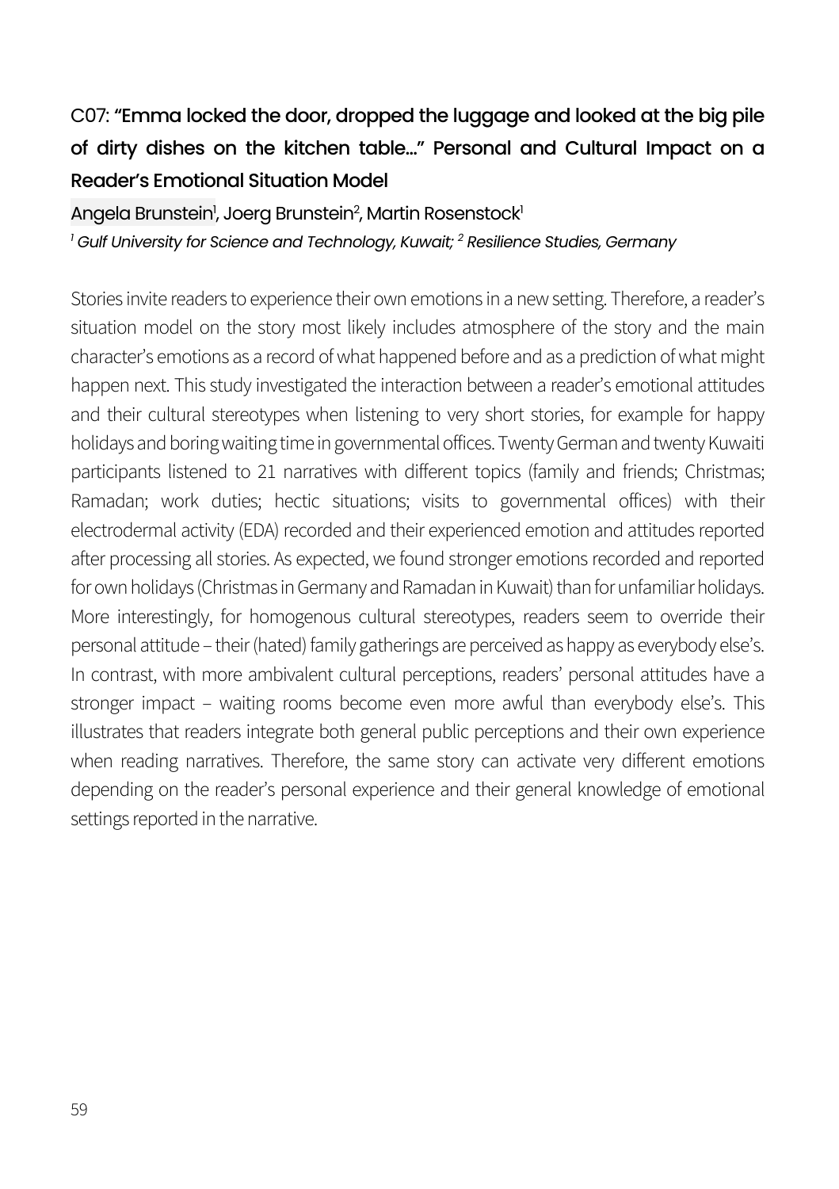### C07: "Emma locked the door, dropped the luggage and looked at the big pile of dirty dishes on the kitchen table…" Personal and Cultural Impact on a Reader's Emotional Situation Model

Angela Brunstein[1], Joerg Brunstein[2], Martin Rosenstock[1]

*[1] Gulf University for Science and Technology, Kuwait; [2] Resilience Studies, Germany*

Stories invite readers to experience their own emotions in a new setting. Therefore, a reader's situation model on the story most likely includes atmosphere of the story and the main character's emotions as a record of what happened before and as a prediction of what might happen next. This study investigated the interaction between a reader's emotional attitudes and their cultural stereotypes when listening to very short stories, for example for happy holidays and boring waiting time in governmental offices. Twenty German and twenty Kuwaiti participants listened to 21 narratives with different topics (family and friends; Christmas; Ramadan; work duties; hectic situations; visits to governmental offices) with their electrodermal activity (EDA) recorded and their experienced emotion and attitudes reported after processing all stories. As expected, we found stronger emotions recorded and reported for own holidays (Christmas in Germany and Ramadan in Kuwait) than for unfamiliar holidays. More interestingly, for homogenous cultural stereotypes, readers seem to override their personal attitude – their (hated) family gatherings are perceived as happy as everybody else's. In contrast, with more ambivalent cultural perceptions, readers' personal attitudes have a stronger impact – waiting rooms become even more awful than everybody else's. This illustrates that readers integrate both general public perceptions and their own experience when reading narratives. Therefore, the same story can activate very different emotions depending on the reader's personal experience and their general knowledge of emotional settings reported in the narrative.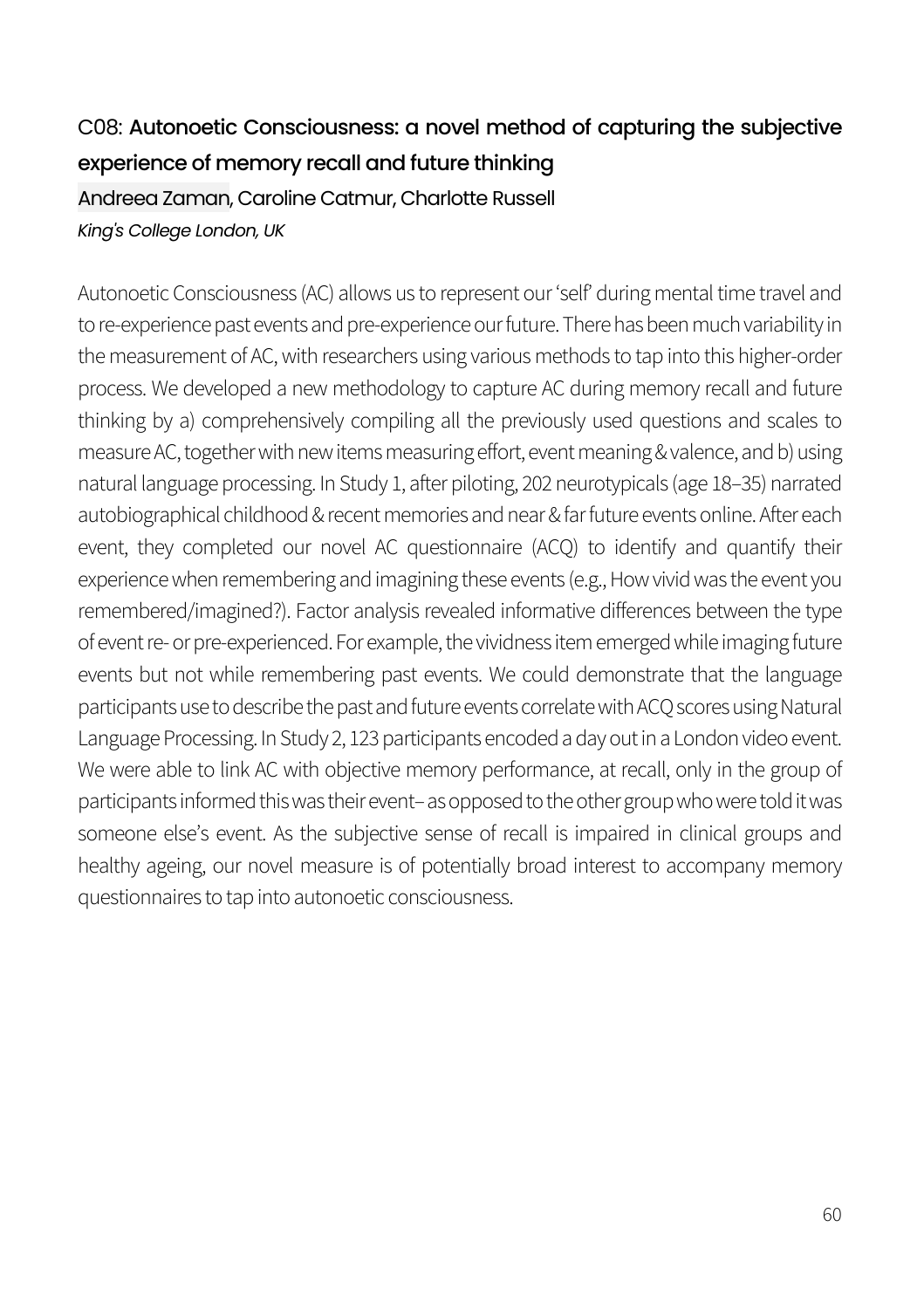### C08: Autonoetic Consciousness: a novel method of capturing the subjective experience of memory recall and future thinking

Andreea Zaman, Caroline Catmur, Charlotte Russell

*King's College London, UK*

Autonoetic Consciousness (AC) allows us to represent our 'self' during mental time travel and to re-experience past events and pre-experience our future. There has been much variability in the measurement of AC, with researchers using various methods to tap into this higher-order process. We developed a new methodology to capture AC during memory recall and future thinking by a) comprehensively compiling all the previously used questions and scales to measure AC, together with new items measuring effort, event meaning & valence, and b) using natural language processing. In Study 1, after piloting, 202 neurotypicals (age 18–35) narrated autobiographical childhood & recent memories and near & far future events online. After each event, they completed our novel AC questionnaire (ACQ) to identify and quantify their experience when remembering and imagining these events (e.g., How vivid was the event you remembered/imagined?). Factor analysis revealed informative differences between the type of event re- or pre-experienced. For example, the vividness item emerged while imaging future events but not while remembering past events. We could demonstrate that the language participants use to describe the past and future events correlate with ACQ scores using Natural Language Processing. In Study 2, 123 participants encoded a day out in a London video event. We were able to link AC with objective memory performance, at recall, only in the group of participants informed this was their event– as opposed to the other group who were told it was someone else's event. As the subjective sense of recall is impaired in clinical groups and healthy ageing, our novel measure is of potentially broad interest to accompany memory questionnaires to tap into autonoetic consciousness.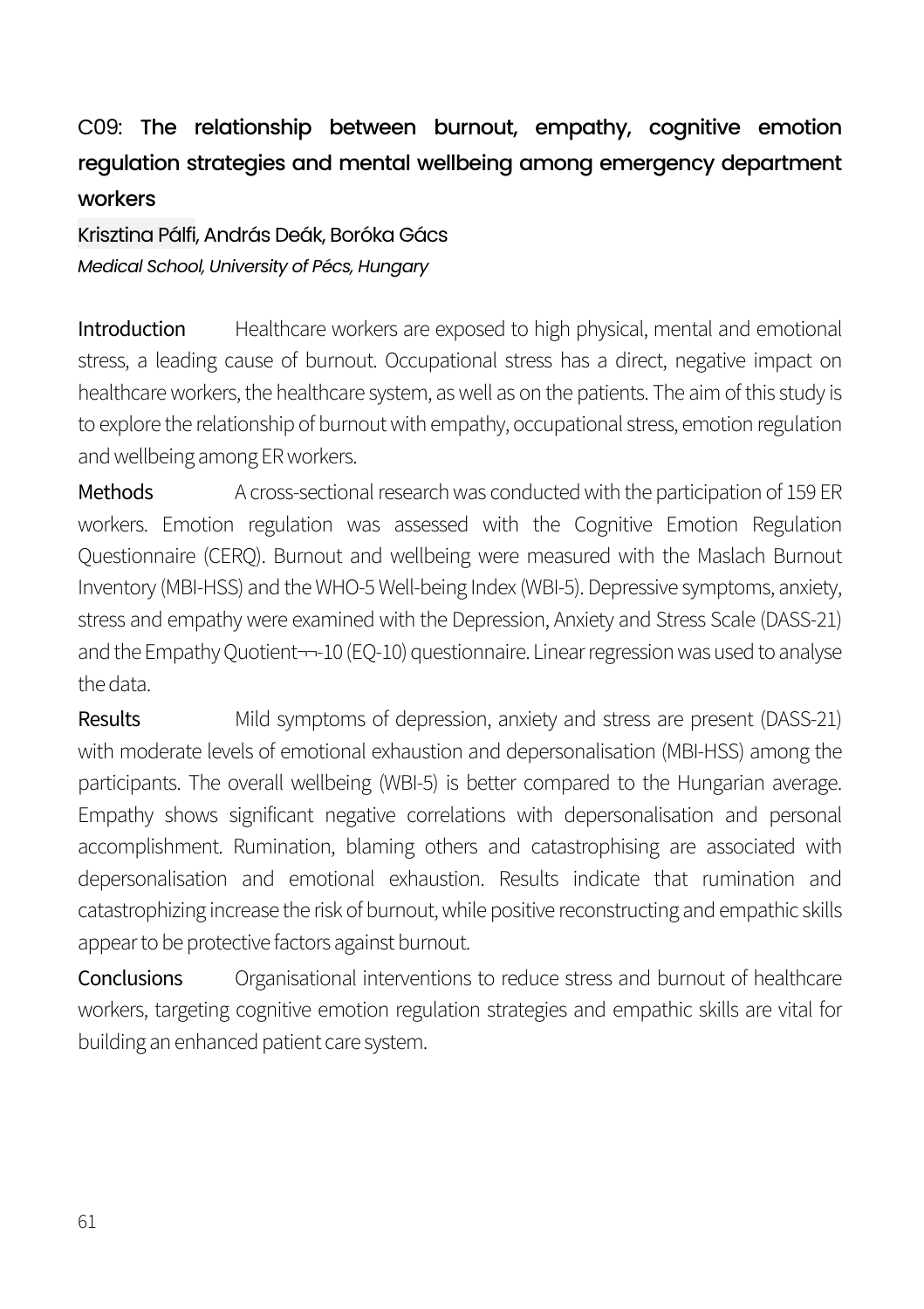## C09: **The relationship between burnout, empathy, cognitive emotion regulation strategies and mental wellbeing among emergency department workers**

Krisztina Pálfi, András Deák, Boróka Gács

*Medical School, University of Pécs, Hungary*

**Introduction** Healthcare workers are exposed to high physical, mental and emotional stress, a leading cause of burnout. Occupational stress has a direct, negative impact on healthcare workers, the healthcare system, as well as on the patients. The aim of this study is to explore the relationship of burnout with empathy, occupational stress, emotion regulation and wellbeing among ER workers.

**Methods** A cross-sectional research was conducted with the participation of 159 ER workers. Emotion regulation was assessed with the Cognitive Emotion Regulation Questionnaire (CERQ). Burnout and wellbeing were measured with the Maslach Burnout Inventory (MBI-HSS) and the WHO-5 Well-being Index (WBI-5). Depressive symptoms, anxiety, stress and empathy were examined with the Depression, Anxiety and Stress Scale (DASS-21) and the Empathy Quotient¬¬-10 (EQ-10) questionnaire. Linear regression was used to analyse the data.

**Results** Mild symptoms of depression, anxiety and stress are present (DASS-21) with moderate levels of emotional exhaustion and depersonalisation (MBI-HSS) among the participants. The overall wellbeing (WBI-5) is better compared to the Hungarian average. Empathy shows significant negative correlations with depersonalisation and personal accomplishment. Rumination, blaming others and catastrophising are associated with depersonalisation and emotional exhaustion. Results indicate that rumination and catastrophizing increase the risk of burnout, while positive reconstructing and empathic skills appear to be protective factors against burnout.

**Conclusions** Organisational interventions to reduce stress and burnout of healthcare workers, targeting cognitive emotion regulation strategies and empathic skills are vital for building an enhanced patient care system.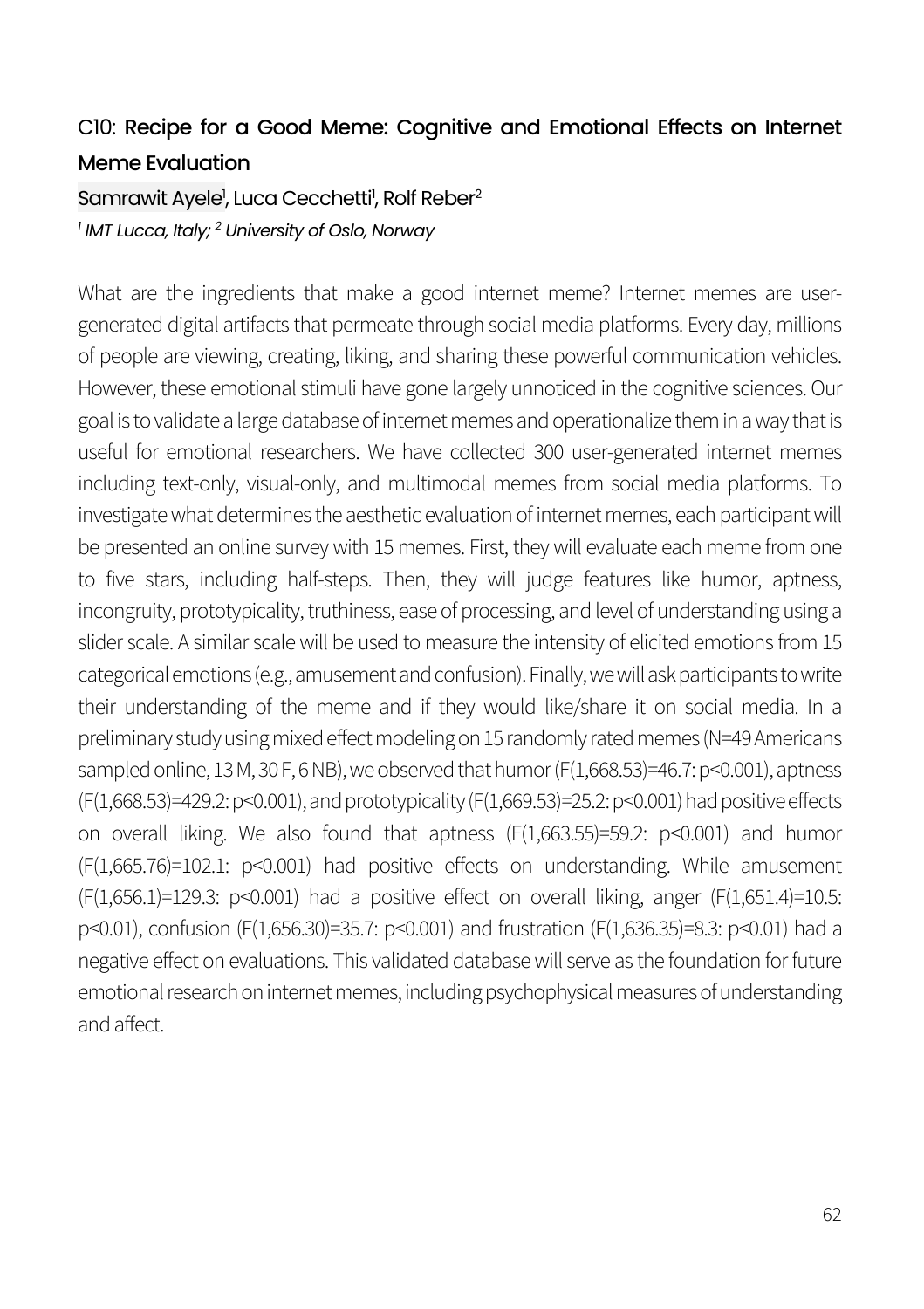## C10: Recipe for a Good Meme: Cognitive and Emotional Effects on Internet Meme Evaluation

Samrawit Ayele[1], Luca Cecchetti[1], Rolf Reber[2]

*[1] IMT Lucca, Italy; [2] University of Oslo, Norway*

What are the ingredients that make a good internet meme? Internet memes are user-generated digital artifacts that permeate through social media platforms. Every day, millions of people are viewing, creating, liking, and sharing these powerful communication vehicles. However, these emotional stimuli have gone largely unnoticed in the cognitive sciences. Our goal is to validate a large database of internet memes and operationalize them in a way that is useful for emotional researchers. We have collected 300 user-generated internet memes including text-only, visual-only, and multimodal memes from social media platforms. To investigate what determines the aesthetic evaluation of internet memes, each participant will be presented an online survey with 15 memes. First, they will evaluate each meme from one to five stars, including half-steps. Then, they will judge features like humor, aptness, incongruity, prototypicality, truthiness, ease of processing, and level of understanding using a slider scale. A similar scale will be used to measure the intensity of elicited emotions from 15 categorical emotions (e.g., amusement and confusion). Finally, we will ask participants to write their understanding of the meme and if they would like/share it on social media. In a preliminary study using mixed effect modeling on 15 randomly rated memes ($N=49$ Americans sampled online, 13 M, 30 F, 6 NB), we observed that humor ($F(1,668.53)=46.7$: $p<0.001$), aptness ($F(1,668.53)=429.2$: $p<0.001$), and prototypicality ($F(1,669.53)=25.2$: $p<0.001$) had positive effects on overall liking. We also found that aptness ($F(1,663.55)=59.2$: $p<0.001$) and humor ($F(1,665.76)=102.1$: $p<0.001$) had positive effects on understanding. While amusement ($F(1,656.1)=129.3$: $p<0.001$) had a positive effect on overall liking, anger ($F(1,651.4)=10.5$: $p<0.01$), confusion ($F(1,656.30)=35.7$: $p<0.001$) and frustration ($F(1,636.35)=8.3$: $p<0.01$) had a negative effect on evaluations. This validated database will serve as the foundation for future emotional research on internet memes, including psychophysical measures of understanding and affect.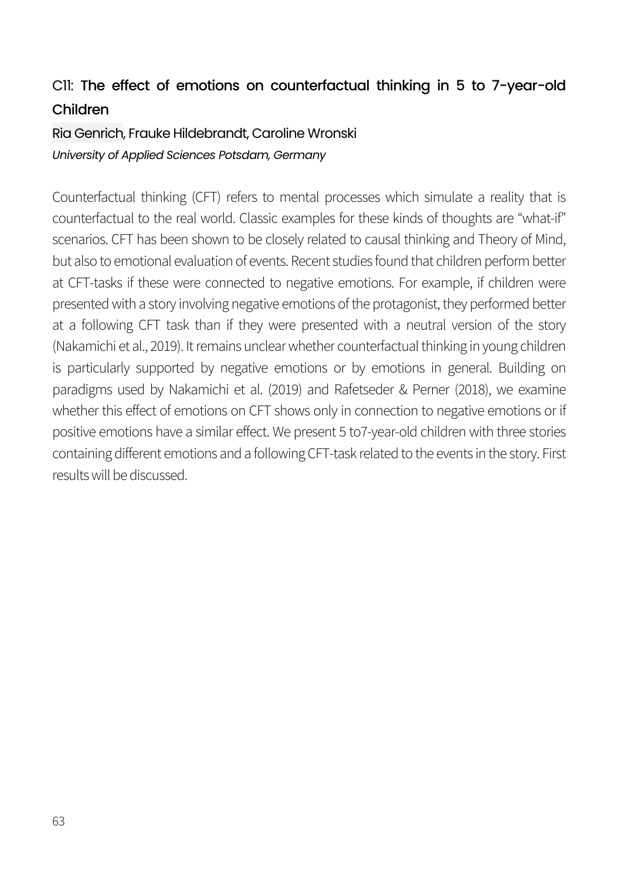## C11: The effect of emotions on counterfactual thinking in 5 to 7-year-old Children

Ria Genrich, Frauke Hildebrandt, Caroline Wronski

*University of Applied Sciences Potsdam, Germany*

Counterfactual thinking (CFT) refers to mental processes which simulate a reality that is counterfactual to the real world. Classic examples for these kinds of thoughts are "what-if" scenarios. CFT has been shown to be closely related to causal thinking and Theory of Mind, but also to emotional evaluation of events. Recent studies found that children perform better at CFT-tasks if these were connected to negative emotions. For example, if children were presented with a story involving negative emotions of the protagonist, they performed better at a following CFT task than if they were presented with a neutral version of the story (Nakamichi et al., 2019). It remains unclear whether counterfactual thinking in young children is particularly supported by negative emotions or by emotions in general. Building on paradigms used by Nakamichi et al. (2019) and Rafetseder & Perner (2018), we examine whether this effect of emotions on CFT shows only in connection to negative emotions or if positive emotions have a similar effect. We present 5 to7-year-old children with three stories containing different emotions and a following CFT-task related to the events in the story. First results will be discussed.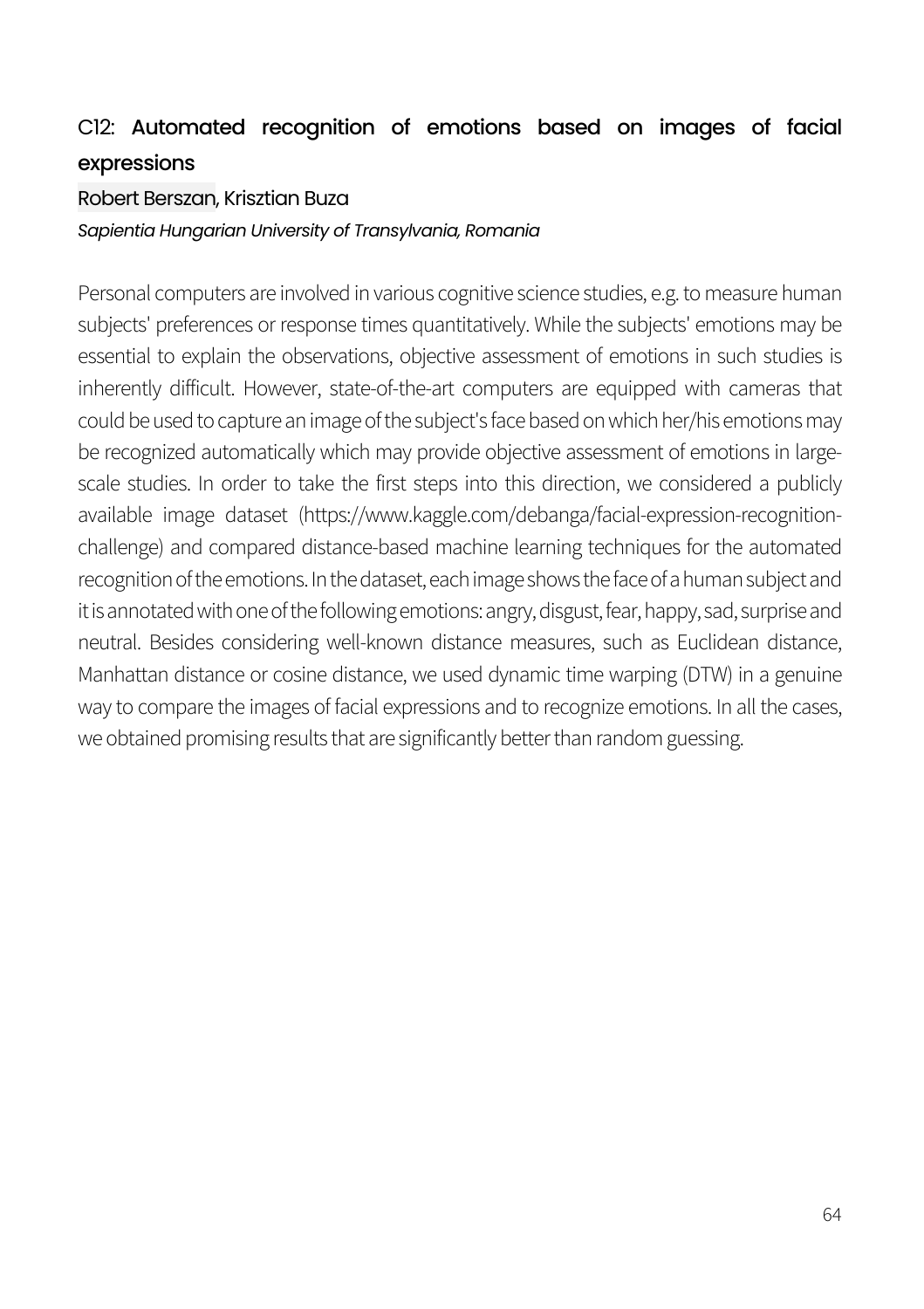## C12: Automated recognition of emotions based on images of facial expressions

Robert Berszan, Krisztian Buza

*Sapientia Hungarian University of Transylvania, Romania*

Personal computers are involved in various cognitive science studies, e.g. to measure human subjects' preferences or response times quantitatively. While the subjects' emotions may be essential to explain the observations, objective assessment of emotions in such studies is inherently difficult. However, state-of-the-art computers are equipped with cameras that could be used to capture an image of the subject's face based on which her/his emotions may be recognized automatically which may provide objective assessment of emotions in large-scale studies. In order to take the first steps into this direction, we considered a publicly available image dataset (https://www.kaggle.com/debanga/facial-expression-recognition-challenge) and compared distance-based machine learning techniques for the automated recognition of the emotions. In the dataset, each image shows the face of a human subject and it is annotated with one of the following emotions: angry, disgust, fear, happy, sad, surprise and neutral. Besides considering well-known distance measures, such as Euclidean distance, Manhattan distance or cosine distance, we used dynamic time warping (DTW) in a genuine way to compare the images of facial expressions and to recognize emotions. In all the cases, we obtained promising results that are significantly better than random guessing.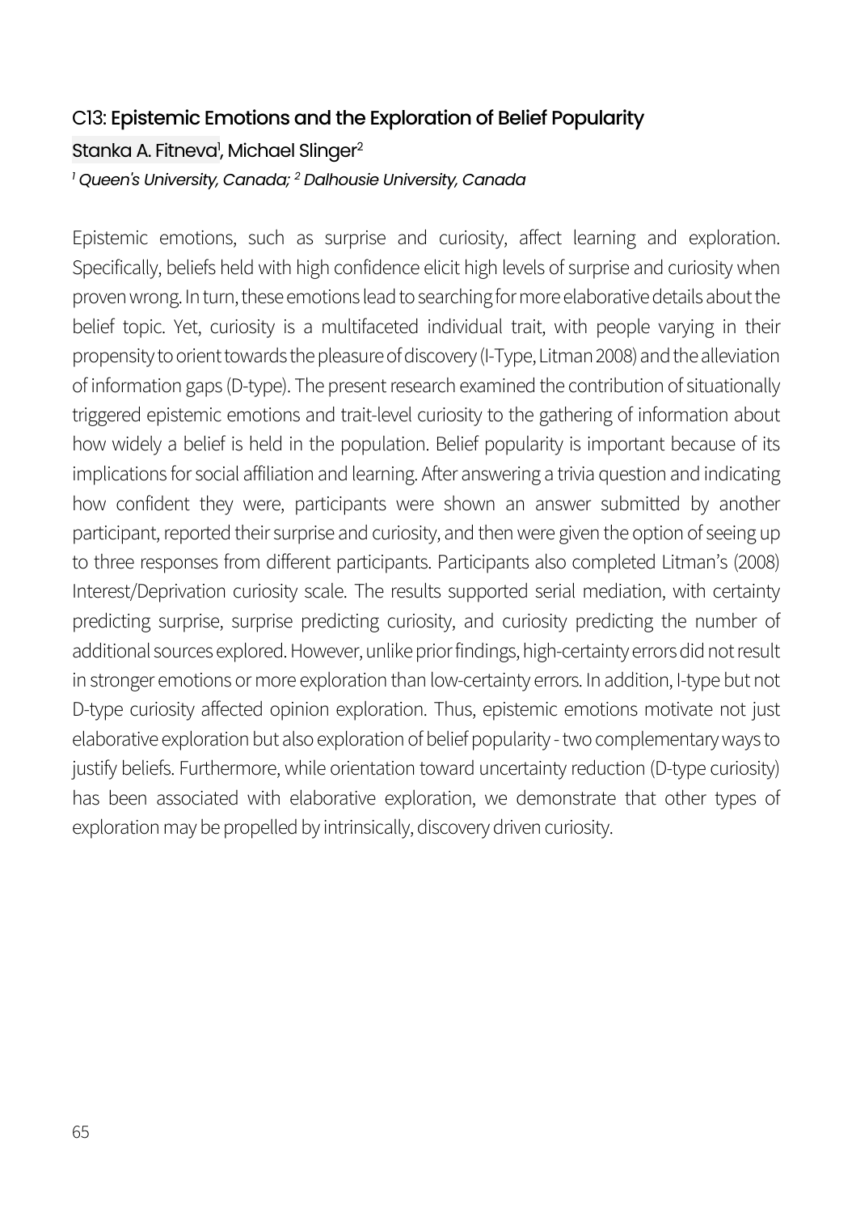## C13: Epistemic Emotions and the Exploration of Belief Popularity

Stanka A. Fitneva[1], Michael Slinger[2]

*[1] Queen's University, Canada; [2] Dalhousie University, Canada*

Epistemic emotions, such as surprise and curiosity, affect learning and exploration. Specifically, beliefs held with high confidence elicit high levels of surprise and curiosity when proven wrong. In turn, these emotions lead to searching for more elaborative details about the belief topic. Yet, curiosity is a multifaceted individual trait, with people varying in their propensity to orient towards the pleasure of discovery (I-Type, Litman 2008) and the alleviation of information gaps (D-type). The present research examined the contribution of situationally triggered epistemic emotions and trait-level curiosity to the gathering of information about how widely a belief is held in the population. Belief popularity is important because of its implications for social affiliation and learning. After answering a trivia question and indicating how confident they were, participants were shown an answer submitted by another participant, reported their surprise and curiosity, and then were given the option of seeing up to three responses from different participants. Participants also completed Litman's (2008) Interest/Deprivation curiosity scale. The results supported serial mediation, with certainty predicting surprise, surprise predicting curiosity, and curiosity predicting the number of additional sources explored. However, unlike prior findings, high-certainty errors did not result in stronger emotions or more exploration than low-certainty errors. In addition, I-type but not D-type curiosity affected opinion exploration. Thus, epistemic emotions motivate not just elaborative exploration but also exploration of belief popularity - two complementary ways to justify beliefs. Furthermore, while orientation toward uncertainty reduction (D-type curiosity) has been associated with elaborative exploration, we demonstrate that other types of exploration may be propelled by intrinsically, discovery driven curiosity.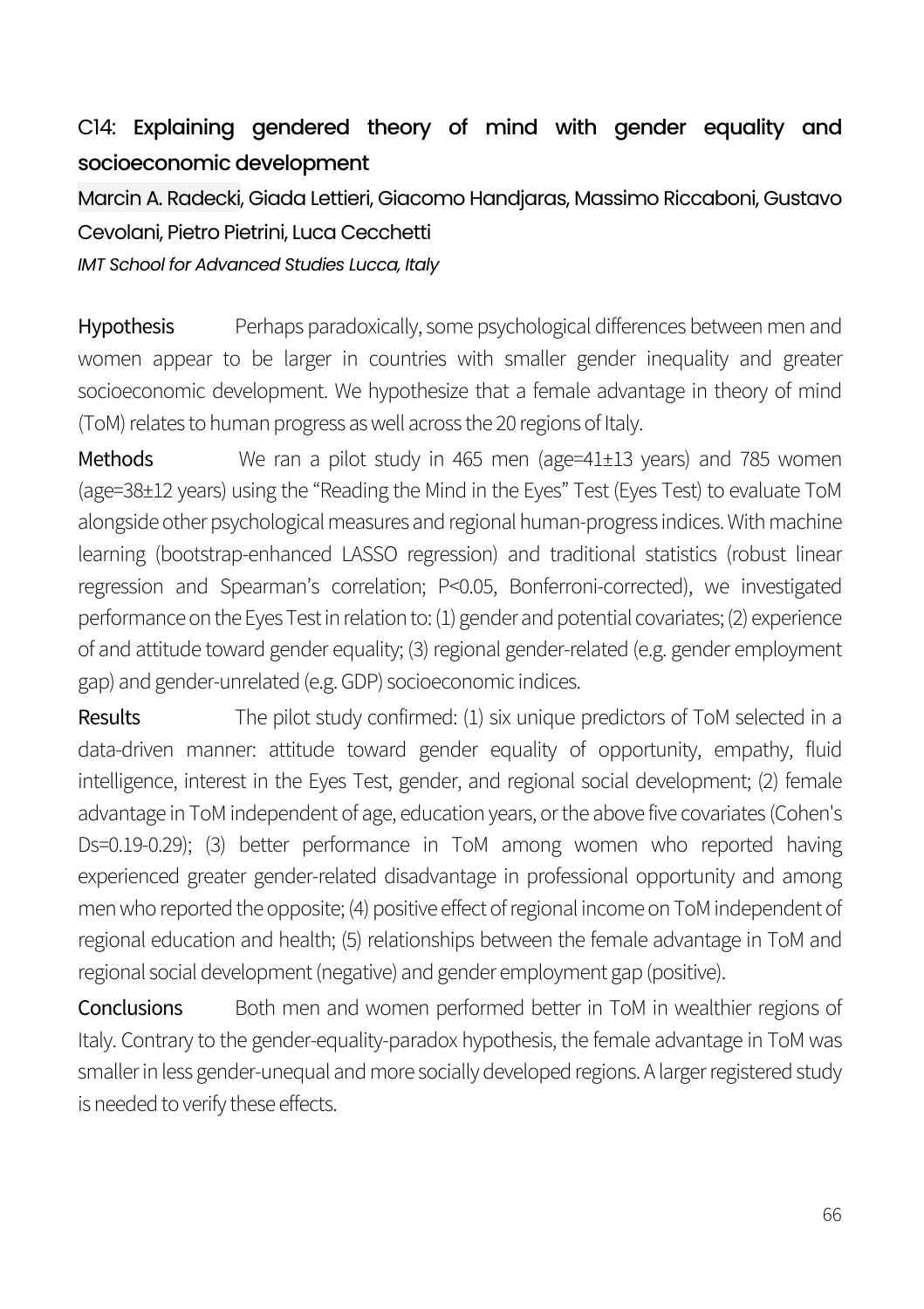## C14: Explaining gendered theory of mind with gender equality and socioeconomic development

Marcin A. Radecki, Giada Lettieri, Giacomo Handjaras, Massimo Riccaboni, Gustavo Cevolani, Pietro Pietrini, Luca Cecchetti

*IMT School for Advanced Studies Lucca, Italy*

**Hypothesis** Perhaps paradoxically, some psychological differences between men and women appear to be larger in countries with smaller gender inequality and greater socioeconomic development. We hypothesize that a female advantage in theory of mind (ToM) relates to human progress as well across the 20 regions of Italy.

**Methods** We ran a pilot study in 465 men (age=41±13 years) and 785 women (age=38±12 years) using the "Reading the Mind in the Eyes" Test (Eyes Test) to evaluate ToM alongside other psychological measures and regional human-progress indices. With machine learning (bootstrap-enhanced LASSO regression) and traditional statistics (robust linear regression and Spearman's correlation; $P<0.05$, Bonferroni-corrected), we investigated performance on the Eyes Test in relation to: (1) gender and potential covariates; (2) experience of and attitude toward gender equality; (3) regional gender-related (e.g. gender employment gap) and gender-unrelated (e.g. GDP) socioeconomic indices.

**Results** The pilot study confirmed: (1) six unique predictors of ToM selected in a data-driven manner: attitude toward gender equality of opportunity, empathy, fluid intelligence, interest in the Eyes Test, gender, and regional social development; (2) female advantage in ToM independent of age, education years, or the above five covariates (Cohen's Ds=0.19-0.29); (3) better performance in ToM among women who reported having experienced greater gender-related disadvantage in professional opportunity and among men who reported the opposite; (4) positive effect of regional income on ToM independent of regional education and health; (5) relationships between the female advantage in ToM and regional social development (negative) and gender employment gap (positive).

**Conclusions** Both men and women performed better in ToM in wealthier regions of Italy. Contrary to the gender-equality-paradox hypothesis, the female advantage in ToM was smaller in less gender-unequal and more socially developed regions. A larger registered study is needed to verify these effects.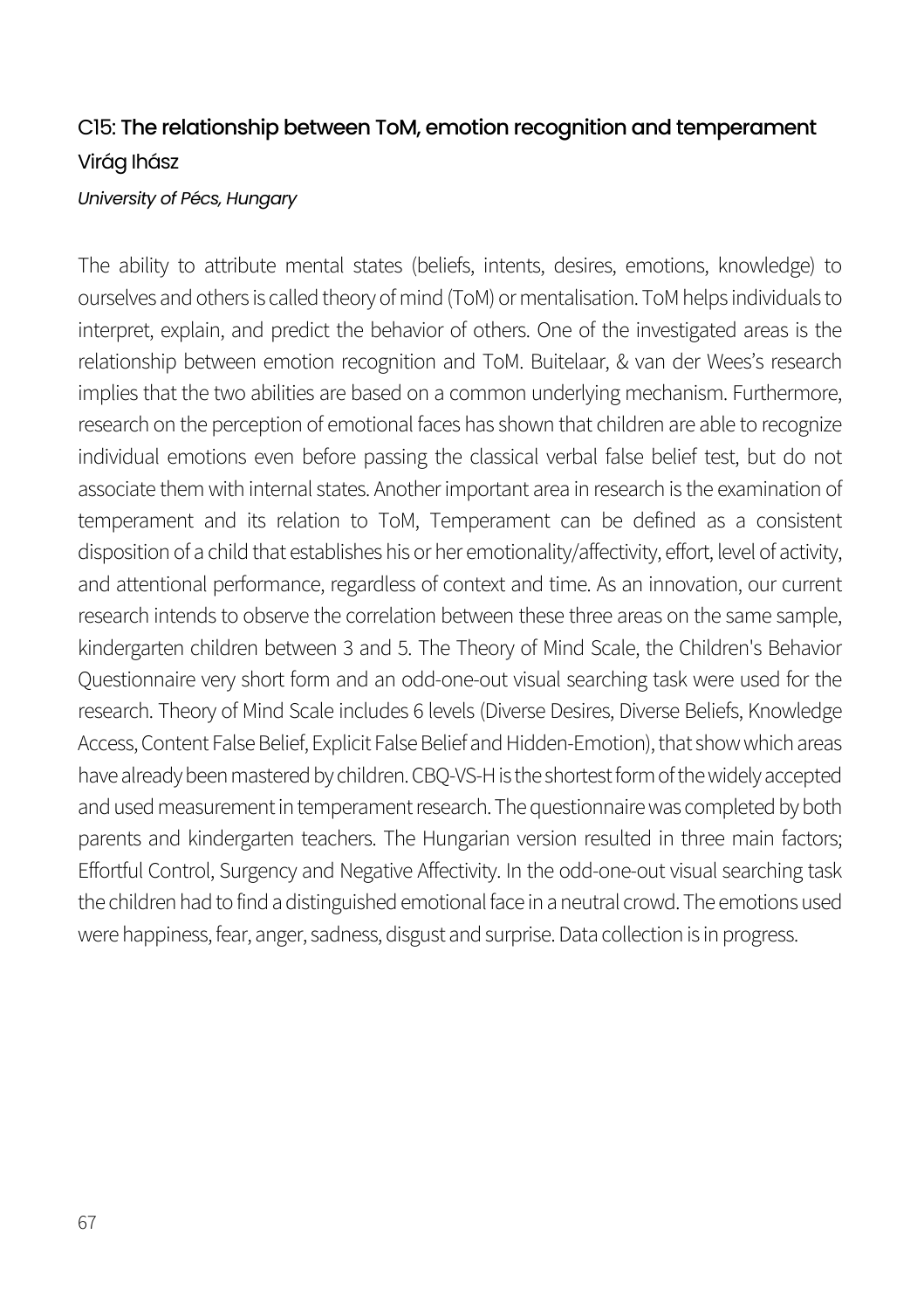### C15: The relationship between ToM, emotion recognition and temperament

Virág Ihász

*University of Pécs, Hungary*

The ability to attribute mental states (beliefs, intents, desires, emotions, knowledge) to ourselves and others is called theory of mind (ToM) or mentalisation. ToM helps individuals to interpret, explain, and predict the behavior of others. One of the investigated areas is the relationship between emotion recognition and ToM. Buitelaar, & van der Wees's research implies that the two abilities are based on a common underlying mechanism. Furthermore, research on the perception of emotional faces has shown that children are able to recognize individual emotions even before passing the classical verbal false belief test, but do not associate them with internal states. Another important area in research is the examination of temperament and its relation to ToM, Temperament can be defined as a consistent disposition of a child that establishes his or her emotionality/affectivity, effort, level of activity, and attentional performance, regardless of context and time. As an innovation, our current research intends to observe the correlation between these three areas on the same sample, kindergarten children between 3 and 5. The Theory of Mind Scale, the Children's Behavior Questionnaire very short form and an odd-one-out visual searching task were used for the research. Theory of Mind Scale includes 6 levels (Diverse Desires, Diverse Beliefs, Knowledge Access, Content False Belief, Explicit False Belief and Hidden-Emotion), that show which areas have already been mastered by children. CBQ-VS-H is the shortest form of the widely accepted and used measurement in temperament research. The questionnaire was completed by both parents and kindergarten teachers. The Hungarian version resulted in three main factors; Effortful Control, Surgency and Negative Affectivity. In the odd-one-out visual searching task the children had to find a distinguished emotional face in a neutral crowd. The emotions used were happiness, fear, anger, sadness, disgust and surprise. Data collection is in progress.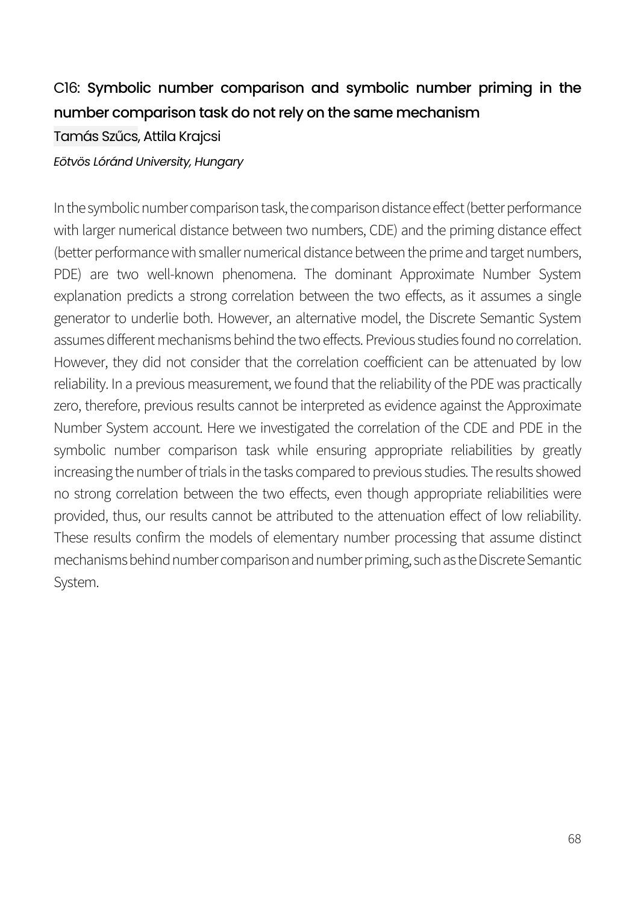## C16: Symbolic number comparison and symbolic number priming in the number comparison task do not rely on the same mechanism

Tamás Szűcs, Attila Krajcsi

*Eötvös Lóránd University, Hungary*

In the symbolic number comparison task, the comparison distance effect (better performance with larger numerical distance between two numbers, CDE) and the priming distance effect (better performance with smaller numerical distance between the prime and target numbers, PDE) are two well-known phenomena. The dominant Approximate Number System explanation predicts a strong correlation between the two effects, as it assumes a single generator to underlie both. However, an alternative model, the Discrete Semantic System assumes different mechanisms behind the two effects. Previous studies found no correlation. However, they did not consider that the correlation coefficient can be attenuated by low reliability. In a previous measurement, we found that the reliability of the PDE was practically zero, therefore, previous results cannot be interpreted as evidence against the Approximate Number System account. Here we investigated the correlation of the CDE and PDE in the symbolic number comparison task while ensuring appropriate reliabilities by greatly increasing the number of trials in the tasks compared to previous studies. The results showed no strong correlation between the two effects, even though appropriate reliabilities were provided, thus, our results cannot be attributed to the attenuation effect of low reliability. These results confirm the models of elementary number processing that assume distinct mechanisms behind number comparison and number priming, such as the Discrete Semantic System.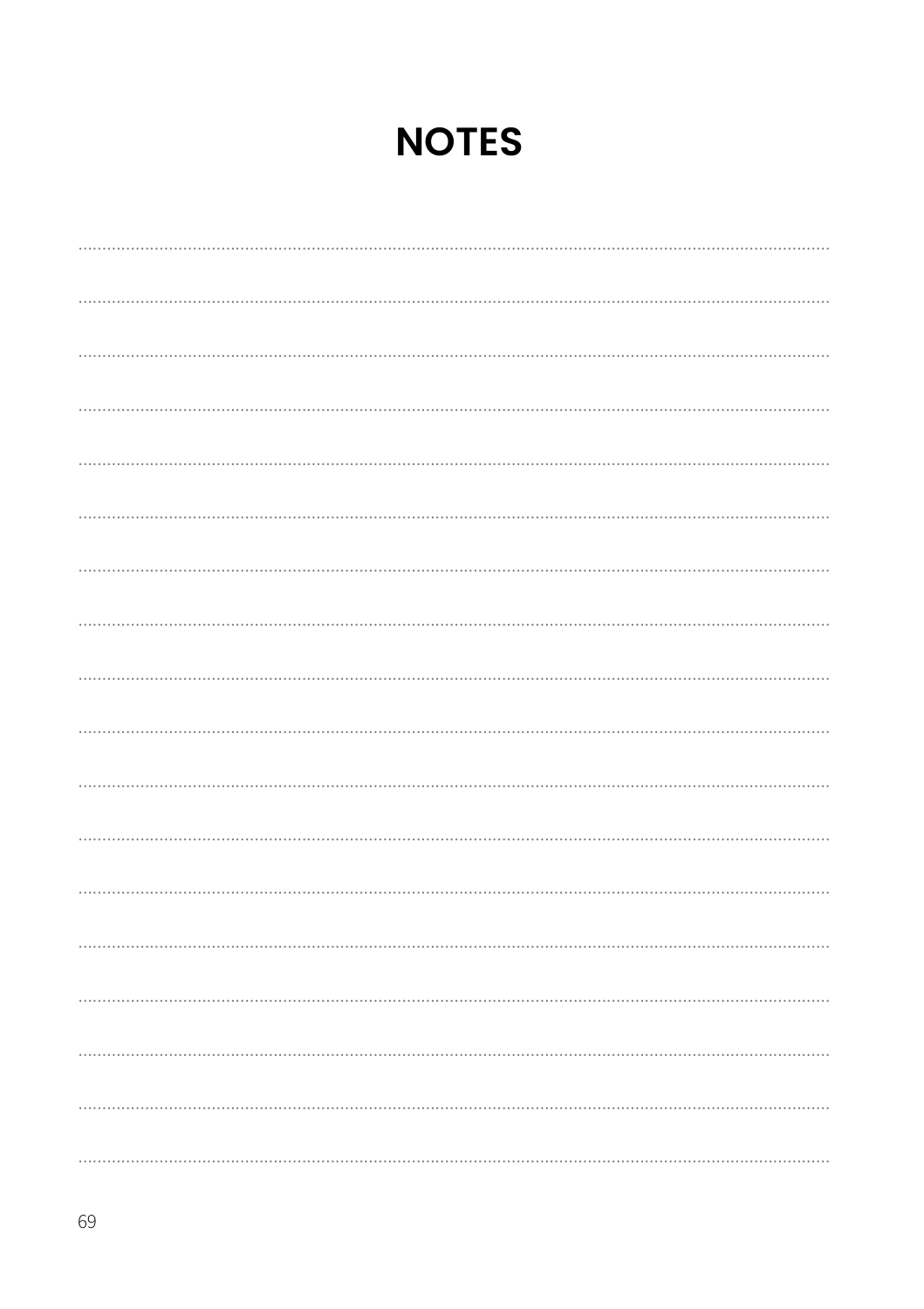# NOTES